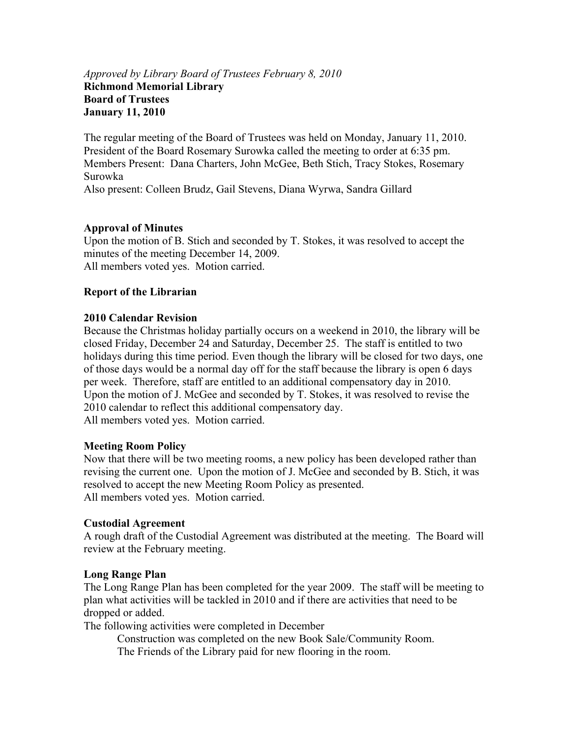*Approved by Library Board of Trustees February 8, 2010*

**Richmond Memorial Library**
**Board of Trustees**
**January 11, 2010**

The regular meeting of the Board of Trustees was held on Monday, January 11, 2010. President of the Board Rosemary Surowka called the meeting to order at 6:35 pm.
Members Present: Dana Charters, John McGee, Beth Stich, Tracy Stokes, Rosemary Surowka
Also present: Colleen Brudz, Gail Stevens, Diana Wyrwa, Sandra Gillard

**Approval of Minutes**

Upon the motion of B. Stich and seconded by T. Stokes, it was resolved to accept the minutes of the meeting December 14, 2009.
All members voted yes. Motion carried.

**Report of the Librarian**

**2010 Calendar Revision**

Because the Christmas holiday partially occurs on a weekend in 2010, the library will be closed Friday, December 24 and Saturday, December 25. The staff is entitled to two holidays during this time period. Even though the library will be closed for two days, one of those days would be a normal day off for the staff because the library is open 6 days per week. Therefore, staff are entitled to an additional compensatory day in 2010.
Upon the motion of J. McGee and seconded by T. Stokes, it was resolved to revise the 2010 calendar to reflect this additional compensatory day.
All members voted yes. Motion carried.

**Meeting Room Policy**

Now that there will be two meeting rooms, a new policy has been developed rather than revising the current one. Upon the motion of J. McGee and seconded by B. Stich, it was resolved to accept the new Meeting Room Policy as presented.
All members voted yes. Motion carried.

**Custodial Agreement**

A rough draft of the Custodial Agreement was distributed at the meeting. The Board will review at the February meeting.

**Long Range Plan**

The Long Range Plan has been completed for the year 2009. The staff will be meeting to plan what activities will be tackled in 2010 and if there are activities that need to be dropped or added.
The following activities were completed in December

Construction was completed on the new Book Sale/Community Room.
The Friends of the Library paid for new flooring in the room.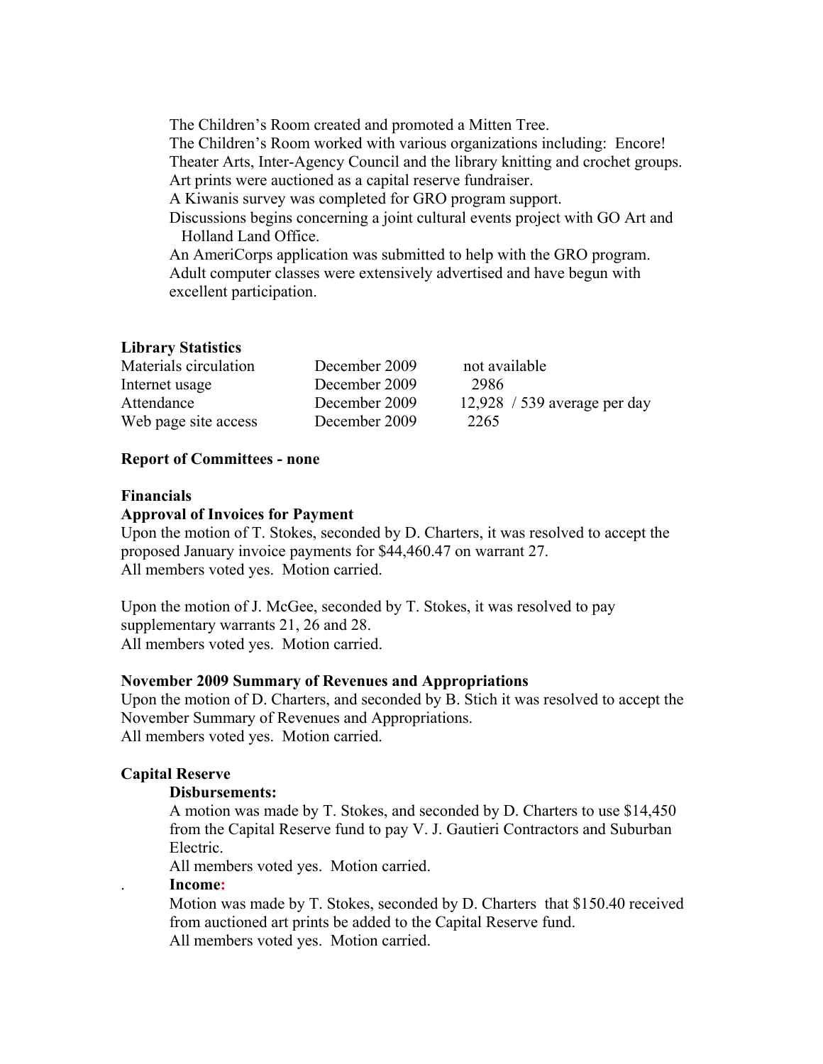The Children's Room created and promoted a Mitten Tree.
The Children's Room worked with various organizations including: Encore! Theater Arts, Inter-Agency Council and the library knitting and crochet groups.
Art prints were auctioned as a capital reserve fundraiser.
A Kiwanis survey was completed for GRO program support.
Discussions begins concerning a joint cultural events project with GO Art and Holland Land Office.
An AmeriCorps application was submitted to help with the GRO program.
Adult computer classes were extensively advertised and have begun with excellent participation.

**Library Statistics**

| | | |
|---|---|---|
| Materials circulation | December 2009 | not available |
| Internet usage | December 2009 | 2986 |
| Attendance | December 2009 | 12,928 / 539 average per day |
| Web page site access | December 2009 | 2265 |

**Report of Committees - none**

**Financials**

**Approval of Invoices for Payment**

Upon the motion of T. Stokes, seconded by D. Charters, it was resolved to accept the proposed January invoice payments for $44,460.47 on warrant 27.
All members voted yes. Motion carried.

Upon the motion of J. McGee, seconded by T. Stokes, it was resolved to pay supplementary warrants 21, 26 and 28.
All members voted yes. Motion carried.

**November 2009 Summary of Revenues and Appropriations**

Upon the motion of D. Charters, and seconded by B. Stich it was resolved to accept the November Summary of Revenues and Appropriations.
All members voted yes. Motion carried.

**Capital Reserve**

**Disbursements:**

A motion was made by T. Stokes, and seconded by D. Charters to use $14,450 from the Capital Reserve fund to pay V. J. Gautieri Contractors and Suburban Electric.
All members voted yes. Motion carried.

**Income:**

Motion was made by T. Stokes, seconded by D. Charters that $150.40 received from auctioned art prints be added to the Capital Reserve fund.
All members voted yes. Motion carried.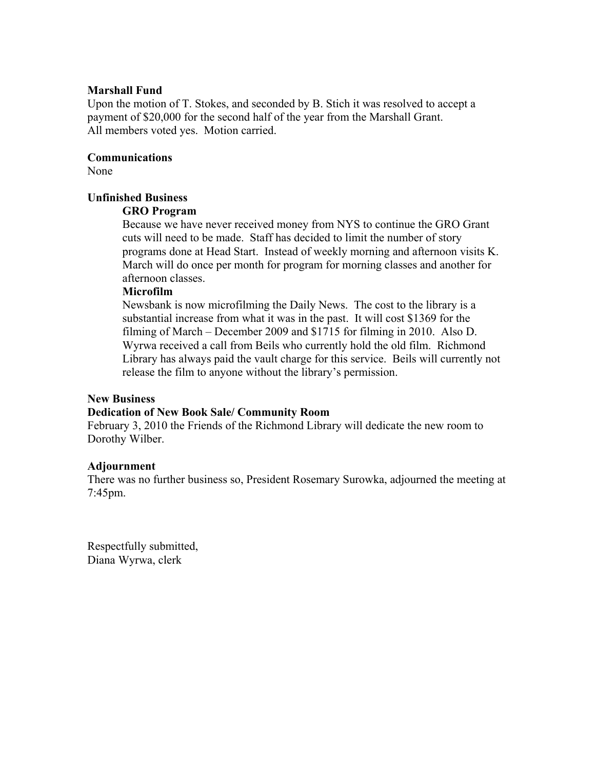**Marshall Fund**

Upon the motion of T. Stokes, and seconded by B. Stich it was resolved to accept a payment of $20,000 for the second half of the year from the Marshall Grant.
All members voted yes. Motion carried.

**Communications**

None

**Unfinished Business**

**GRO Program**

Because we have never received money from NYS to continue the GRO Grant cuts will need to be made. Staff has decided to limit the number of story programs done at Head Start. Instead of weekly morning and afternoon visits K. March will do once per month for program for morning classes and another for afternoon classes.

**Microfilm**

Newsbank is now microfilming the Daily News. The cost to the library is a substantial increase from what it was in the past. It will cost $1369 for the filming of March – December 2009 and $1715 for filming in 2010. Also D. Wyrwa received a call from Beils who currently hold the old film. Richmond Library has always paid the vault charge for this service. Beils will currently not release the film to anyone without the library's permission.

**New Business**

**Dedication of New Book Sale/ Community Room**

February 3, 2010 the Friends of the Richmond Library will dedicate the new room to Dorothy Wilber.

**Adjournment**

There was no further business so, President Rosemary Surowka, adjourned the meeting at 7:45pm.

Respectfully submitted,
Diana Wyrwa, clerk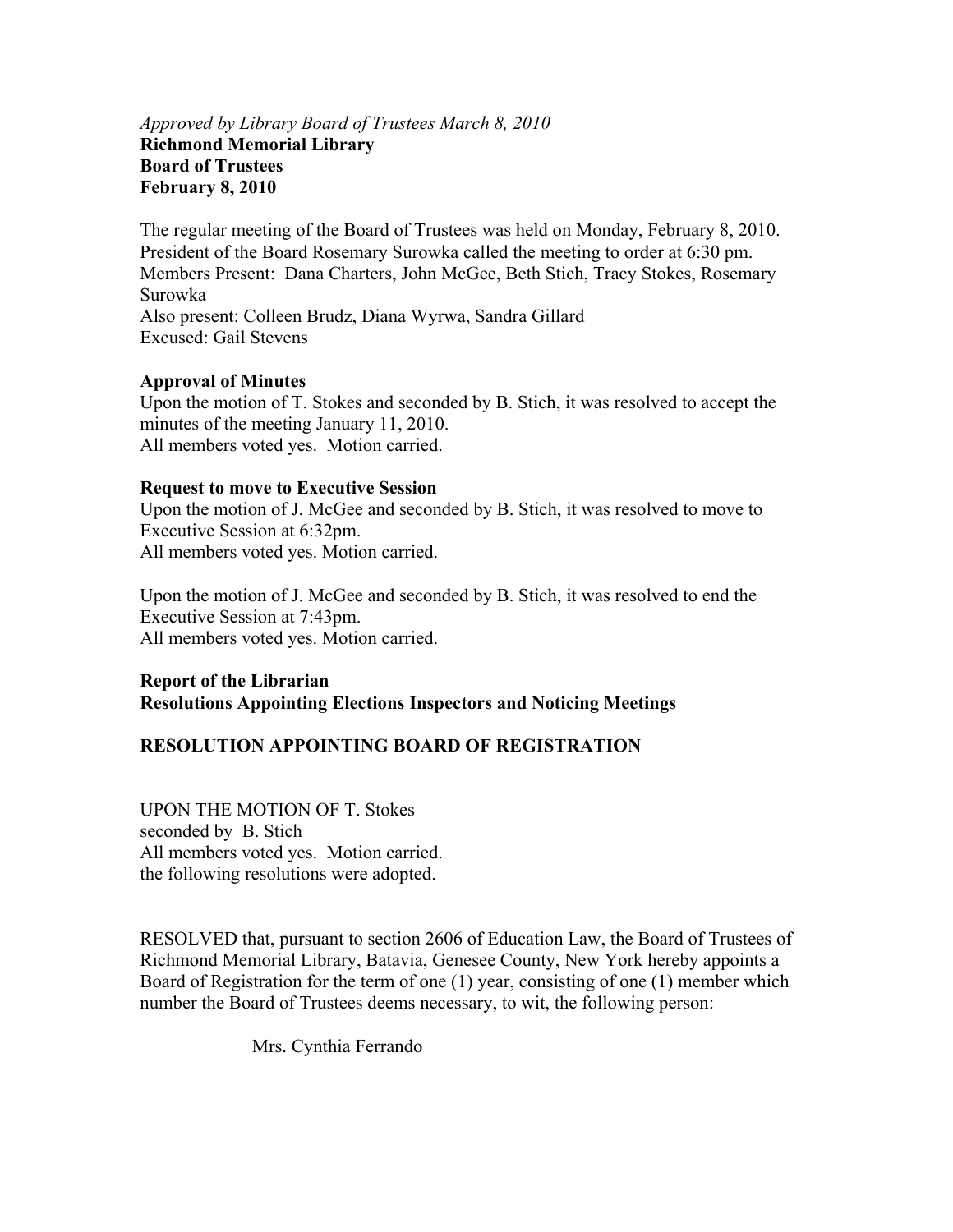*Approved by Library Board of Trustees March 8, 2010*
**Richmond Memorial Library**
**Board of Trustees**
**February 8, 2010**

The regular meeting of the Board of Trustees was held on Monday, February 8, 2010. President of the Board Rosemary Surowka called the meeting to order at 6:30 pm.
Members Present: Dana Charters, John McGee, Beth Stich, Tracy Stokes, Rosemary Surowka
Also present: Colleen Brudz, Diana Wyrwa, Sandra Gillard
Excused: Gail Stevens

**Approval of Minutes**
Upon the motion of T. Stokes and seconded by B. Stich, it was resolved to accept the minutes of the meeting January 11, 2010.
All members voted yes. Motion carried.

**Request to move to Executive Session**
Upon the motion of J. McGee and seconded by B. Stich, it was resolved to move to Executive Session at 6:32pm.
All members voted yes. Motion carried.

Upon the motion of J. McGee and seconded by B. Stich, it was resolved to end the Executive Session at 7:43pm.
All members voted yes. Motion carried.

**Report of the Librarian**
**Resolutions Appointing Elections Inspectors and Noticing Meetings**

**RESOLUTION APPOINTING BOARD OF REGISTRATION**

UPON THE MOTION OF T. Stokes
seconded by B. Stich
All members voted yes. Motion carried.
the following resolutions were adopted.

RESOLVED that, pursuant to section 2606 of Education Law, the Board of Trustees of Richmond Memorial Library, Batavia, Genesee County, New York hereby appoints a Board of Registration for the term of one (1) year, consisting of one (1) member which number the Board of Trustees deems necessary, to wit, the following person:

Mrs. Cynthia Ferrando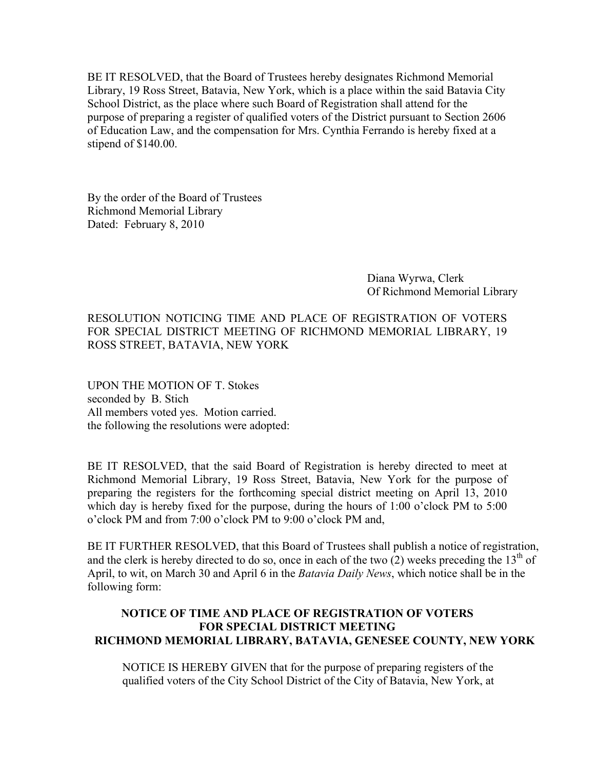BE IT RESOLVED, that the Board of Trustees hereby designates Richmond Memorial Library, 19 Ross Street, Batavia, New York, which is a place within the said Batavia City School District, as the place where such Board of Registration shall attend for the purpose of preparing a register of qualified voters of the District pursuant to Section 2606 of Education Law, and the compensation for Mrs. Cynthia Ferrando is hereby fixed at a stipend of $140.00.

By the order of the Board of Trustees
Richmond Memorial Library
Dated: February 8, 2010

Diana Wyrwa, Clerk
Of Richmond Memorial Library

RESOLUTION NOTICING TIME AND PLACE OF REGISTRATION OF VOTERS FOR SPECIAL DISTRICT MEETING OF RICHMOND MEMORIAL LIBRARY, 19 ROSS STREET, BATAVIA, NEW YORK

UPON THE MOTION OF T. Stokes
seconded by B. Stich
All members voted yes. Motion carried.
the following the resolutions were adopted:

BE IT RESOLVED, that the said Board of Registration is hereby directed to meet at Richmond Memorial Library, 19 Ross Street, Batavia, New York for the purpose of preparing the registers for the forthcoming special district meeting on April 13, 2010 which day is hereby fixed for the purpose, during the hours of 1:00 o'clock PM to 5:00 o'clock PM and from 7:00 o'clock PM to 9:00 o'clock PM and,

BE IT FURTHER RESOLVED, that this Board of Trustees shall publish a notice of registration, and the clerk is hereby directed to do so, once in each of the two (2) weeks preceding the 13th of April, to wit, on March 30 and April 6 in the *Batavia Daily News*, which notice shall be in the following form:

**NOTICE OF TIME AND PLACE OF REGISTRATION OF VOTERS FOR SPECIAL DISTRICT MEETING RICHMOND MEMORIAL LIBRARY, BATAVIA, GENESEE COUNTY, NEW YORK**

NOTICE IS HEREBY GIVEN that for the purpose of preparing registers of the qualified voters of the City School District of the City of Batavia, New York, at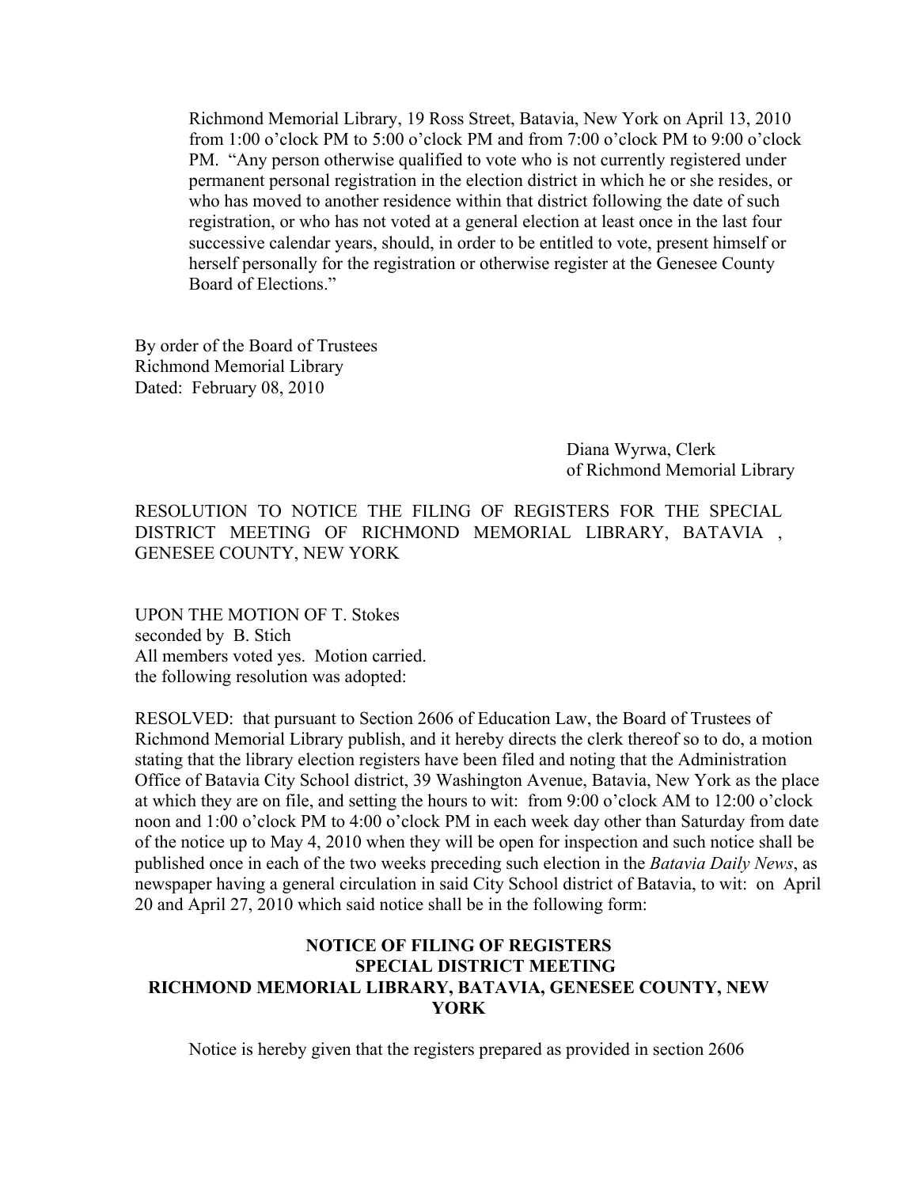Richmond Memorial Library, 19 Ross Street, Batavia, New York on April 13, 2010 from 1:00 o'clock PM to 5:00 o'clock PM and from 7:00 o'clock PM to 9:00 o'clock PM. "Any person otherwise qualified to vote who is not currently registered under permanent personal registration in the election district in which he or she resides, or who has moved to another residence within that district following the date of such registration, or who has not voted at a general election at least once in the last four successive calendar years, should, in order to be entitled to vote, present himself or herself personally for the registration or otherwise register at the Genesee County Board of Elections."

By order of the Board of Trustees
Richmond Memorial Library
Dated: February 08, 2010

Diana Wyrwa, Clerk
of Richmond Memorial Library

RESOLUTION TO NOTICE THE FILING OF REGISTERS FOR THE SPECIAL DISTRICT MEETING OF RICHMOND MEMORIAL LIBRARY, BATAVIA , GENESEE COUNTY, NEW YORK

UPON THE MOTION OF T. Stokes
seconded by B. Stich
All members voted yes. Motion carried.
the following resolution was adopted:

RESOLVED: that pursuant to Section 2606 of Education Law, the Board of Trustees of Richmond Memorial Library publish, and it hereby directs the clerk thereof so to do, a motion stating that the library election registers have been filed and noting that the Administration Office of Batavia City School district, 39 Washington Avenue, Batavia, New York as the place at which they are on file, and setting the hours to wit: from 9:00 o'clock AM to 12:00 o'clock noon and 1:00 o'clock PM to 4:00 o'clock PM in each week day other than Saturday from date of the notice up to May 4, 2010 when they will be open for inspection and such notice shall be published once in each of the two weeks preceding such election in the *Batavia Daily News*, as newspaper having a general circulation in said City School district of Batavia, to wit: on April 20 and April 27, 2010 which said notice shall be in the following form:

**NOTICE OF FILING OF REGISTERS**
**SPECIAL DISTRICT MEETING**
**RICHMOND MEMORIAL LIBRARY, BATAVIA, GENESEE COUNTY, NEW YORK**

Notice is hereby given that the registers prepared as provided in section 2606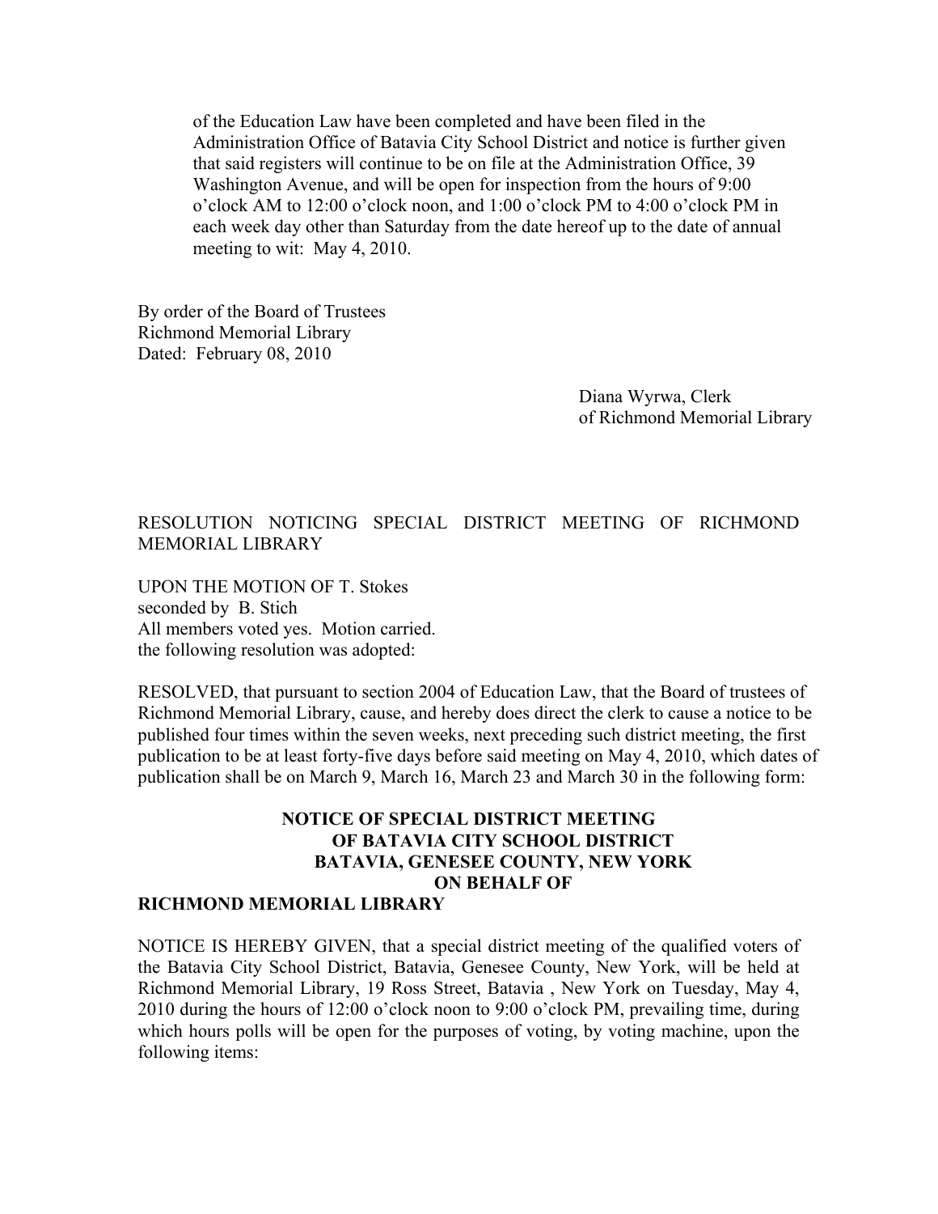of the Education Law have been completed and have been filed in the Administration Office of Batavia City School District and notice is further given that said registers will continue to be on file at the Administration Office, 39 Washington Avenue, and will be open for inspection from the hours of 9:00 o'clock AM to 12:00 o'clock noon, and 1:00 o'clock PM to 4:00 o'clock PM in each week day other than Saturday from the date hereof up to the date of annual meeting to wit: May 4, 2010.

By order of the Board of Trustees
Richmond Memorial Library
Dated: February 08, 2010

Diana Wyrwa, Clerk
of Richmond Memorial Library

RESOLUTION NOTICING SPECIAL DISTRICT MEETING OF RICHMOND MEMORIAL LIBRARY

UPON THE MOTION OF T. Stokes
seconded by B. Stich
All members voted yes. Motion carried.
the following resolution was adopted:

RESOLVED, that pursuant to section 2004 of Education Law, that the Board of trustees of Richmond Memorial Library, cause, and hereby does direct the clerk to cause a notice to be published four times within the seven weeks, next preceding such district meeting, the first publication to be at least forty-five days before said meeting on May 4, 2010, which dates of publication shall be on March 9, March 16, March 23 and March 30 in the following form:

**NOTICE OF SPECIAL DISTRICT MEETING OF BATAVIA CITY SCHOOL DISTRICT BATAVIA, GENESEE COUNTY, NEW YORK ON BEHALF OF RICHMOND MEMORIAL LIBRARY**

NOTICE IS HEREBY GIVEN, that a special district meeting of the qualified voters of the Batavia City School District, Batavia, Genesee County, New York, will be held at Richmond Memorial Library, 19 Ross Street, Batavia , New York on Tuesday, May 4, 2010 during the hours of 12:00 o'clock noon to 9:00 o'clock PM, prevailing time, during which hours polls will be open for the purposes of voting, by voting machine, upon the following items: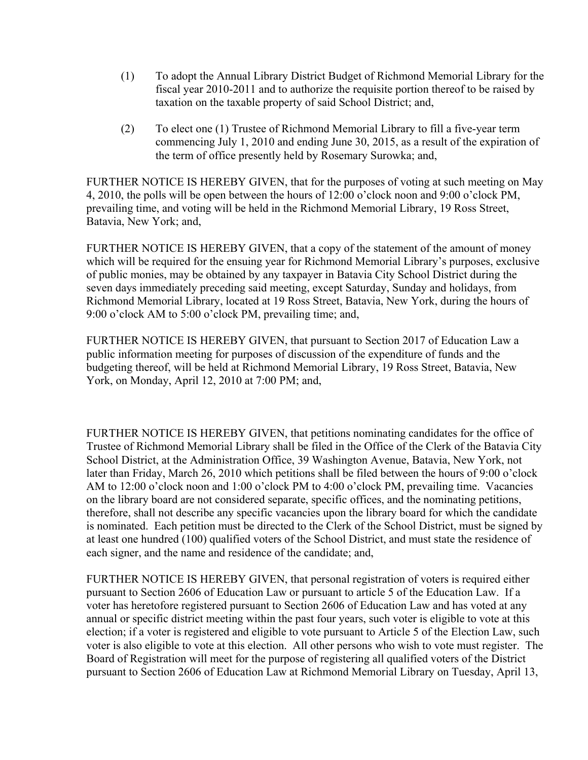(1) To adopt the Annual Library District Budget of Richmond Memorial Library for the fiscal year 2010-2011 and to authorize the requisite portion thereof to be raised by taxation on the taxable property of said School District; and,

(2) To elect one (1) Trustee of Richmond Memorial Library to fill a five-year term commencing July 1, 2010 and ending June 30, 2015, as a result of the expiration of the term of office presently held by Rosemary Surowka; and,

FURTHER NOTICE IS HEREBY GIVEN, that for the purposes of voting at such meeting on May 4, 2010, the polls will be open between the hours of 12:00 o'clock noon and 9:00 o'clock PM, prevailing time, and voting will be held in the Richmond Memorial Library, 19 Ross Street, Batavia, New York; and,

FURTHER NOTICE IS HEREBY GIVEN, that a copy of the statement of the amount of money which will be required for the ensuing year for Richmond Memorial Library's purposes, exclusive of public monies, may be obtained by any taxpayer in Batavia City School District during the seven days immediately preceding said meeting, except Saturday, Sunday and holidays, from Richmond Memorial Library, located at 19 Ross Street, Batavia, New York, during the hours of 9:00 o'clock AM to 5:00 o'clock PM, prevailing time; and,

FURTHER NOTICE IS HEREBY GIVEN, that pursuant to Section 2017 of Education Law a public information meeting for purposes of discussion of the expenditure of funds and the budgeting thereof, will be held at Richmond Memorial Library, 19 Ross Street, Batavia, New York, on Monday, April 12, 2010 at 7:00 PM; and,

FURTHER NOTICE IS HEREBY GIVEN, that petitions nominating candidates for the office of Trustee of Richmond Memorial Library shall be filed in the Office of the Clerk of the Batavia City School District, at the Administration Office, 39 Washington Avenue, Batavia, New York, not later than Friday, March 26, 2010 which petitions shall be filed between the hours of 9:00 o'clock AM to 12:00 o'clock noon and 1:00 o'clock PM to 4:00 o'clock PM, prevailing time. Vacancies on the library board are not considered separate, specific offices, and the nominating petitions, therefore, shall not describe any specific vacancies upon the library board for which the candidate is nominated. Each petition must be directed to the Clerk of the School District, must be signed by at least one hundred (100) qualified voters of the School District, and must state the residence of each signer, and the name and residence of the candidate; and,

FURTHER NOTICE IS HEREBY GIVEN, that personal registration of voters is required either pursuant to Section 2606 of Education Law or pursuant to article 5 of the Education Law. If a voter has heretofore registered pursuant to Section 2606 of Education Law and has voted at any annual or specific district meeting within the past four years, such voter is eligible to vote at this election; if a voter is registered and eligible to vote pursuant to Article 5 of the Election Law, such voter is also eligible to vote at this election. All other persons who wish to vote must register. The Board of Registration will meet for the purpose of registering all qualified voters of the District pursuant to Section 2606 of Education Law at Richmond Memorial Library on Tuesday, April 13,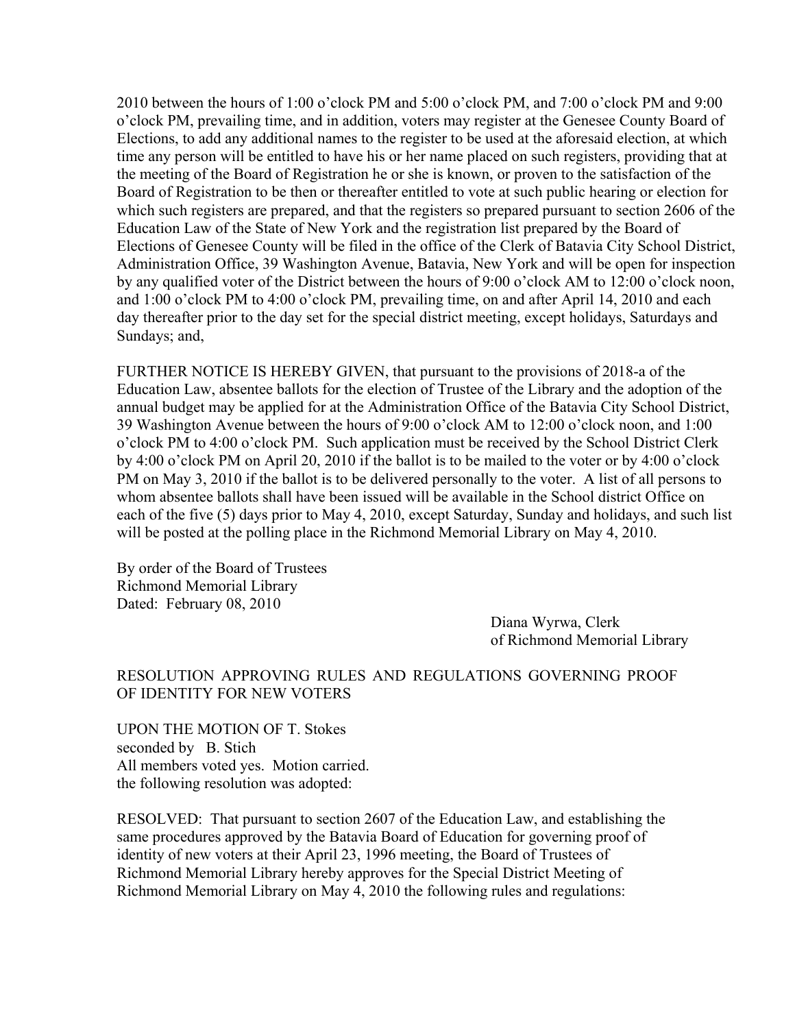2010 between the hours of 1:00 o'clock PM and 5:00 o'clock PM, and 7:00 o'clock PM and 9:00 o'clock PM, prevailing time, and in addition, voters may register at the Genesee County Board of Elections, to add any additional names to the register to be used at the aforesaid election, at which time any person will be entitled to have his or her name placed on such registers, providing that at the meeting of the Board of Registration he or she is known, or proven to the satisfaction of the Board of Registration to be then or thereafter entitled to vote at such public hearing or election for which such registers are prepared, and that the registers so prepared pursuant to section 2606 of the Education Law of the State of New York and the registration list prepared by the Board of Elections of Genesee County will be filed in the office of the Clerk of Batavia City School District, Administration Office, 39 Washington Avenue, Batavia, New York and will be open for inspection by any qualified voter of the District between the hours of 9:00 o'clock AM to 12:00 o'clock noon, and 1:00 o'clock PM to 4:00 o'clock PM, prevailing time, on and after April 14, 2010 and each day thereafter prior to the day set for the special district meeting, except holidays, Saturdays and Sundays; and,

FURTHER NOTICE IS HEREBY GIVEN, that pursuant to the provisions of 2018-a of the Education Law, absentee ballots for the election of Trustee of the Library and the adoption of the annual budget may be applied for at the Administration Office of the Batavia City School District, 39 Washington Avenue between the hours of 9:00 o'clock AM to 12:00 o'clock noon, and 1:00 o'clock PM to 4:00 o'clock PM. Such application must be received by the School District Clerk by 4:00 o'clock PM on April 20, 2010 if the ballot is to be mailed to the voter or by 4:00 o'clock PM on May 3, 2010 if the ballot is to be delivered personally to the voter. A list of all persons to whom absentee ballots shall have been issued will be available in the School district Office on each of the five (5) days prior to May 4, 2010, except Saturday, Sunday and holidays, and such list will be posted at the polling place in the Richmond Memorial Library on May 4, 2010.

By order of the Board of Trustees
Richmond Memorial Library
Dated: February 08, 2010

Diana Wyrwa, Clerk
of Richmond Memorial Library

RESOLUTION APPROVING RULES AND REGULATIONS GOVERNING PROOF OF IDENTITY FOR NEW VOTERS

UPON THE MOTION OF T. Stokes
seconded by B. Stich
All members voted yes. Motion carried.
the following resolution was adopted:

RESOLVED: That pursuant to section 2607 of the Education Law, and establishing the same procedures approved by the Batavia Board of Education for governing proof of identity of new voters at their April 23, 1996 meeting, the Board of Trustees of Richmond Memorial Library hereby approves for the Special District Meeting of Richmond Memorial Library on May 4, 2010 the following rules and regulations: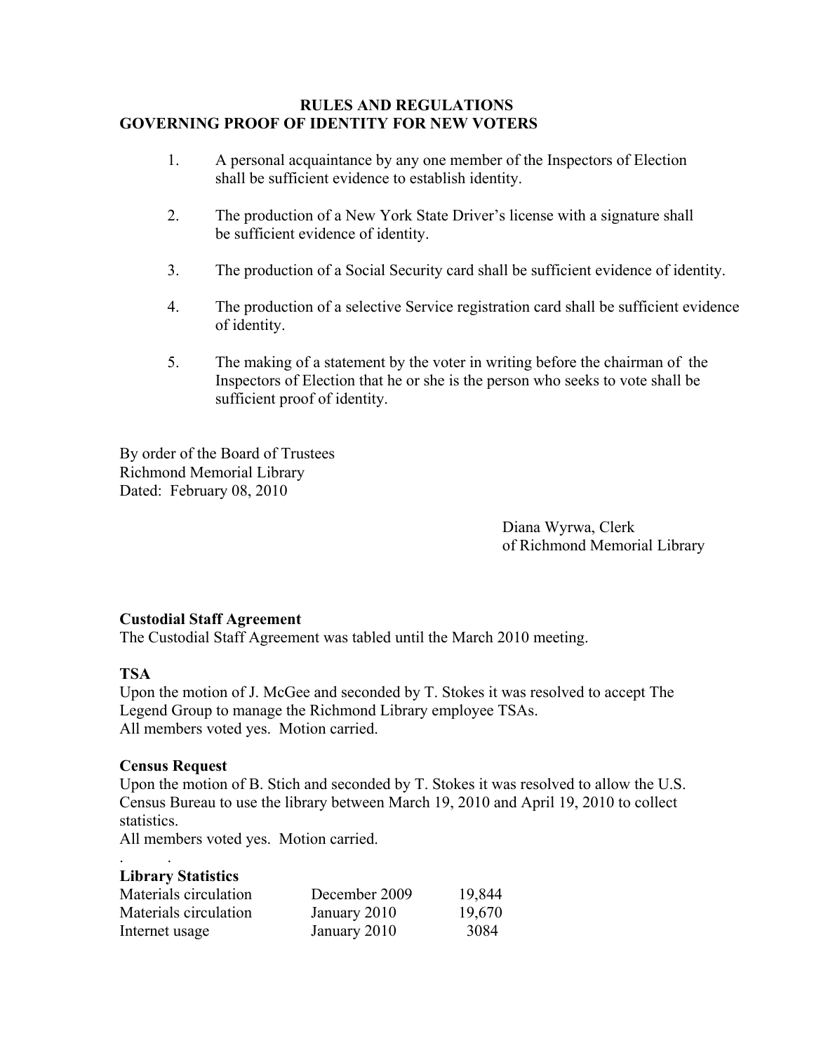**RULES AND REGULATIONS**
**GOVERNING PROOF OF IDENTITY FOR NEW VOTERS**

1. A personal acquaintance by any one member of the Inspectors of Election shall be sufficient evidence to establish identity.

2. The production of a New York State Driver's license with a signature shall be sufficient evidence of identity.

3. The production of a Social Security card shall be sufficient evidence of identity.

4. The production of a selective Service registration card shall be sufficient evidence of identity.

5. The making of a statement by the voter in writing before the chairman of the Inspectors of Election that he or she is the person who seeks to vote shall be sufficient proof of identity.

By order of the Board of Trustees
Richmond Memorial Library
Dated: February 08, 2010

Diana Wyrwa, Clerk
of Richmond Memorial Library

**Custodial Staff Agreement**
The Custodial Staff Agreement was tabled until the March 2010 meeting.

**TSA**
Upon the motion of J. McGee and seconded by T. Stokes it was resolved to accept The Legend Group to manage the Richmond Library employee TSAs.
All members voted yes. Motion carried.

**Census Request**
Upon the motion of B. Stich and seconded by T. Stokes it was resolved to allow the U.S. Census Bureau to use the library between March 19, 2010 and April 19, 2010 to collect statistics.
All members voted yes. Motion carried.

**Library Statistics**

| | | |
|---|---|---|
| Materials circulation | December 2009 | 19,844 |
| Materials circulation | January 2010 | 19,670 |
| Internet usage | January 2010 | 3084 |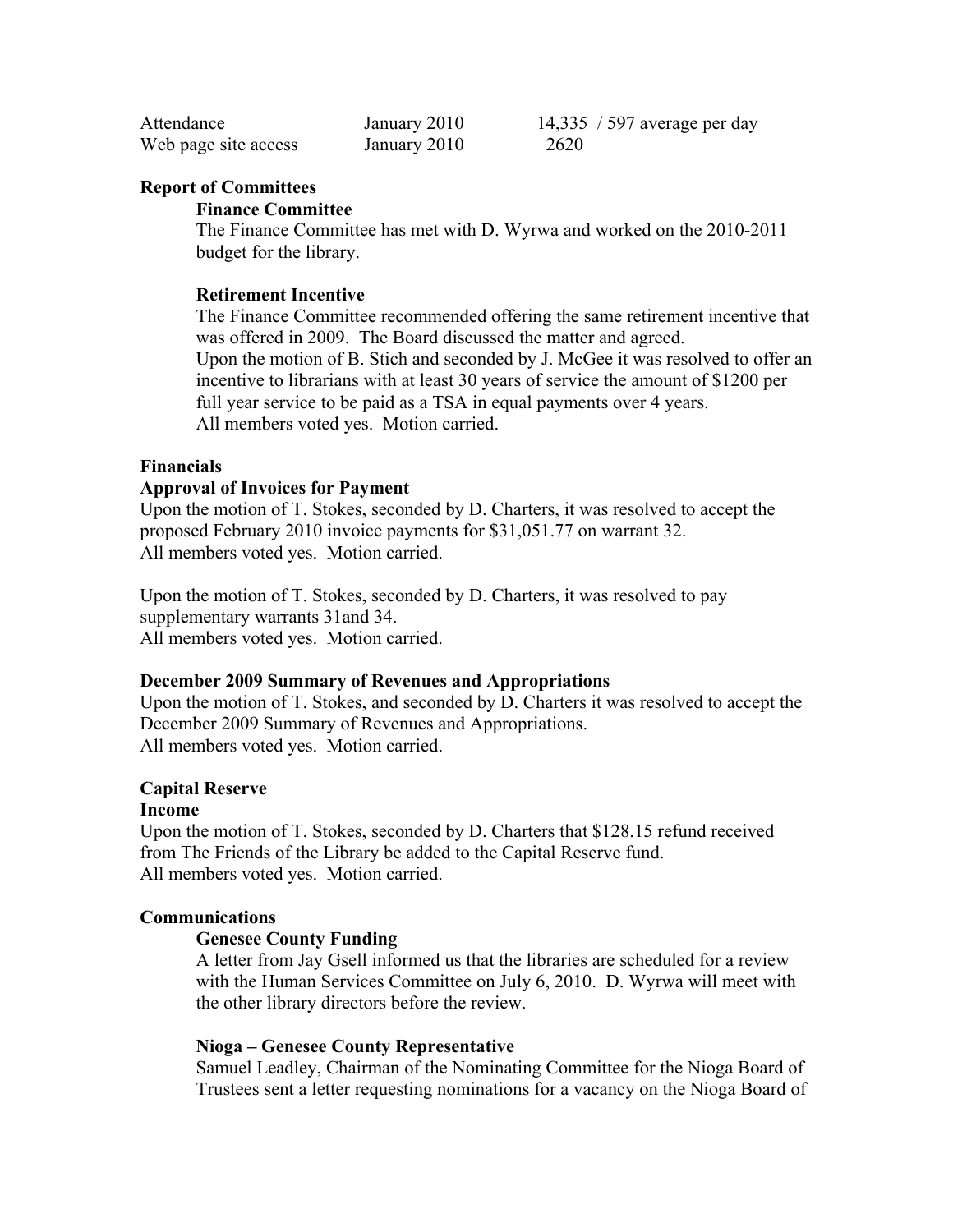| | | |
|---|---|---|
| Attendance | January 2010 | 14,335 / 597 average per day |
| Web page site access | January 2010 | 2620 |

**Report of Committees**

**Finance Committee**

The Finance Committee has met with D. Wyrwa and worked on the 2010-2011 budget for the library.

**Retirement Incentive**

The Finance Committee recommended offering the same retirement incentive that was offered in 2009. The Board discussed the matter and agreed.
Upon the motion of B. Stich and seconded by J. McGee it was resolved to offer an incentive to librarians with at least 30 years of service the amount of $1200 per full year service to be paid as a TSA in equal payments over 4 years.
All members voted yes. Motion carried.

**Financials**

**Approval of Invoices for Payment**

Upon the motion of T. Stokes, seconded by D. Charters, it was resolved to accept the proposed February 2010 invoice payments for $31,051.77 on warrant 32.
All members voted yes. Motion carried.

Upon the motion of T. Stokes, seconded by D. Charters, it was resolved to pay supplementary warrants 31and 34.
All members voted yes. Motion carried.

**December 2009 Summary of Revenues and Appropriations**

Upon the motion of T. Stokes, and seconded by D. Charters it was resolved to accept the December 2009 Summary of Revenues and Appropriations.
All members voted yes. Motion carried.

**Capital Reserve**

**Income**

Upon the motion of T. Stokes, seconded by D. Charters that $128.15 refund received from The Friends of the Library be added to the Capital Reserve fund.
All members voted yes. Motion carried.

**Communications**

**Genesee County Funding**

A letter from Jay Gsell informed us that the libraries are scheduled for a review with the Human Services Committee on July 6, 2010. D. Wyrwa will meet with the other library directors before the review.

**Nioga – Genesee County Representative**

Samuel Leadley, Chairman of the Nominating Committee for the Nioga Board of Trustees sent a letter requesting nominations for a vacancy on the Nioga Board of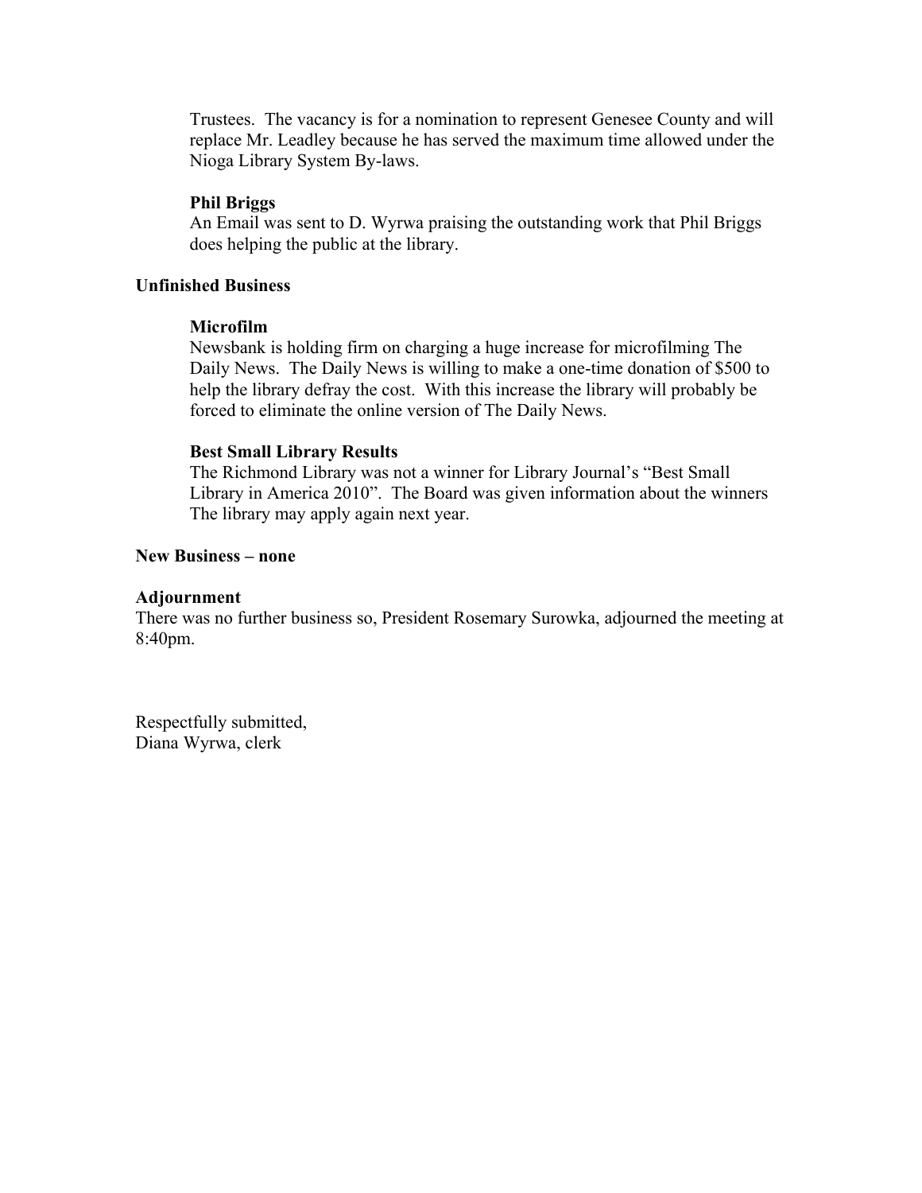Trustees. The vacancy is for a nomination to represent Genesee County and will replace Mr. Leadley because he has served the maximum time allowed under the Nioga Library System By-laws.

**Phil Briggs**

An Email was sent to D. Wyrwa praising the outstanding work that Phil Briggs does helping the public at the library.

## Unfinished Business

**Microfilm**

Newsbank is holding firm on charging a huge increase for microfilming The Daily News. The Daily News is willing to make a one-time donation of $500 to help the library defray the cost. With this increase the library will probably be forced to eliminate the online version of The Daily News.

**Best Small Library Results**

The Richmond Library was not a winner for Library Journal's "Best Small Library in America 2010". The Board was given information about the winners The library may apply again next year.

## New Business – none

## Adjournment

There was no further business so, President Rosemary Surowka, adjourned the meeting at 8:40pm.

Respectfully submitted,
Diana Wyrwa, clerk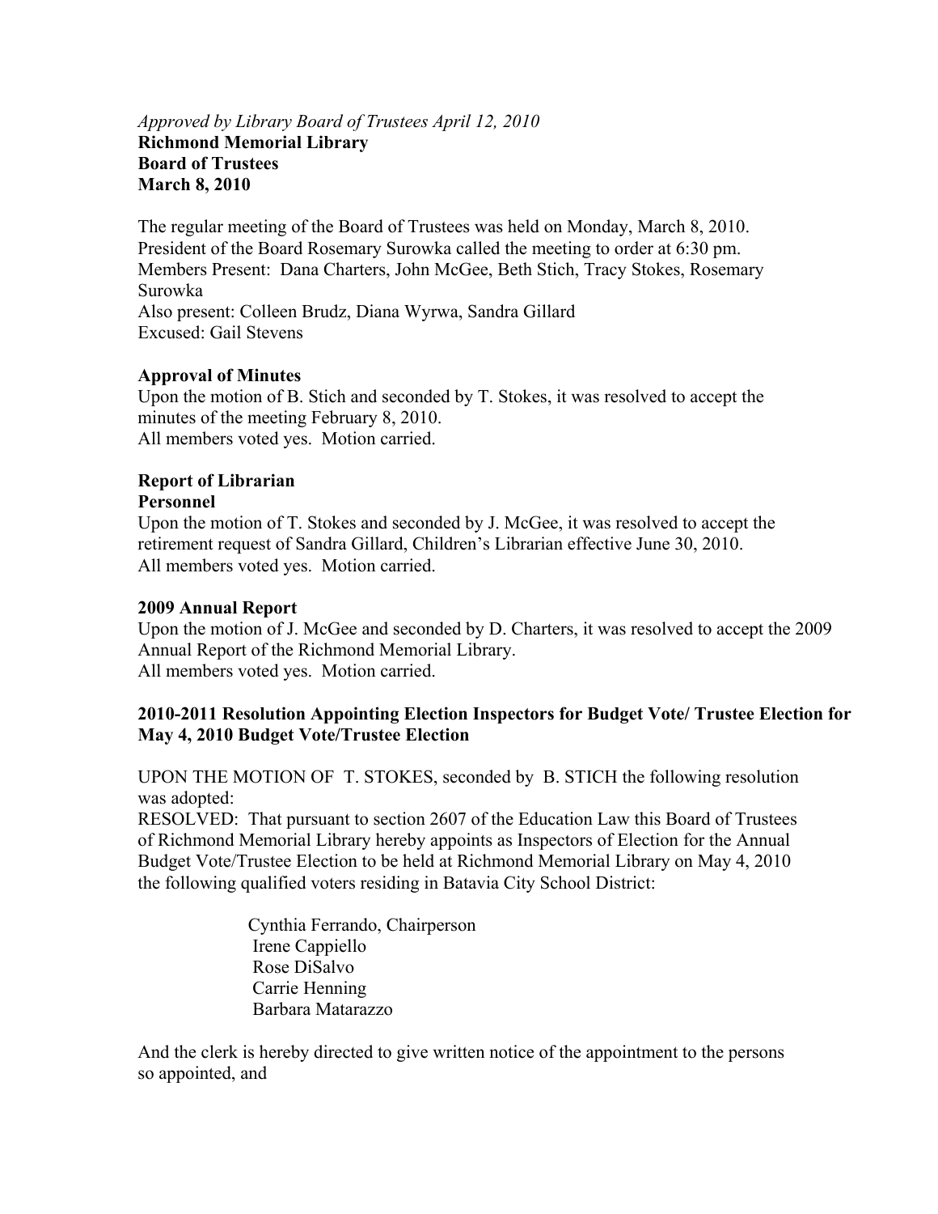*Approved by Library Board of Trustees April 12, 2010*

**Richmond Memorial Library**
**Board of Trustees**
**March 8, 2010**

The regular meeting of the Board of Trustees was held on Monday, March 8, 2010. President of the Board Rosemary Surowka called the meeting to order at 6:30 pm.
Members Present: Dana Charters, John McGee, Beth Stich, Tracy Stokes, Rosemary Surowka
Also present: Colleen Brudz, Diana Wyrwa, Sandra Gillard
Excused: Gail Stevens

**Approval of Minutes**

Upon the motion of B. Stich and seconded by T. Stokes, it was resolved to accept the minutes of the meeting February 8, 2010.
All members voted yes. Motion carried.

**Report of Librarian**

**Personnel**

Upon the motion of T. Stokes and seconded by J. McGee, it was resolved to accept the retirement request of Sandra Gillard, Children's Librarian effective June 30, 2010.
All members voted yes. Motion carried.

**2009 Annual Report**

Upon the motion of J. McGee and seconded by D. Charters, it was resolved to accept the 2009 Annual Report of the Richmond Memorial Library.
All members voted yes. Motion carried.

**2010-2011 Resolution Appointing Election Inspectors for Budget Vote/ Trustee Election for May 4, 2010 Budget Vote/Trustee Election**

UPON THE MOTION OF T. STOKES, seconded by B. STICH the following resolution was adopted:
RESOLVED: That pursuant to section 2607 of the Education Law this Board of Trustees of Richmond Memorial Library hereby appoints as Inspectors of Election for the Annual Budget Vote/Trustee Election to be held at Richmond Memorial Library on May 4, 2010 the following qualified voters residing in Batavia City School District:

Cynthia Ferrando, Chairperson
Irene Cappiello
Rose DiSalvo
Carrie Henning
Barbara Matarazzo

And the clerk is hereby directed to give written notice of the appointment to the persons so appointed, and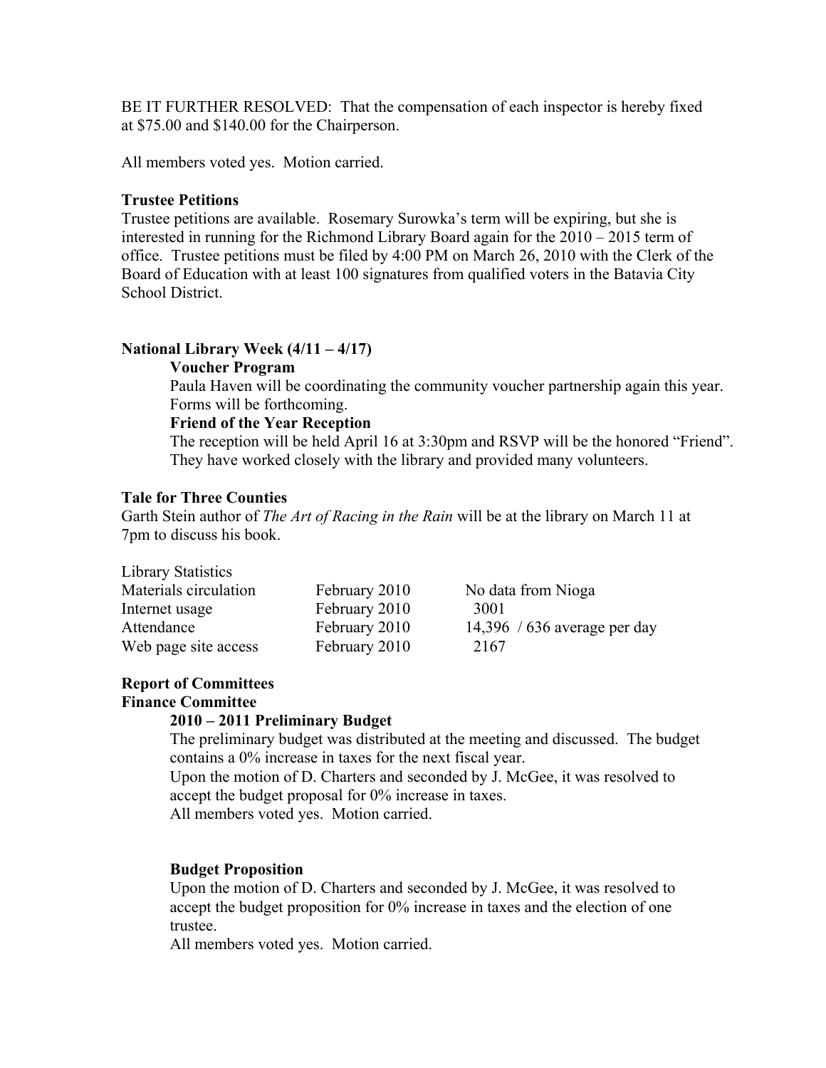BE IT FURTHER RESOLVED: That the compensation of each inspector is hereby fixed at $75.00 and $140.00 for the Chairperson.

All members voted yes. Motion carried.

**Trustee Petitions**

Trustee petitions are available. Rosemary Surowka's term will be expiring, but she is interested in running for the Richmond Library Board again for the 2010 – 2015 term of office. Trustee petitions must be filed by 4:00 PM on March 26, 2010 with the Clerk of the Board of Education with at least 100 signatures from qualified voters in the Batavia City School District.

**National Library Week (4/11 – 4/17)**

**Voucher Program**

Paula Haven will be coordinating the community voucher partnership again this year. Forms will be forthcoming.

**Friend of the Year Reception**

The reception will be held April 16 at 3:30pm and RSVP will be the honored "Friend". They have worked closely with the library and provided many volunteers.

**Tale for Three Counties**

Garth Stein author of *The Art of Racing in the Rain* will be at the library on March 11 at 7pm to discuss his book.

| Library Statistics | | |
|---|---|---|
| Materials circulation | February 2010 | No data from Nioga |
| Internet usage | February 2010 | 3001 |
| Attendance | February 2010 | 14,396 / 636 average per day |
| Web page site access | February 2010 | 2167 |

**Report of Committees**

**Finance Committee**

**2010 – 2011 Preliminary Budget**

The preliminary budget was distributed at the meeting and discussed. The budget contains a 0% increase in taxes for the next fiscal year.
Upon the motion of D. Charters and seconded by J. McGee, it was resolved to accept the budget proposal for 0% increase in taxes.
All members voted yes. Motion carried.

**Budget Proposition**

Upon the motion of D. Charters and seconded by J. McGee, it was resolved to accept the budget proposition for 0% increase in taxes and the election of one trustee.
All members voted yes. Motion carried.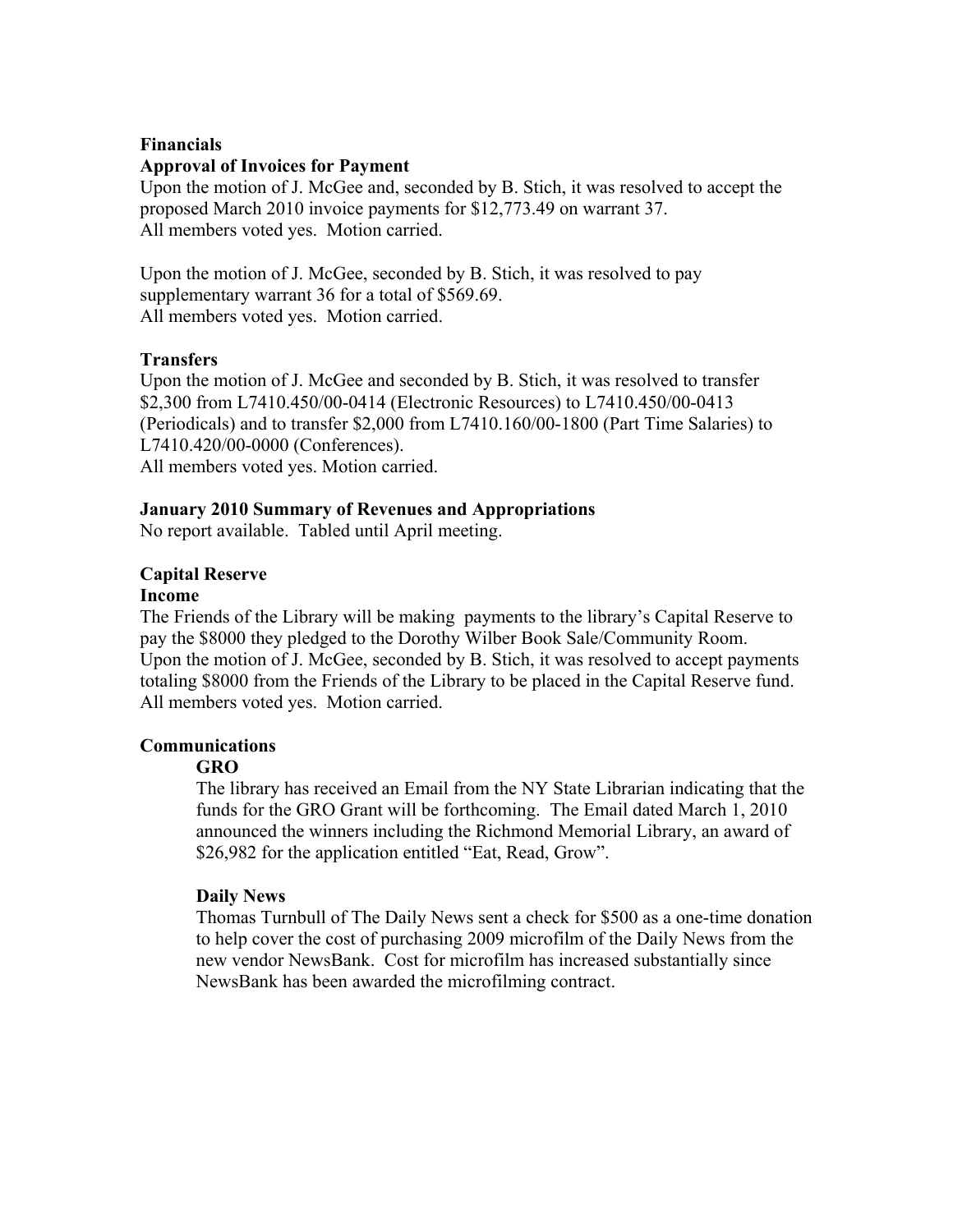**Financials**

**Approval of Invoices for Payment**

Upon the motion of J. McGee and, seconded by B. Stich, it was resolved to accept the proposed March 2010 invoice payments for $12,773.49 on warrant 37.
All members voted yes. Motion carried.

Upon the motion of J. McGee, seconded by B. Stich, it was resolved to pay supplementary warrant 36 for a total of $569.69.
All members voted yes. Motion carried.

**Transfers**

Upon the motion of J. McGee and seconded by B. Stich, it was resolved to transfer $2,300 from L7410.450/00-0414 (Electronic Resources) to L7410.450/00-0413 (Periodicals) and to transfer $2,000 from L7410.160/00-1800 (Part Time Salaries) to L7410.420/00-0000 (Conferences).
All members voted yes. Motion carried.

**January 2010 Summary of Revenues and Appropriations**

No report available. Tabled until April meeting.

**Capital Reserve**

**Income**

The Friends of the Library will be making payments to the library's Capital Reserve to pay the $8000 they pledged to the Dorothy Wilber Book Sale/Community Room.
Upon the motion of J. McGee, seconded by B. Stich, it was resolved to accept payments totaling $8000 from the Friends of the Library to be placed in the Capital Reserve fund.
All members voted yes. Motion carried.

**Communications**

**GRO**

The library has received an Email from the NY State Librarian indicating that the funds for the GRO Grant will be forthcoming. The Email dated March 1, 2010 announced the winners including the Richmond Memorial Library, an award of $26,982 for the application entitled "Eat, Read, Grow".

**Daily News**

Thomas Turnbull of The Daily News sent a check for $500 as a one-time donation to help cover the cost of purchasing 2009 microfilm of the Daily News from the new vendor NewsBank. Cost for microfilm has increased substantially since NewsBank has been awarded the microfilming contract.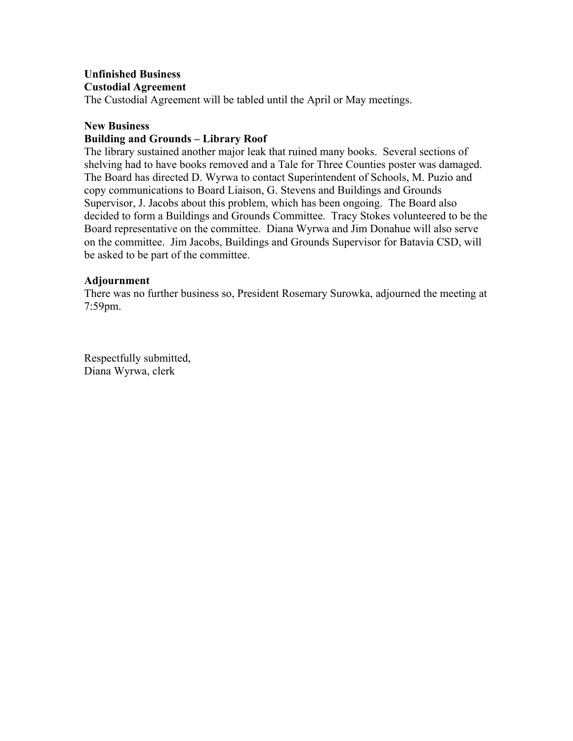**Unfinished Business**
**Custodial Agreement**
The Custodial Agreement will be tabled until the April or May meetings.

**New Business**
**Building and Grounds – Library Roof**
The library sustained another major leak that ruined many books. Several sections of shelving had to have books removed and a Tale for Three Counties poster was damaged. The Board has directed D. Wyrwa to contact Superintendent of Schools, M. Puzio and copy communications to Board Liaison, G. Stevens and Buildings and Grounds Supervisor, J. Jacobs about this problem, which has been ongoing. The Board also decided to form a Buildings and Grounds Committee. Tracy Stokes volunteered to be the Board representative on the committee. Diana Wyrwa and Jim Donahue will also serve on the committee. Jim Jacobs, Buildings and Grounds Supervisor for Batavia CSD, will be asked to be part of the committee.

**Adjournment**
There was no further business so, President Rosemary Surowka, adjourned the meeting at 7:59pm.

Respectfully submitted,
Diana Wyrwa, clerk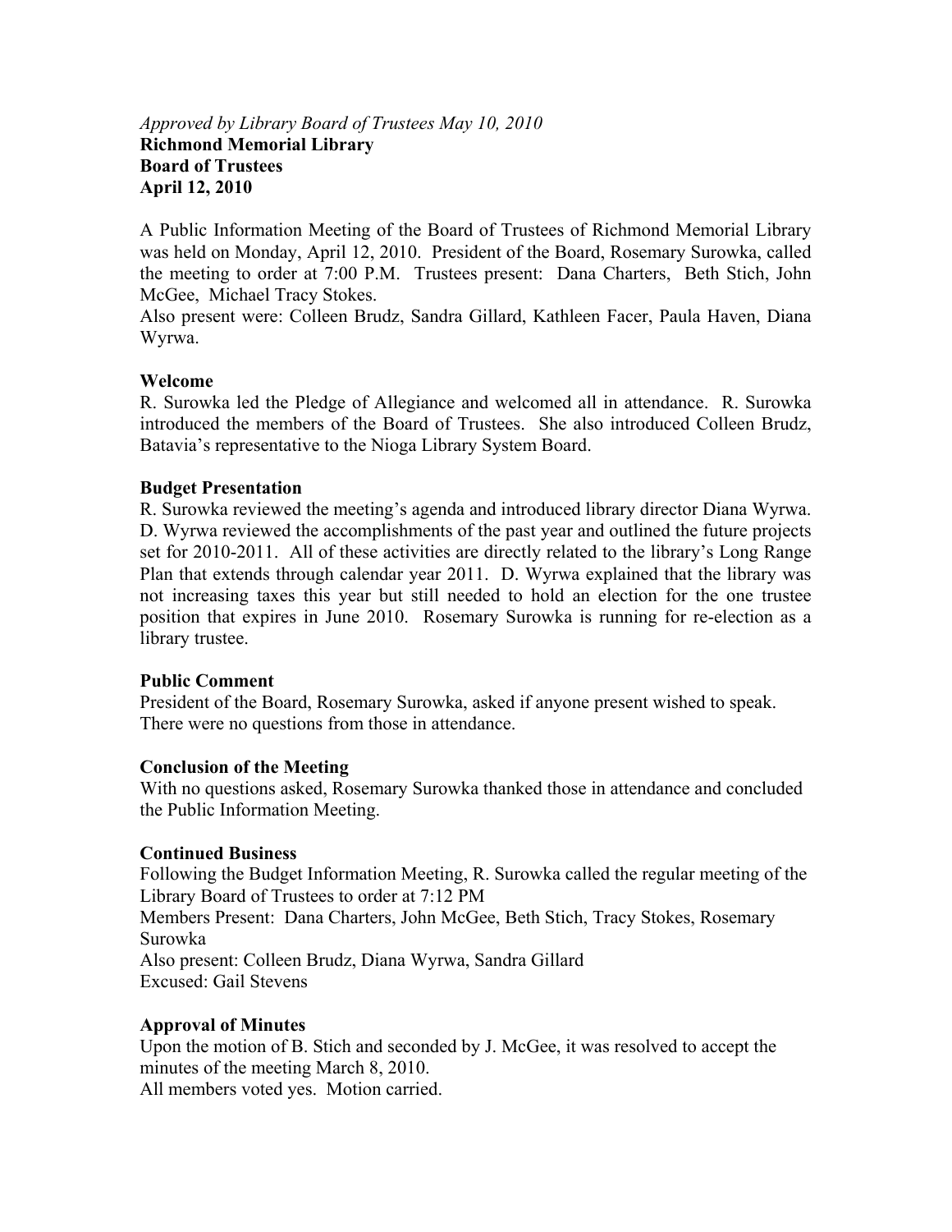*Approved by Library Board of Trustees May 10, 2010*
**Richmond Memorial Library**
**Board of Trustees**
**April 12, 2010**

A Public Information Meeting of the Board of Trustees of Richmond Memorial Library was held on Monday, April 12, 2010. President of the Board, Rosemary Surowka, called the meeting to order at 7:00 P.M. Trustees present: Dana Charters, Beth Stich, John McGee, Michael Tracy Stokes.
Also present were: Colleen Brudz, Sandra Gillard, Kathleen Facer, Paula Haven, Diana Wyrwa.

**Welcome**
R. Surowka led the Pledge of Allegiance and welcomed all in attendance. R. Surowka introduced the members of the Board of Trustees. She also introduced Colleen Brudz, Batavia's representative to the Nioga Library System Board.

**Budget Presentation**
R. Surowka reviewed the meeting's agenda and introduced library director Diana Wyrwa. D. Wyrwa reviewed the accomplishments of the past year and outlined the future projects set for 2010-2011. All of these activities are directly related to the library's Long Range Plan that extends through calendar year 2011. D. Wyrwa explained that the library was not increasing taxes this year but still needed to hold an election for the one trustee position that expires in June 2010. Rosemary Surowka is running for re-election as a library trustee.

**Public Comment**
President of the Board, Rosemary Surowka, asked if anyone present wished to speak. There were no questions from those in attendance.

**Conclusion of the Meeting**
With no questions asked, Rosemary Surowka thanked those in attendance and concluded the Public Information Meeting.

**Continued Business**
Following the Budget Information Meeting, R. Surowka called the regular meeting of the Library Board of Trustees to order at 7:12 PM
Members Present: Dana Charters, John McGee, Beth Stich, Tracy Stokes, Rosemary Surowka
Also present: Colleen Brudz, Diana Wyrwa, Sandra Gillard
Excused: Gail Stevens

**Approval of Minutes**
Upon the motion of B. Stich and seconded by J. McGee, it was resolved to accept the minutes of the meeting March 8, 2010.
All members voted yes. Motion carried.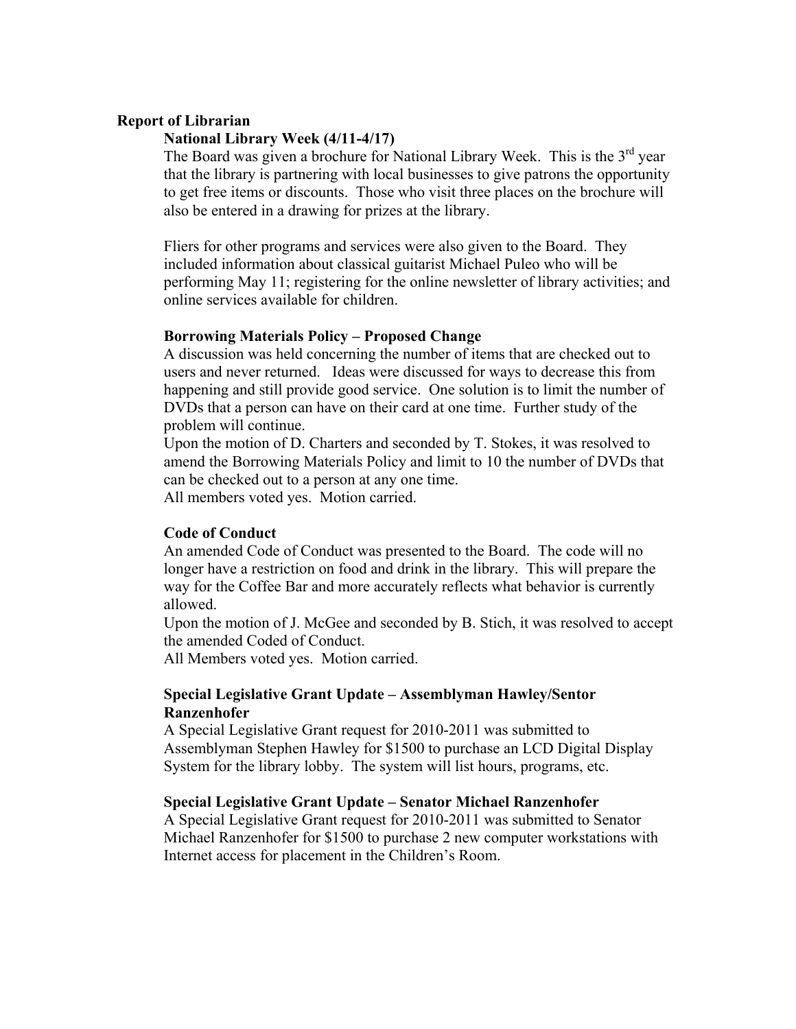**Report of Librarian**

**National Library Week (4/11-4/17)**

The Board was given a brochure for National Library Week. This is the 3rd year that the library is partnering with local businesses to give patrons the opportunity to get free items or discounts. Those who visit three places on the brochure will also be entered in a drawing for prizes at the library.

Fliers for other programs and services were also given to the Board. They included information about classical guitarist Michael Puleo who will be performing May 11; registering for the online newsletter of library activities; and online services available for children.

**Borrowing Materials Policy – Proposed Change**

A discussion was held concerning the number of items that are checked out to users and never returned. Ideas were discussed for ways to decrease this from happening and still provide good service. One solution is to limit the number of DVDs that a person can have on their card at one time. Further study of the problem will continue.

Upon the motion of D. Charters and seconded by T. Stokes, it was resolved to amend the Borrowing Materials Policy and limit to 10 the number of DVDs that can be checked out to a person at any one time.

All members voted yes. Motion carried.

**Code of Conduct**

An amended Code of Conduct was presented to the Board. The code will no longer have a restriction on food and drink in the library. This will prepare the way for the Coffee Bar and more accurately reflects what behavior is currently allowed.

Upon the motion of J. McGee and seconded by B. Stich, it was resolved to accept the amended Coded of Conduct.

All Members voted yes. Motion carried.

**Special Legislative Grant Update – Assemblyman Hawley/Sentor Ranzenhofer**

A Special Legislative Grant request for 2010-2011 was submitted to Assemblyman Stephen Hawley for $1500 to purchase an LCD Digital Display System for the library lobby. The system will list hours, programs, etc.

**Special Legislative Grant Update – Senator Michael Ranzenhofer**

A Special Legislative Grant request for 2010-2011 was submitted to Senator Michael Ranzenhofer for $1500 to purchase 2 new computer workstations with Internet access for placement in the Children's Room.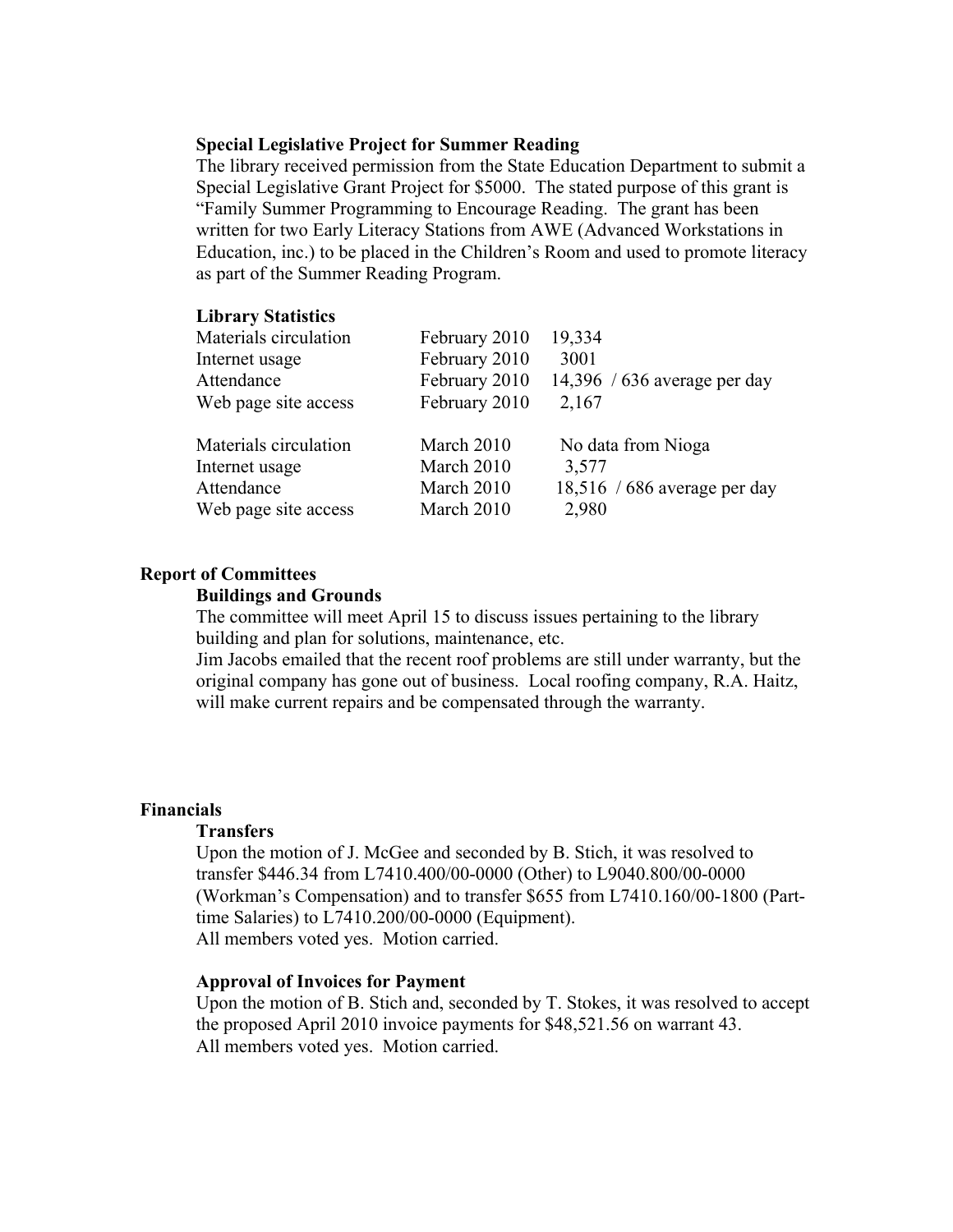### Special Legislative Project for Summer Reading

The library received permission from the State Education Department to submit a Special Legislative Grant Project for $5000. The stated purpose of this grant is "Family Summer Programming to Encourage Reading. The grant has been written for two Early Literacy Stations from AWE (Advanced Workstations in Education, inc.) to be placed in the Children's Room and used to promote literacy as part of the Summer Reading Program.

### Library Statistics

| | | |
|---|---|---|
| Materials circulation | February 2010 | 19,334 |
| Internet usage | February 2010 | 3001 |
| Attendance | February 2010 | 14,396 / 636 average per day |
| Web page site access | February 2010 | 2,167 |
| | | |
| Materials circulation | March 2010 | No data from Nioga |
| Internet usage | March 2010 | 3,577 |
| Attendance | March 2010 | 18,516 / 686 average per day |
| Web page site access | March 2010 | 2,980 |

## Report of Committees

### Buildings and Grounds

The committee will meet April 15 to discuss issues pertaining to the library building and plan for solutions, maintenance, etc.

Jim Jacobs emailed that the recent roof problems are still under warranty, but the original company has gone out of business. Local roofing company, R.A. Haitz, will make current repairs and be compensated through the warranty.

## Financials

### Transfers

Upon the motion of J. McGee and seconded by B. Stich, it was resolved to transfer $446.34 from L7410.400/00-0000 (Other) to L9040.800/00-0000 (Workman's Compensation) and to transfer $655 from L7410.160/00-1800 (Part-time Salaries) to L7410.200/00-0000 (Equipment).
All members voted yes. Motion carried.

### Approval of Invoices for Payment

Upon the motion of B. Stich and, seconded by T. Stokes, it was resolved to accept the proposed April 2010 invoice payments for $48,521.56 on warrant 43.
All members voted yes. Motion carried.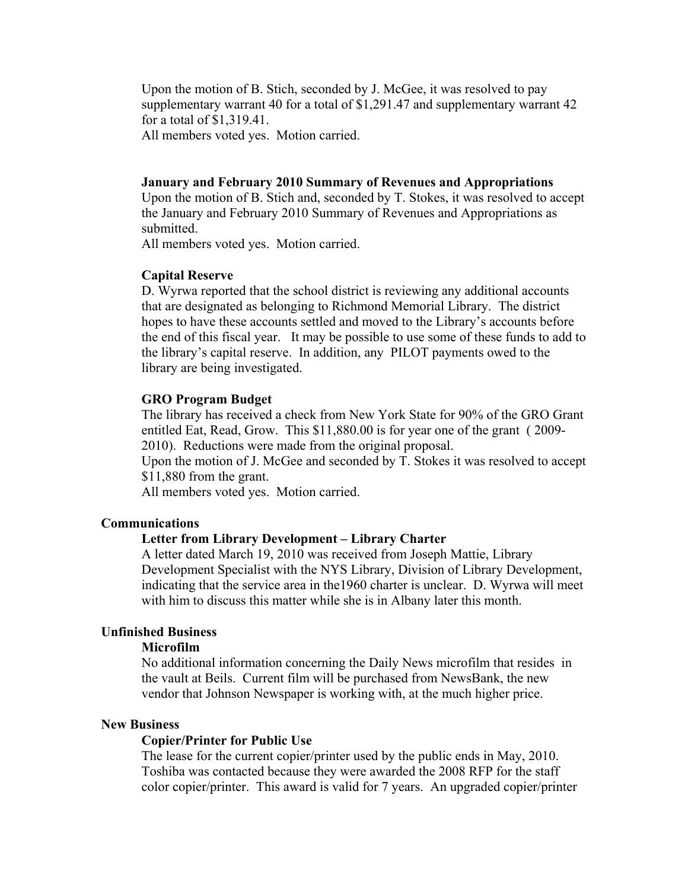Upon the motion of B. Stich, seconded by J. McGee, it was resolved to pay supplementary warrant 40 for a total of $1,291.47 and supplementary warrant 42 for a total of $1,319.41.
All members voted yes. Motion carried.

**January and February 2010 Summary of Revenues and Appropriations**
Upon the motion of B. Stich and, seconded by T. Stokes, it was resolved to accept the January and February 2010 Summary of Revenues and Appropriations as submitted.
All members voted yes. Motion carried.

**Capital Reserve**
D. Wyrwa reported that the school district is reviewing any additional accounts that are designated as belonging to Richmond Memorial Library. The district hopes to have these accounts settled and moved to the Library's accounts before the end of this fiscal year. It may be possible to use some of these funds to add to the library's capital reserve. In addition, any PILOT payments owed to the library are being investigated.

**GRO Program Budget**
The library has received a check from New York State for 90% of the GRO Grant entitled Eat, Read, Grow. This $11,880.00 is for year one of the grant ( 2009-2010). Reductions were made from the original proposal.
Upon the motion of J. McGee and seconded by T. Stokes it was resolved to accept $11,880 from the grant.
All members voted yes. Motion carried.

**Communications**

**Letter from Library Development – Library Charter**
A letter dated March 19, 2010 was received from Joseph Mattie, Library Development Specialist with the NYS Library, Division of Library Development, indicating that the service area in the1960 charter is unclear. D. Wyrwa will meet with him to discuss this matter while she is in Albany later this month.

**Unfinished Business**

**Microfilm**
No additional information concerning the Daily News microfilm that resides in the vault at Beils. Current film will be purchased from NewsBank, the new vendor that Johnson Newspaper is working with, at the much higher price.

**New Business**

**Copier/Printer for Public Use**
The lease for the current copier/printer used by the public ends in May, 2010. Toshiba was contacted because they were awarded the 2008 RFP for the staff color copier/printer. This award is valid for 7 years. An upgraded copier/printer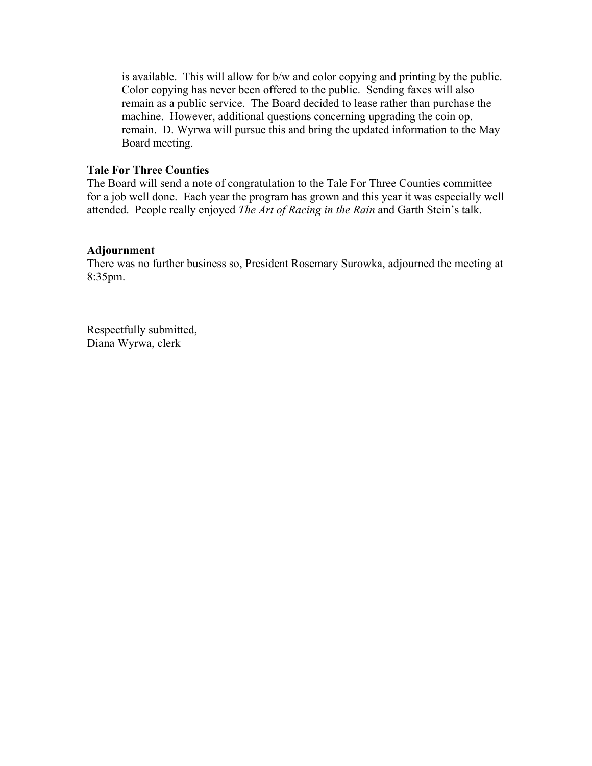is available. This will allow for b/w and color copying and printing by the public. Color copying has never been offered to the public. Sending faxes will also remain as a public service. The Board decided to lease rather than purchase the machine. However, additional questions concerning upgrading the coin op. remain. D. Wyrwa will pursue this and bring the updated information to the May Board meeting.

**Tale For Three Counties**

The Board will send a note of congratulation to the Tale For Three Counties committee for a job well done. Each year the program has grown and this year it was especially well attended. People really enjoyed *The Art of Racing in the Rain* and Garth Stein's talk.

**Adjournment**

There was no further business so, President Rosemary Surowka, adjourned the meeting at 8:35pm.

Respectfully submitted,
Diana Wyrwa, clerk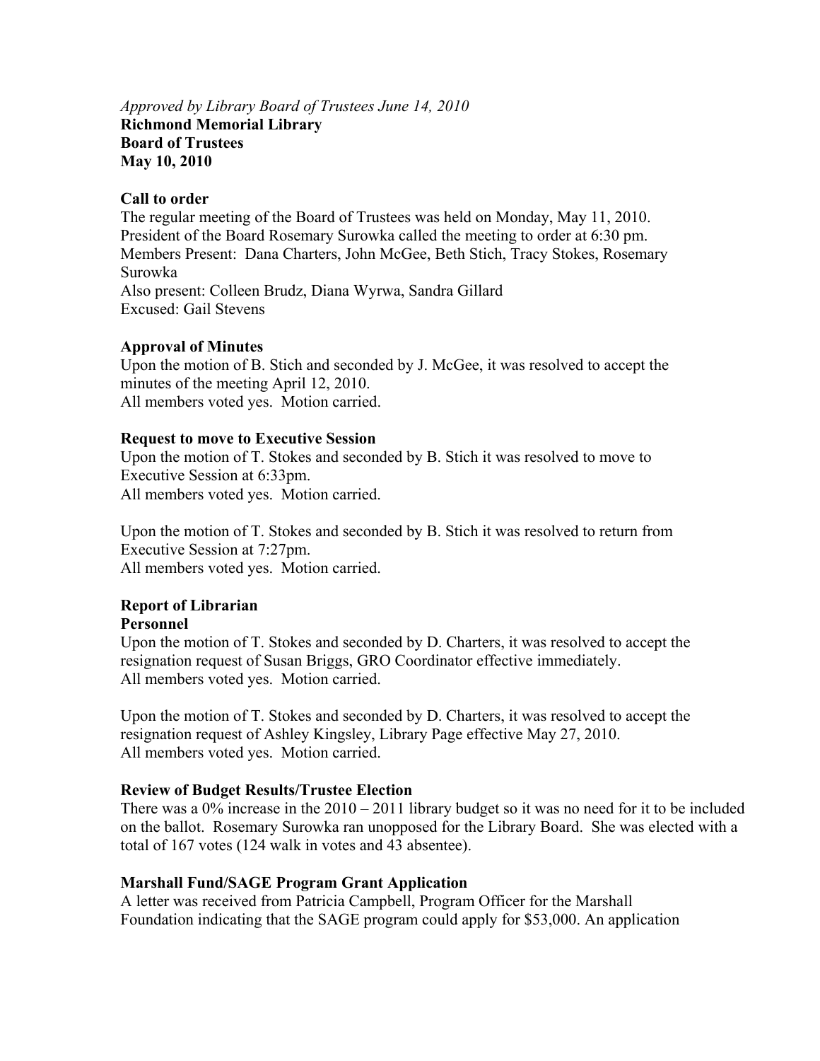*Approved by Library Board of Trustees June 14, 2010*
**Richmond Memorial Library**
**Board of Trustees**
**May 10, 2010**

**Call to order**

The regular meeting of the Board of Trustees was held on Monday, May 11, 2010. President of the Board Rosemary Surowka called the meeting to order at 6:30 pm.
Members Present: Dana Charters, John McGee, Beth Stich, Tracy Stokes, Rosemary Surowka
Also present: Colleen Brudz, Diana Wyrwa, Sandra Gillard
Excused: Gail Stevens

**Approval of Minutes**

Upon the motion of B. Stich and seconded by J. McGee, it was resolved to accept the minutes of the meeting April 12, 2010.
All members voted yes. Motion carried.

**Request to move to Executive Session**

Upon the motion of T. Stokes and seconded by B. Stich it was resolved to move to Executive Session at 6:33pm.
All members voted yes. Motion carried.

Upon the motion of T. Stokes and seconded by B. Stich it was resolved to return from Executive Session at 7:27pm.
All members voted yes. Motion carried.

**Report of Librarian**
**Personnel**

Upon the motion of T. Stokes and seconded by D. Charters, it was resolved to accept the resignation request of Susan Briggs, GRO Coordinator effective immediately.
All members voted yes. Motion carried.

Upon the motion of T. Stokes and seconded by D. Charters, it was resolved to accept the resignation request of Ashley Kingsley, Library Page effective May 27, 2010.
All members voted yes. Motion carried.

**Review of Budget Results/Trustee Election**

There was a 0% increase in the 2010 – 2011 library budget so it was no need for it to be included on the ballot. Rosemary Surowka ran unopposed for the Library Board. She was elected with a total of 167 votes (124 walk in votes and 43 absentee).

**Marshall Fund/SAGE Program Grant Application**

A letter was received from Patricia Campbell, Program Officer for the Marshall Foundation indicating that the SAGE program could apply for $53,000. An application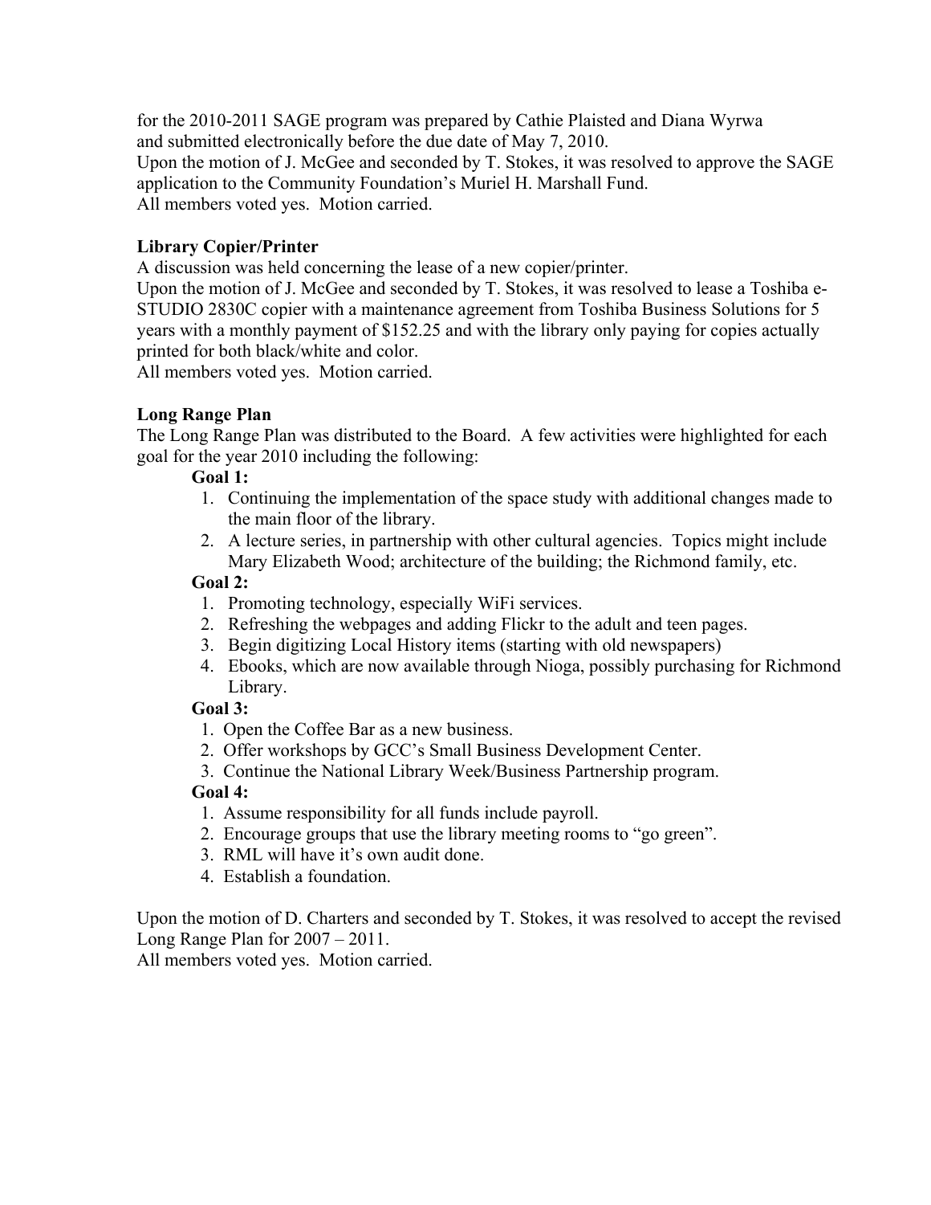for the 2010-2011 SAGE program was prepared by Cathie Plaisted and Diana Wyrwa and submitted electronically before the due date of May 7, 2010.
Upon the motion of J. McGee and seconded by T. Stokes, it was resolved to approve the SAGE application to the Community Foundation's Muriel H. Marshall Fund.
All members voted yes. Motion carried.

**Library Copier/Printer**
A discussion was held concerning the lease of a new copier/printer.
Upon the motion of J. McGee and seconded by T. Stokes, it was resolved to lease a Toshiba e-STUDIO 2830C copier with a maintenance agreement from Toshiba Business Solutions for 5 years with a monthly payment of $152.25 and with the library only paying for copies actually printed for both black/white and color.
All members voted yes. Motion carried.

**Long Range Plan**
The Long Range Plan was distributed to the Board. A few activities were highlighted for each goal for the year 2010 including the following:

**Goal 1:**

1. Continuing the implementation of the space study with additional changes made to the main floor of the library.
2. A lecture series, in partnership with other cultural agencies. Topics might include Mary Elizabeth Wood; architecture of the building; the Richmond family, etc.

**Goal 2:**

1. Promoting technology, especially WiFi services.
2. Refreshing the webpages and adding Flickr to the adult and teen pages.
3. Begin digitizing Local History items (starting with old newspapers)
4. Ebooks, which are now available through Nioga, possibly purchasing for Richmond Library.

**Goal 3:**

1. Open the Coffee Bar as a new business.
2. Offer workshops by GCC's Small Business Development Center.
3. Continue the National Library Week/Business Partnership program.

**Goal 4:**

1. Assume responsibility for all funds include payroll.
2. Encourage groups that use the library meeting rooms to "go green".
3. RML will have it's own audit done.
4. Establish a foundation.

Upon the motion of D. Charters and seconded by T. Stokes, it was resolved to accept the revised Long Range Plan for 2007 – 2011.
All members voted yes. Motion carried.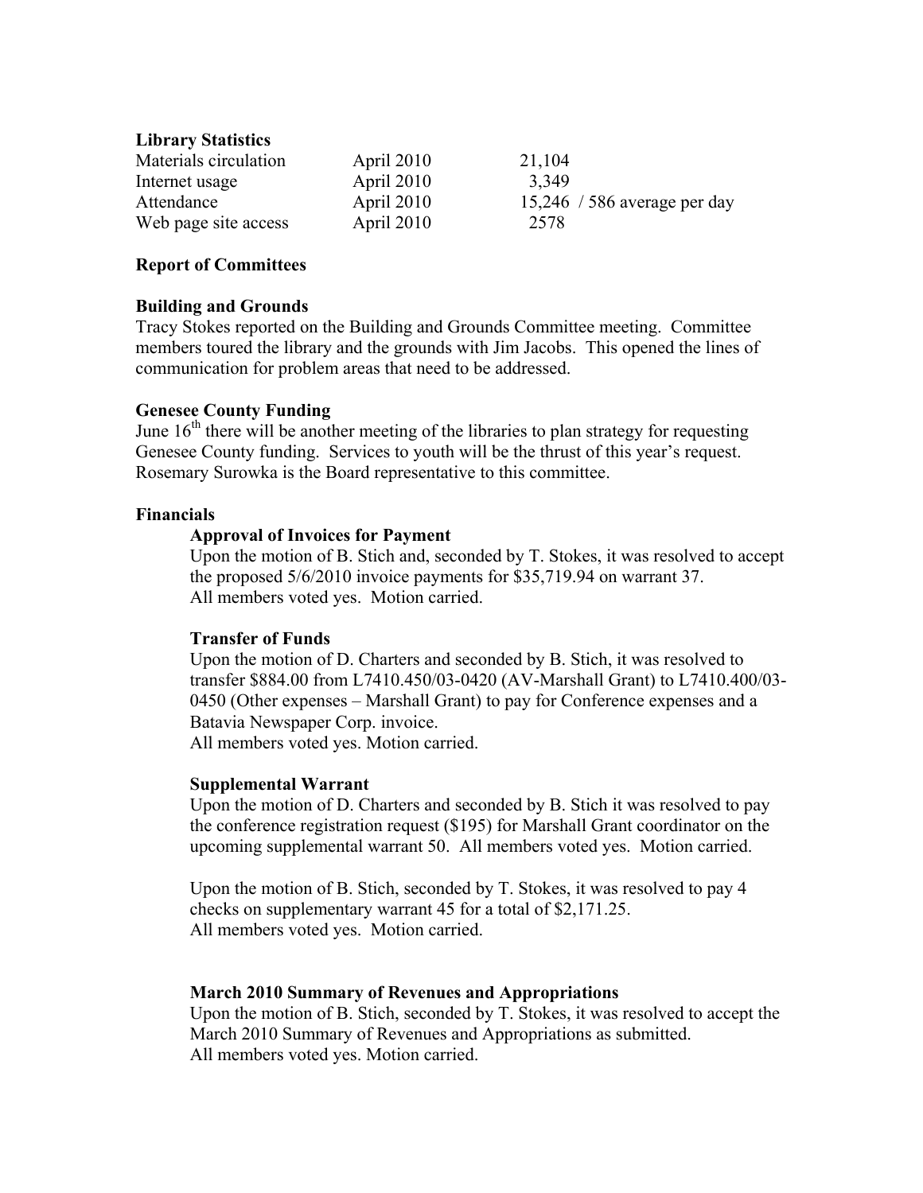**Library Statistics**

| | | |
|---|---|---|
| Materials circulation | April 2010 | 21,104 |
| Internet usage | April 2010 | 3,349 |
| Attendance | April 2010 | 15,246 / 586 average per day |
| Web page site access | April 2010 | 2578 |

**Report of Committees**

**Building and Grounds**

Tracy Stokes reported on the Building and Grounds Committee meeting. Committee members toured the library and the grounds with Jim Jacobs. This opened the lines of communication for problem areas that need to be addressed.

**Genesee County Funding**

June 16th there will be another meeting of the libraries to plan strategy for requesting Genesee County funding. Services to youth will be the thrust of this year's request. Rosemary Surowka is the Board representative to this committee.

**Financials**

**Approval of Invoices for Payment**

Upon the motion of B. Stich and, seconded by T. Stokes, it was resolved to accept the proposed 5/6/2010 invoice payments for $35,719.94 on warrant 37.
All members voted yes. Motion carried.

**Transfer of Funds**

Upon the motion of D. Charters and seconded by B. Stich, it was resolved to transfer $884.00 from L7410.450/03-0420 (AV-Marshall Grant) to L7410.400/03-0450 (Other expenses – Marshall Grant) to pay for Conference expenses and a Batavia Newspaper Corp. invoice.
All members voted yes. Motion carried.

**Supplemental Warrant**

Upon the motion of D. Charters and seconded by B. Stich it was resolved to pay the conference registration request ($195) for Marshall Grant coordinator on the upcoming supplemental warrant 50. All members voted yes. Motion carried.

Upon the motion of B. Stich, seconded by T. Stokes, it was resolved to pay 4 checks on supplementary warrant 45 for a total of $2,171.25.
All members voted yes. Motion carried.

**March 2010 Summary of Revenues and Appropriations**

Upon the motion of B. Stich, seconded by T. Stokes, it was resolved to accept the March 2010 Summary of Revenues and Appropriations as submitted.
All members voted yes. Motion carried.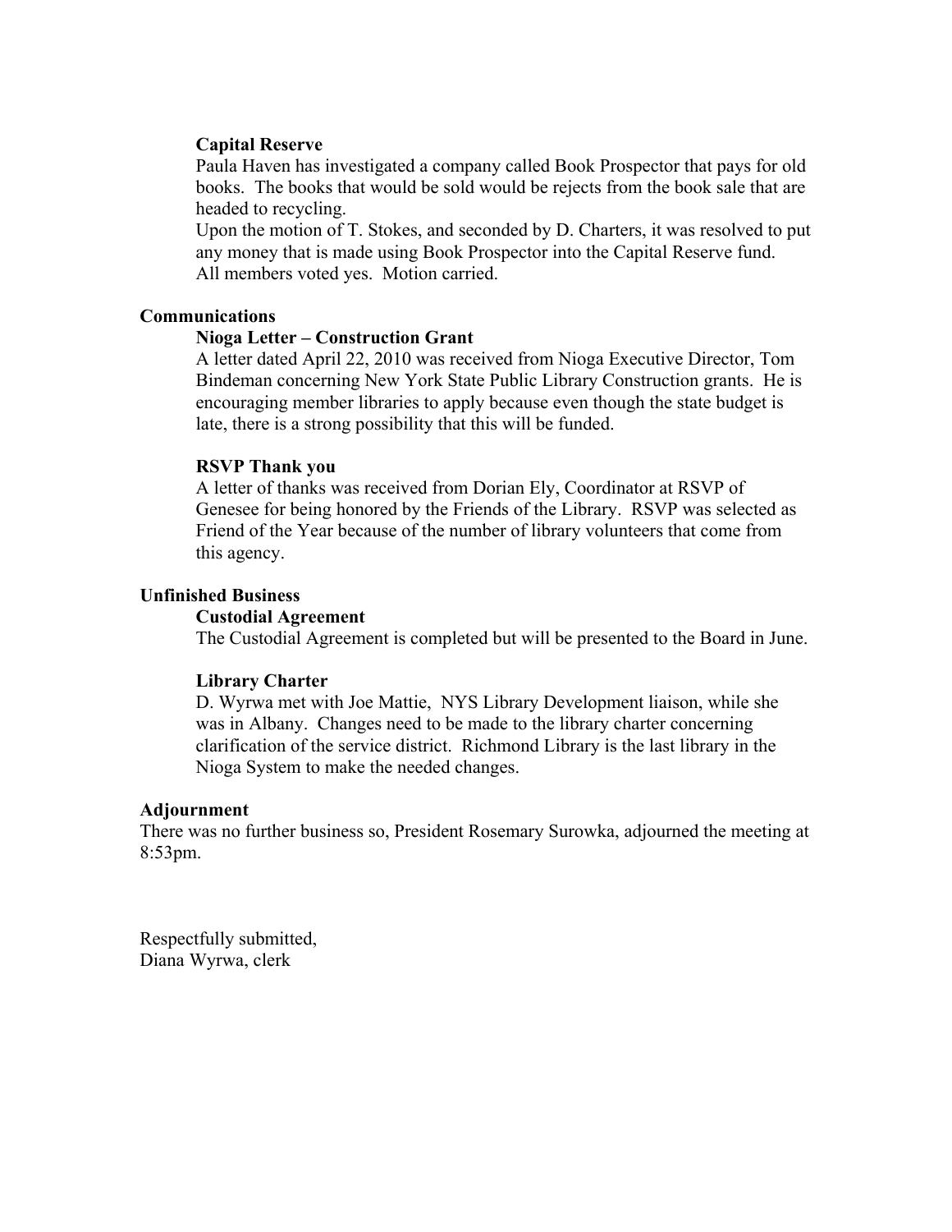### Capital Reserve

Paula Haven has investigated a company called Book Prospector that pays for old books. The books that would be sold would be rejects from the book sale that are headed to recycling.
Upon the motion of T. Stokes, and seconded by D. Charters, it was resolved to put any money that is made using Book Prospector into the Capital Reserve fund.
All members voted yes. Motion carried.

## Communications

### Nioga Letter – Construction Grant

A letter dated April 22, 2010 was received from Nioga Executive Director, Tom Bindeman concerning New York State Public Library Construction grants. He is encouraging member libraries to apply because even though the state budget is late, there is a strong possibility that this will be funded.

### RSVP Thank you

A letter of thanks was received from Dorian Ely, Coordinator at RSVP of Genesee for being honored by the Friends of the Library. RSVP was selected as Friend of the Year because of the number of library volunteers that come from this agency.

## Unfinished Business

### Custodial Agreement

The Custodial Agreement is completed but will be presented to the Board in June.

### Library Charter

D. Wyrwa met with Joe Mattie, NYS Library Development liaison, while she was in Albany. Changes need to be made to the library charter concerning clarification of the service district. Richmond Library is the last library in the Nioga System to make the needed changes.

## Adjournment

There was no further business so, President Rosemary Surowka, adjourned the meeting at 8:53pm.

Respectfully submitted,
Diana Wyrwa, clerk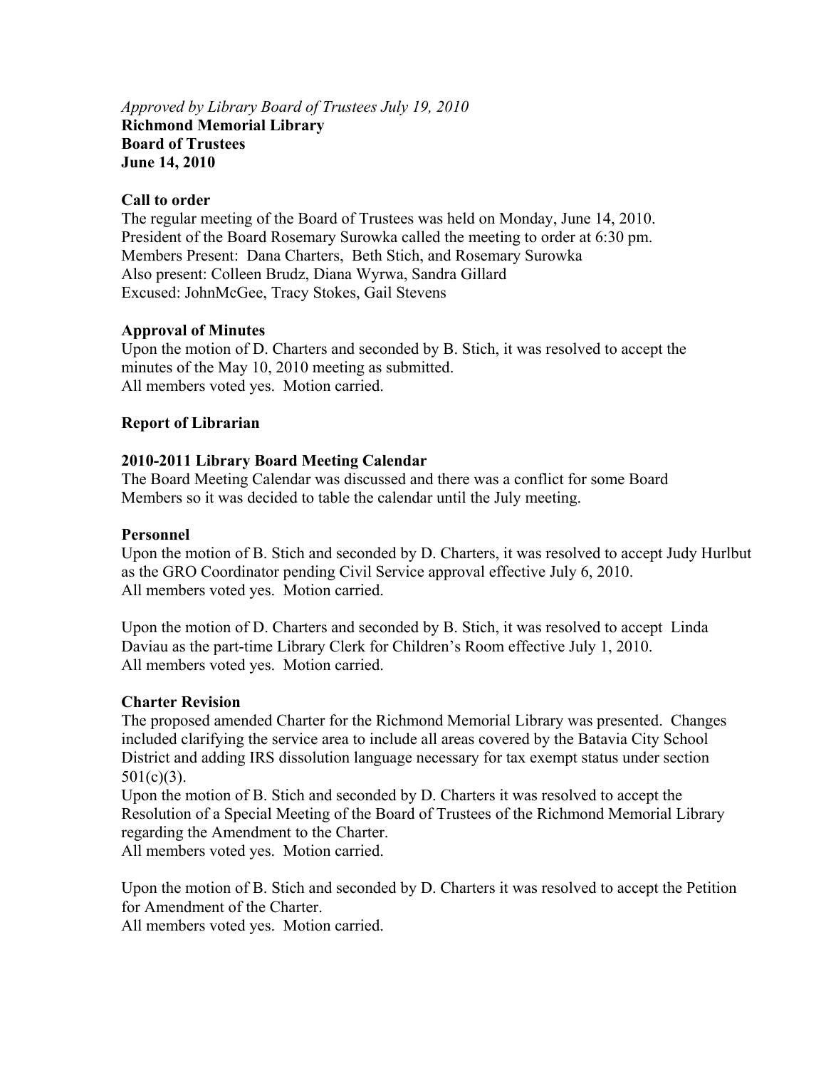*Approved by Library Board of Trustees July 19, 2010*
**Richmond Memorial Library**
**Board of Trustees**
**June 14, 2010**

**Call to order**

The regular meeting of the Board of Trustees was held on Monday, June 14, 2010. President of the Board Rosemary Surowka called the meeting to order at 6:30 pm.
Members Present: Dana Charters, Beth Stich, and Rosemary Surowka
Also present: Colleen Brudz, Diana Wyrwa, Sandra Gillard
Excused: JohnMcGee, Tracy Stokes, Gail Stevens

**Approval of Minutes**

Upon the motion of D. Charters and seconded by B. Stich, it was resolved to accept the minutes of the May 10, 2010 meeting as submitted.
All members voted yes. Motion carried.

**Report of Librarian**

**2010-2011 Library Board Meeting Calendar**

The Board Meeting Calendar was discussed and there was a conflict for some Board Members so it was decided to table the calendar until the July meeting.

**Personnel**

Upon the motion of B. Stich and seconded by D. Charters, it was resolved to accept Judy Hurlbut as the GRO Coordinator pending Civil Service approval effective July 6, 2010.
All members voted yes. Motion carried.

Upon the motion of D. Charters and seconded by B. Stich, it was resolved to accept Linda Daviau as the part-time Library Clerk for Children's Room effective July 1, 2010.
All members voted yes. Motion carried.

**Charter Revision**

The proposed amended Charter for the Richmond Memorial Library was presented. Changes included clarifying the service area to include all areas covered by the Batavia City School District and adding IRS dissolution language necessary for tax exempt status under section 501(c)(3).
Upon the motion of B. Stich and seconded by D. Charters it was resolved to accept the Resolution of a Special Meeting of the Board of Trustees of the Richmond Memorial Library regarding the Amendment to the Charter.
All members voted yes. Motion carried.

Upon the motion of B. Stich and seconded by D. Charters it was resolved to accept the Petition for Amendment of the Charter.
All members voted yes. Motion carried.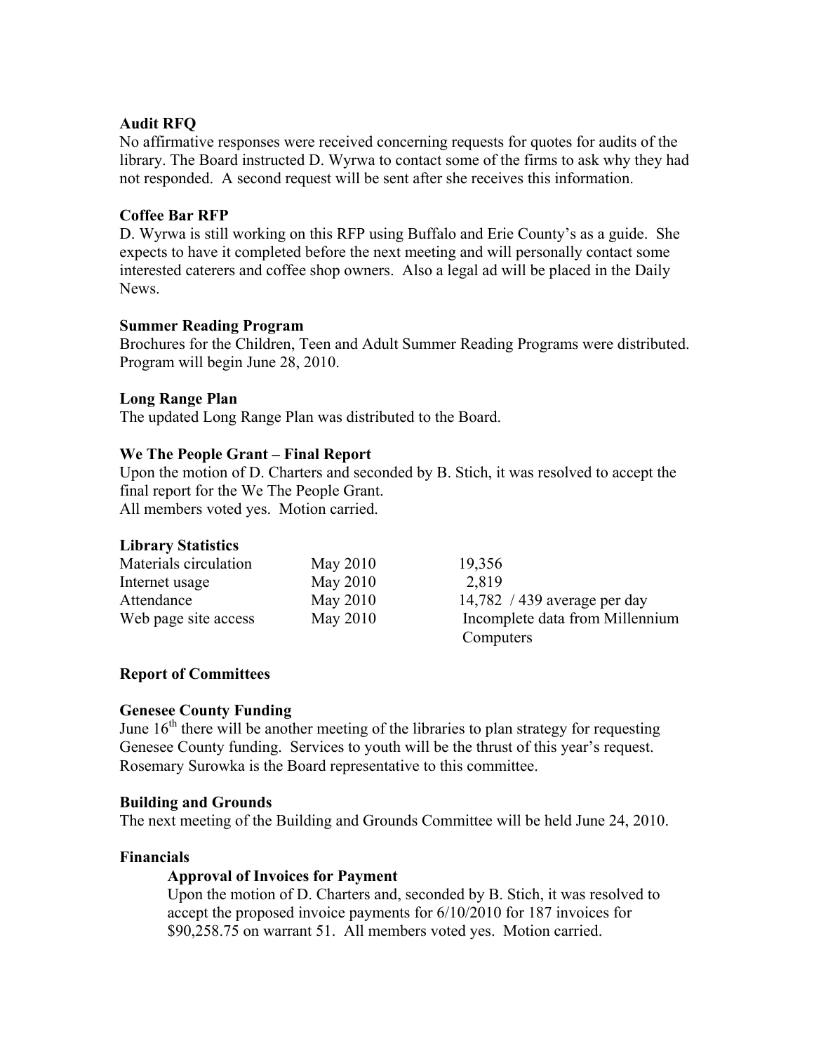**Audit RFQ**

No affirmative responses were received concerning requests for quotes for audits of the library. The Board instructed D. Wyrwa to contact some of the firms to ask why they had not responded. A second request will be sent after she receives this information.

**Coffee Bar RFP**

D. Wyrwa is still working on this RFP using Buffalo and Erie County's as a guide. She expects to have it completed before the next meeting and will personally contact some interested caterers and coffee shop owners. Also a legal ad will be placed in the Daily News.

**Summer Reading Program**

Brochures for the Children, Teen and Adult Summer Reading Programs were distributed. Program will begin June 28, 2010.

**Long Range Plan**

The updated Long Range Plan was distributed to the Board.

**We The People Grant – Final Report**

Upon the motion of D. Charters and seconded by B. Stich, it was resolved to accept the final report for the We The People Grant.
All members voted yes. Motion carried.

**Library Statistics**

| | | |
|---|---|---|
| Materials circulation | May 2010 | 19,356 |
| Internet usage | May 2010 | 2,819 |
| Attendance | May 2010 | 14,782 / 439 average per day |
| Web page site access | May 2010 | Incomplete data from Millennium Computers |

**Report of Committees**

**Genesee County Funding**

June 16th there will be another meeting of the libraries to plan strategy for requesting Genesee County funding. Services to youth will be the thrust of this year's request. Rosemary Surowka is the Board representative to this committee.

**Building and Grounds**

The next meeting of the Building and Grounds Committee will be held June 24, 2010.

**Financials**

**Approval of Invoices for Payment**

Upon the motion of D. Charters and, seconded by B. Stich, it was resolved to accept the proposed invoice payments for 6/10/2010 for 187 invoices for $90,258.75 on warrant 51. All members voted yes. Motion carried.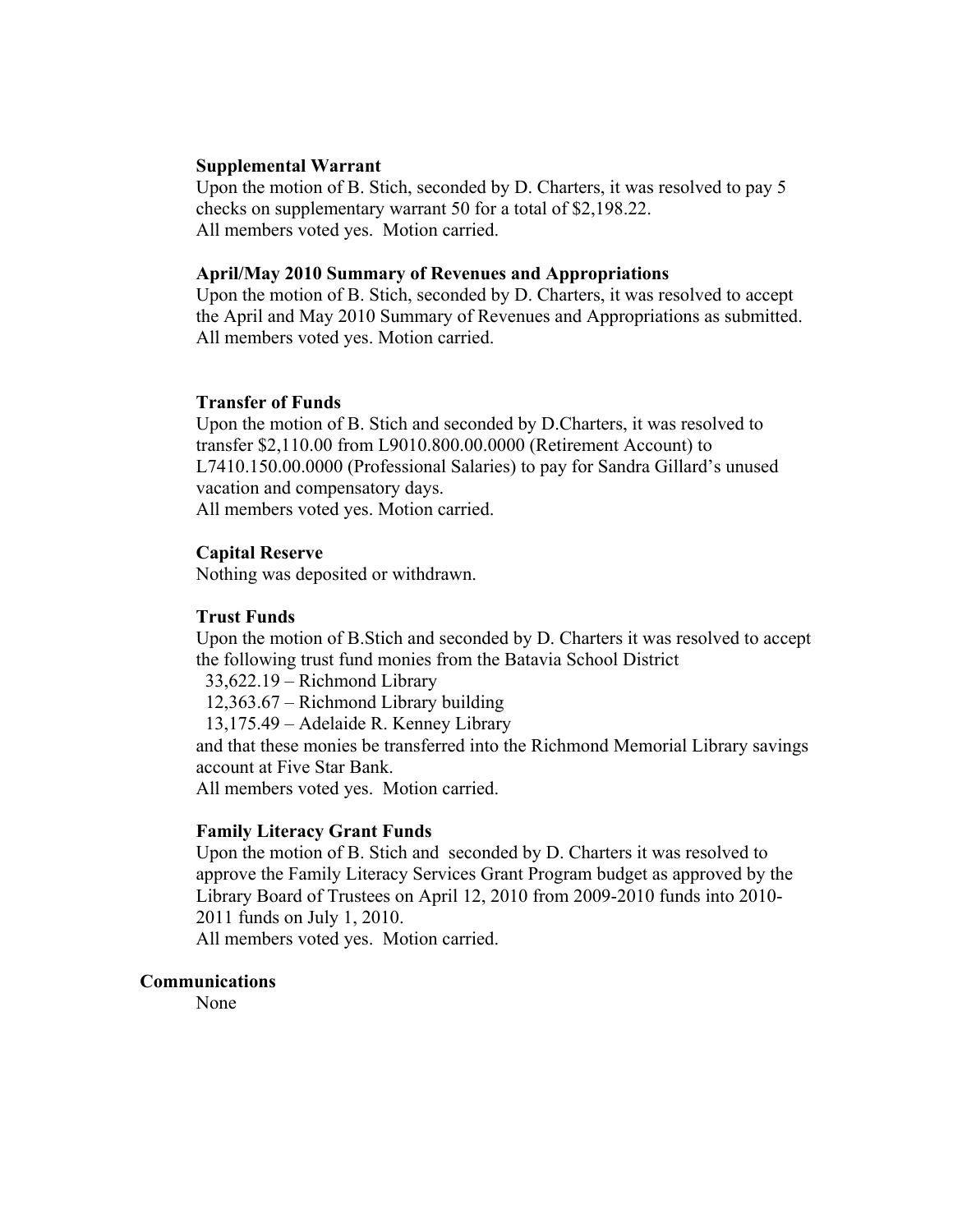**Supplemental Warrant**

Upon the motion of B. Stich, seconded by D. Charters, it was resolved to pay 5 checks on supplementary warrant 50 for a total of $2,198.22.
All members voted yes. Motion carried.

**April/May 2010 Summary of Revenues and Appropriations**

Upon the motion of B. Stich, seconded by D. Charters, it was resolved to accept the April and May 2010 Summary of Revenues and Appropriations as submitted.
All members voted yes. Motion carried.

**Transfer of Funds**

Upon the motion of B. Stich and seconded by D.Charters, it was resolved to transfer $2,110.00 from L9010.800.00.0000 (Retirement Account) to L7410.150.00.0000 (Professional Salaries) to pay for Sandra Gillard's unused vacation and compensatory days.
All members voted yes. Motion carried.

**Capital Reserve**

Nothing was deposited or withdrawn.

**Trust Funds**

Upon the motion of B.Stich and seconded by D. Charters it was resolved to accept the following trust fund monies from the Batavia School District

33,622.19 – Richmond Library
12,363.67 – Richmond Library building
13,175.49 – Adelaide R. Kenney Library

and that these monies be transferred into the Richmond Memorial Library savings account at Five Star Bank.
All members voted yes. Motion carried.

**Family Literacy Grant Funds**

Upon the motion of B. Stich and seconded by D. Charters it was resolved to approve the Family Literacy Services Grant Program budget as approved by the Library Board of Trustees on April 12, 2010 from 2009-2010 funds into 2010-2011 funds on July 1, 2010.
All members voted yes. Motion carried.

**Communications**

None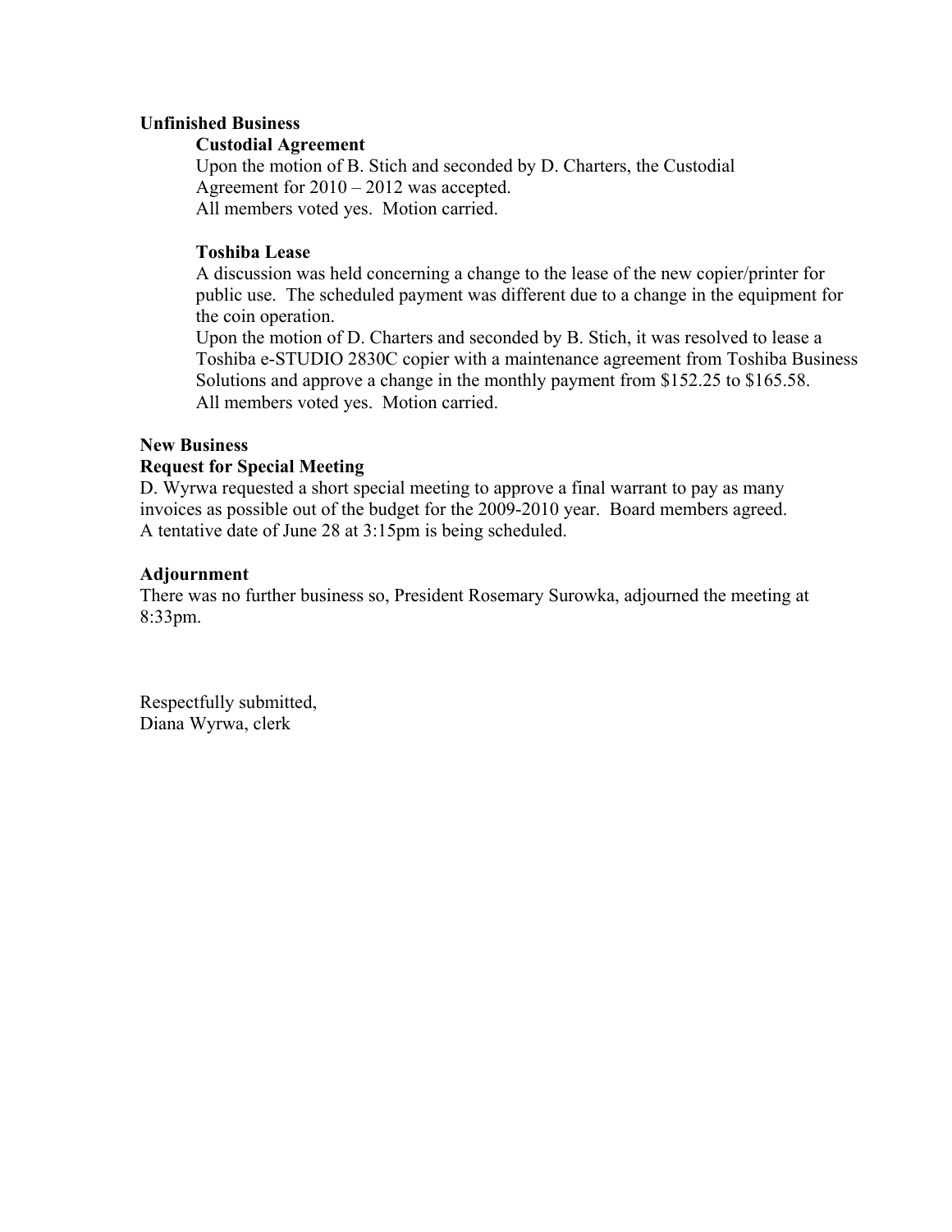## Unfinished Business

### Custodial Agreement

Upon the motion of B. Stich and seconded by D. Charters, the Custodial Agreement for 2010 – 2012 was accepted.
All members voted yes. Motion carried.

### Toshiba Lease

A discussion was held concerning a change to the lease of the new copier/printer for public use. The scheduled payment was different due to a change in the equipment for the coin operation.
Upon the motion of D. Charters and seconded by B. Stich, it was resolved to lease a Toshiba e-STUDIO 2830C copier with a maintenance agreement from Toshiba Business Solutions and approve a change in the monthly payment from $152.25 to $165.58.
All members voted yes. Motion carried.

## New Business

### Request for Special Meeting

D. Wyrwa requested a short special meeting to approve a final warrant to pay as many invoices as possible out of the budget for the 2009-2010 year. Board members agreed.
A tentative date of June 28 at 3:15pm is being scheduled.

## Adjournment

There was no further business so, President Rosemary Surowka, adjourned the meeting at 8:33pm.

Respectfully submitted,
Diana Wyrwa, clerk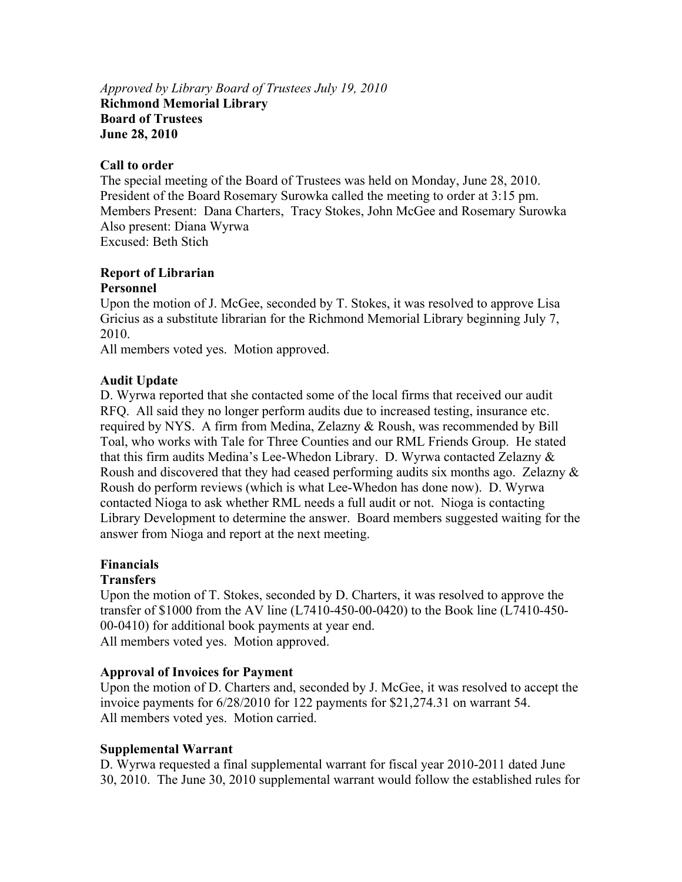*Approved by Library Board of Trustees July 19, 2010*
**Richmond Memorial Library**
**Board of Trustees**
**June 28, 2010**

**Call to order**

The special meeting of the Board of Trustees was held on Monday, June 28, 2010. President of the Board Rosemary Surowka called the meeting to order at 3:15 pm.
Members Present: Dana Charters, Tracy Stokes, John McGee and Rosemary Surowka
Also present: Diana Wyrwa
Excused: Beth Stich

**Report of Librarian**
**Personnel**

Upon the motion of J. McGee, seconded by T. Stokes, it was resolved to approve Lisa Gricius as a substitute librarian for the Richmond Memorial Library beginning July 7, 2010.
All members voted yes. Motion approved.

**Audit Update**

D. Wyrwa reported that she contacted some of the local firms that received our audit RFQ. All said they no longer perform audits due to increased testing, insurance etc. required by NYS. A firm from Medina, Zelazny & Roush, was recommended by Bill Toal, who works with Tale for Three Counties and our RML Friends Group. He stated that this firm audits Medina's Lee-Whedon Library. D. Wyrwa contacted Zelazny & Roush and discovered that they had ceased performing audits six months ago. Zelazny & Roush do perform reviews (which is what Lee-Whedon has done now). D. Wyrwa contacted Nioga to ask whether RML needs a full audit or not. Nioga is contacting Library Development to determine the answer. Board members suggested waiting for the answer from Nioga and report at the next meeting.

**Financials**
**Transfers**

Upon the motion of T. Stokes, seconded by D. Charters, it was resolved to approve the transfer of $1000 from the AV line (L7410-450-00-0420) to the Book line (L7410-450-00-0410) for additional book payments at year end.
All members voted yes. Motion approved.

**Approval of Invoices for Payment**

Upon the motion of D. Charters and, seconded by J. McGee, it was resolved to accept the invoice payments for 6/28/2010 for 122 payments for $21,274.31 on warrant 54.
All members voted yes. Motion carried.

**Supplemental Warrant**

D. Wyrwa requested a final supplemental warrant for fiscal year 2010-2011 dated June 30, 2010. The June 30, 2010 supplemental warrant would follow the established rules for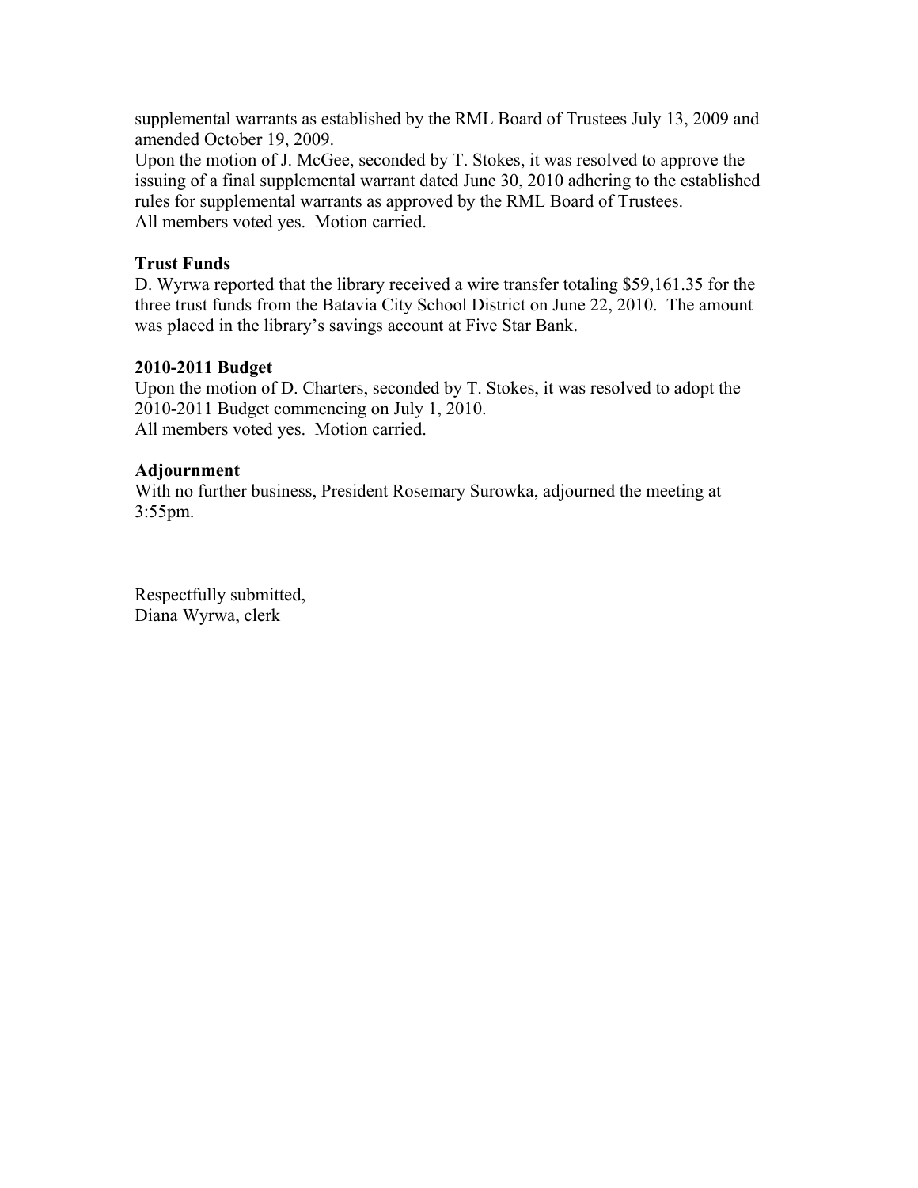supplemental warrants as established by the RML Board of Trustees July 13, 2009 and amended October 19, 2009.
Upon the motion of J. McGee, seconded by T. Stokes, it was resolved to approve the issuing of a final supplemental warrant dated June 30, 2010 adhering to the established rules for supplemental warrants as approved by the RML Board of Trustees.
All members voted yes. Motion carried.

**Trust Funds**
D. Wyrwa reported that the library received a wire transfer totaling $59,161.35 for the three trust funds from the Batavia City School District on June 22, 2010. The amount was placed in the library's savings account at Five Star Bank.

**2010-2011 Budget**
Upon the motion of D. Charters, seconded by T. Stokes, it was resolved to adopt the 2010-2011 Budget commencing on July 1, 2010.
All members voted yes. Motion carried.

**Adjournment**
With no further business, President Rosemary Surowka, adjourned the meeting at 3:55pm.

Respectfully submitted,
Diana Wyrwa, clerk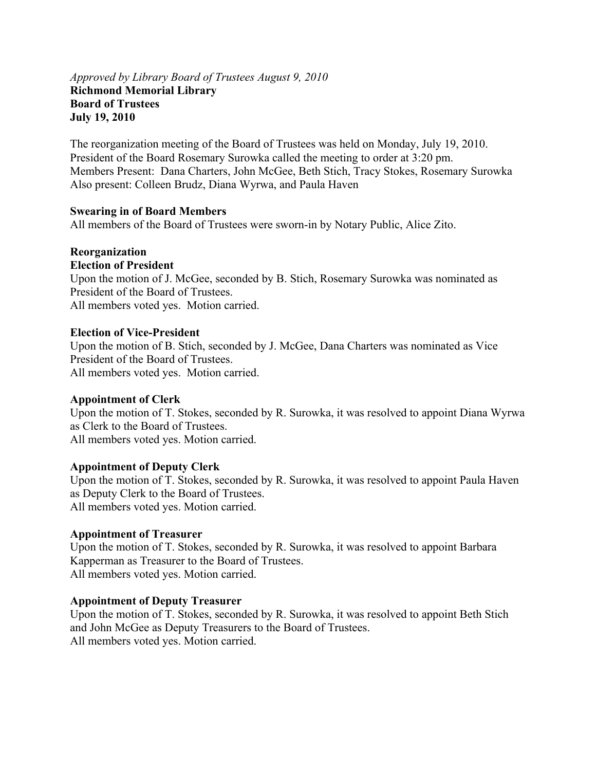*Approved by Library Board of Trustees August 9, 2010*

**Richmond Memorial Library**
**Board of Trustees**
**July 19, 2010**

The reorganization meeting of the Board of Trustees was held on Monday, July 19, 2010. President of the Board Rosemary Surowka called the meeting to order at 3:20 pm.
Members Present: Dana Charters, John McGee, Beth Stich, Tracy Stokes, Rosemary Surowka
Also present: Colleen Brudz, Diana Wyrwa, and Paula Haven

**Swearing in of Board Members**

All members of the Board of Trustees were sworn-in by Notary Public, Alice Zito.

**Reorganization**

**Election of President**

Upon the motion of J. McGee, seconded by B. Stich, Rosemary Surowka was nominated as President of the Board of Trustees.
All members voted yes. Motion carried.

**Election of Vice-President**

Upon the motion of B. Stich, seconded by J. McGee, Dana Charters was nominated as Vice President of the Board of Trustees.
All members voted yes. Motion carried.

**Appointment of Clerk**

Upon the motion of T. Stokes, seconded by R. Surowka, it was resolved to appoint Diana Wyrwa as Clerk to the Board of Trustees.
All members voted yes. Motion carried.

**Appointment of Deputy Clerk**

Upon the motion of T. Stokes, seconded by R. Surowka, it was resolved to appoint Paula Haven as Deputy Clerk to the Board of Trustees.
All members voted yes. Motion carried.

**Appointment of Treasurer**

Upon the motion of T. Stokes, seconded by R. Surowka, it was resolved to appoint Barbara Kapperman as Treasurer to the Board of Trustees.
All members voted yes. Motion carried.

**Appointment of Deputy Treasurer**

Upon the motion of T. Stokes, seconded by R. Surowka, it was resolved to appoint Beth Stich and John McGee as Deputy Treasurers to the Board of Trustees.
All members voted yes. Motion carried.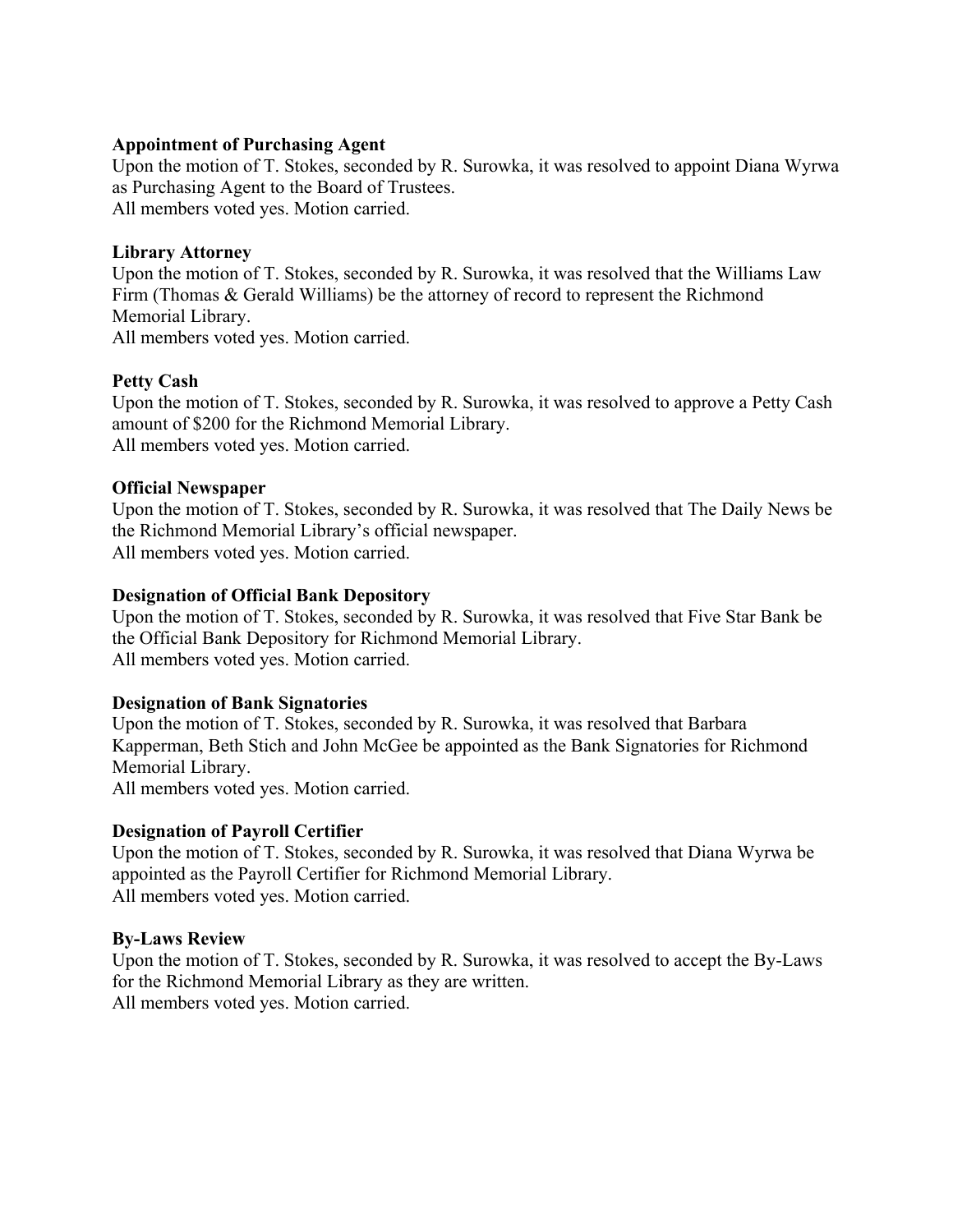**Appointment of Purchasing Agent**
Upon the motion of T. Stokes, seconded by R. Surowka, it was resolved to appoint Diana Wyrwa as Purchasing Agent to the Board of Trustees.
All members voted yes. Motion carried.

**Library Attorney**
Upon the motion of T. Stokes, seconded by R. Surowka, it was resolved that the Williams Law Firm (Thomas & Gerald Williams) be the attorney of record to represent the Richmond Memorial Library.
All members voted yes. Motion carried.

**Petty Cash**
Upon the motion of T. Stokes, seconded by R. Surowka, it was resolved to approve a Petty Cash amount of $200 for the Richmond Memorial Library.
All members voted yes. Motion carried.

**Official Newspaper**
Upon the motion of T. Stokes, seconded by R. Surowka, it was resolved that The Daily News be the Richmond Memorial Library's official newspaper.
All members voted yes. Motion carried.

**Designation of Official Bank Depository**
Upon the motion of T. Stokes, seconded by R. Surowka, it was resolved that Five Star Bank be the Official Bank Depository for Richmond Memorial Library.
All members voted yes. Motion carried.

**Designation of Bank Signatories**
Upon the motion of T. Stokes, seconded by R. Surowka, it was resolved that Barbara Kapperman, Beth Stich and John McGee be appointed as the Bank Signatories for Richmond Memorial Library.
All members voted yes. Motion carried.

**Designation of Payroll Certifier**
Upon the motion of T. Stokes, seconded by R. Surowka, it was resolved that Diana Wyrwa be appointed as the Payroll Certifier for Richmond Memorial Library.
All members voted yes. Motion carried.

**By-Laws Review**
Upon the motion of T. Stokes, seconded by R. Surowka, it was resolved to accept the By-Laws for the Richmond Memorial Library as they are written.
All members voted yes. Motion carried.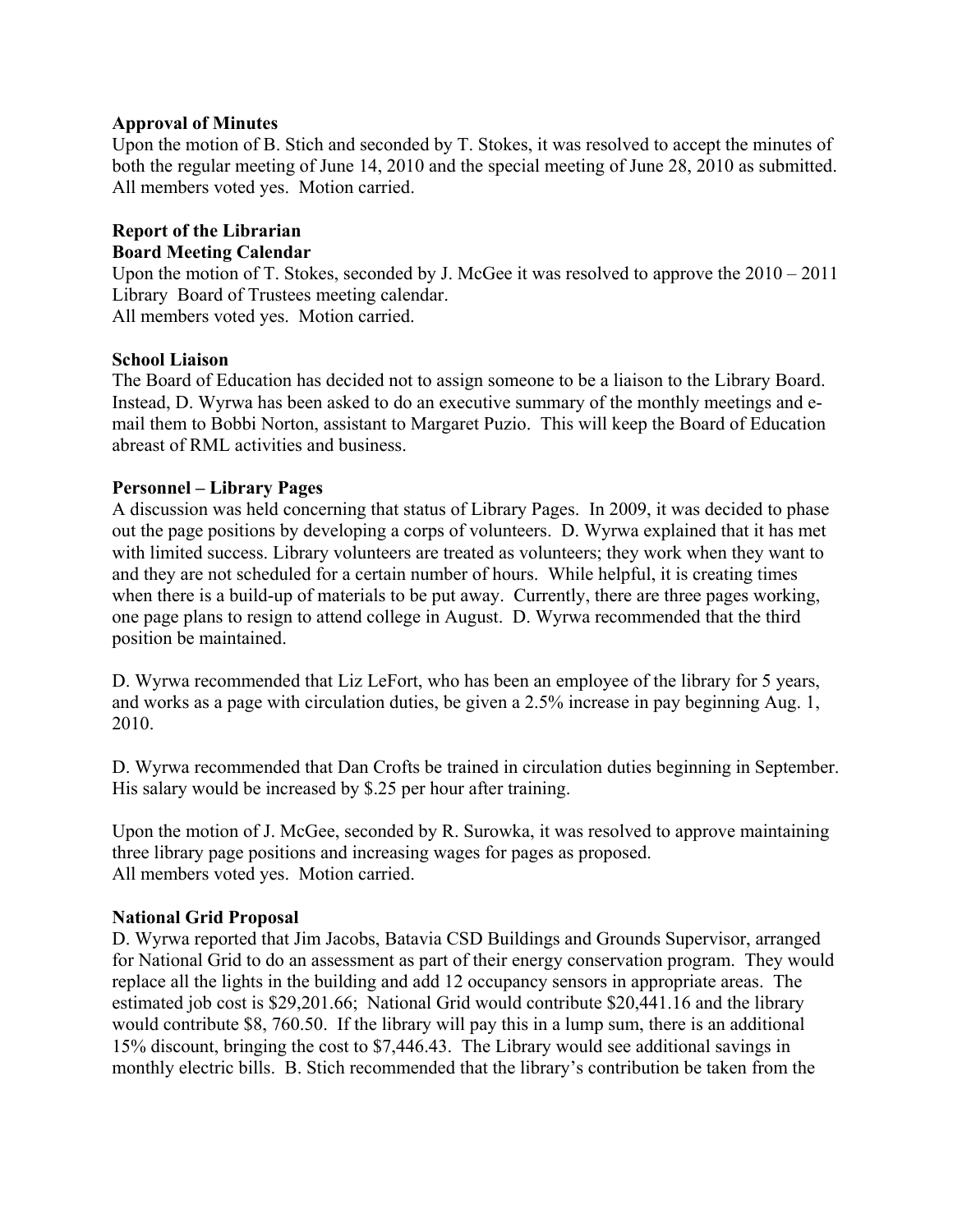**Approval of Minutes**

Upon the motion of B. Stich and seconded by T. Stokes, it was resolved to accept the minutes of both the regular meeting of June 14, 2010 and the special meeting of June 28, 2010 as submitted. All members voted yes. Motion carried.

**Report of the Librarian**

**Board Meeting Calendar**

Upon the motion of T. Stokes, seconded by J. McGee it was resolved to approve the 2010 – 2011 Library Board of Trustees meeting calendar.
All members voted yes. Motion carried.

**School Liaison**

The Board of Education has decided not to assign someone to be a liaison to the Library Board. Instead, D. Wyrwa has been asked to do an executive summary of the monthly meetings and e-mail them to Bobbi Norton, assistant to Margaret Puzio. This will keep the Board of Education abreast of RML activities and business.

**Personnel – Library Pages**

A discussion was held concerning that status of Library Pages. In 2009, it was decided to phase out the page positions by developing a corps of volunteers. D. Wyrwa explained that it has met with limited success. Library volunteers are treated as volunteers; they work when they want to and they are not scheduled for a certain number of hours. While helpful, it is creating times when there is a build-up of materials to be put away. Currently, there are three pages working, one page plans to resign to attend college in August. D. Wyrwa recommended that the third position be maintained.

D. Wyrwa recommended that Liz LeFort, who has been an employee of the library for 5 years, and works as a page with circulation duties, be given a 2.5% increase in pay beginning Aug. 1, 2010.

D. Wyrwa recommended that Dan Crofts be trained in circulation duties beginning in September. His salary would be increased by $.25 per hour after training.

Upon the motion of J. McGee, seconded by R. Surowka, it was resolved to approve maintaining three library page positions and increasing wages for pages as proposed.
All members voted yes. Motion carried.

**National Grid Proposal**

D. Wyrwa reported that Jim Jacobs, Batavia CSD Buildings and Grounds Supervisor, arranged for National Grid to do an assessment as part of their energy conservation program. They would replace all the lights in the building and add 12 occupancy sensors in appropriate areas. The estimated job cost is $29,201.66; National Grid would contribute $20,441.16 and the library would contribute $8, 760.50. If the library will pay this in a lump sum, there is an additional 15% discount, bringing the cost to $7,446.43. The Library would see additional savings in monthly electric bills. B. Stich recommended that the library's contribution be taken from the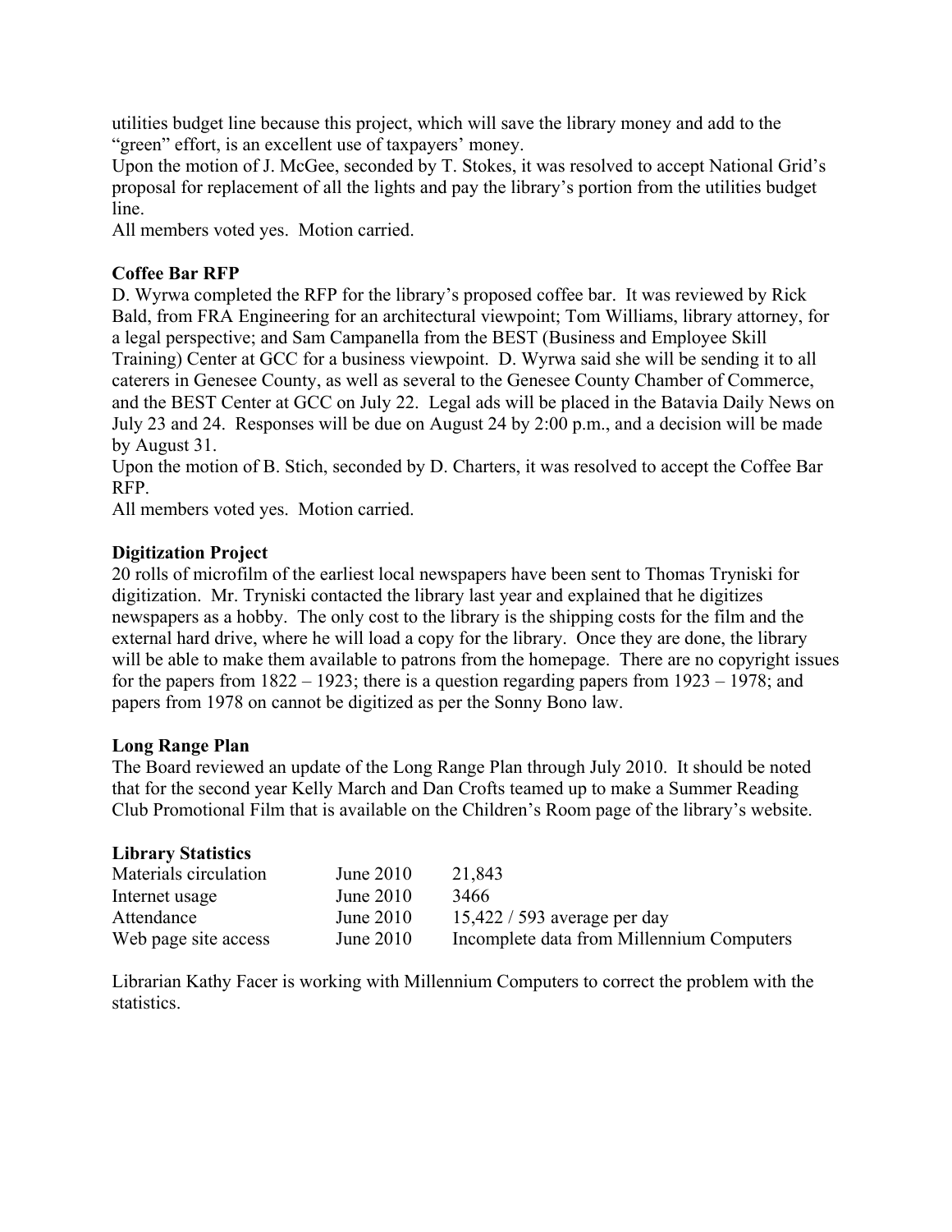utilities budget line because this project, which will save the library money and add to the "green" effort, is an excellent use of taxpayers' money.
Upon the motion of J. McGee, seconded by T. Stokes, it was resolved to accept National Grid's proposal for replacement of all the lights and pay the library's portion from the utilities budget line.
All members voted yes. Motion carried.

**Coffee Bar RFP**
D. Wyrwa completed the RFP for the library's proposed coffee bar. It was reviewed by Rick Bald, from FRA Engineering for an architectural viewpoint; Tom Williams, library attorney, for a legal perspective; and Sam Campanella from the BEST (Business and Employee Skill Training) Center at GCC for a business viewpoint. D. Wyrwa said she will be sending it to all caterers in Genesee County, as well as several to the Genesee County Chamber of Commerce, and the BEST Center at GCC on July 22. Legal ads will be placed in the Batavia Daily News on July 23 and 24. Responses will be due on August 24 by 2:00 p.m., and a decision will be made by August 31.
Upon the motion of B. Stich, seconded by D. Charters, it was resolved to accept the Coffee Bar RFP.
All members voted yes. Motion carried.

**Digitization Project**
20 rolls of microfilm of the earliest local newspapers have been sent to Thomas Tryniski for digitization. Mr. Tryniski contacted the library last year and explained that he digitizes newspapers as a hobby. The only cost to the library is the shipping costs for the film and the external hard drive, where he will load a copy for the library. Once they are done, the library will be able to make them available to patrons from the homepage. There are no copyright issues for the papers from 1822 – 1923; there is a question regarding papers from 1923 – 1978; and papers from 1978 on cannot be digitized as per the Sonny Bono law.

**Long Range Plan**
The Board reviewed an update of the Long Range Plan through July 2010. It should be noted that for the second year Kelly March and Dan Crofts teamed up to make a Summer Reading Club Promotional Film that is available on the Children's Room page of the library's website.

**Library Statistics**

| | | |
|---|---|---|
| Materials circulation | June 2010 | 21,843 |
| Internet usage | June 2010 | 3466 |
| Attendance | June 2010 | 15,422 / 593 average per day |
| Web page site access | June 2010 | Incomplete data from Millennium Computers |

Librarian Kathy Facer is working with Millennium Computers to correct the problem with the statistics.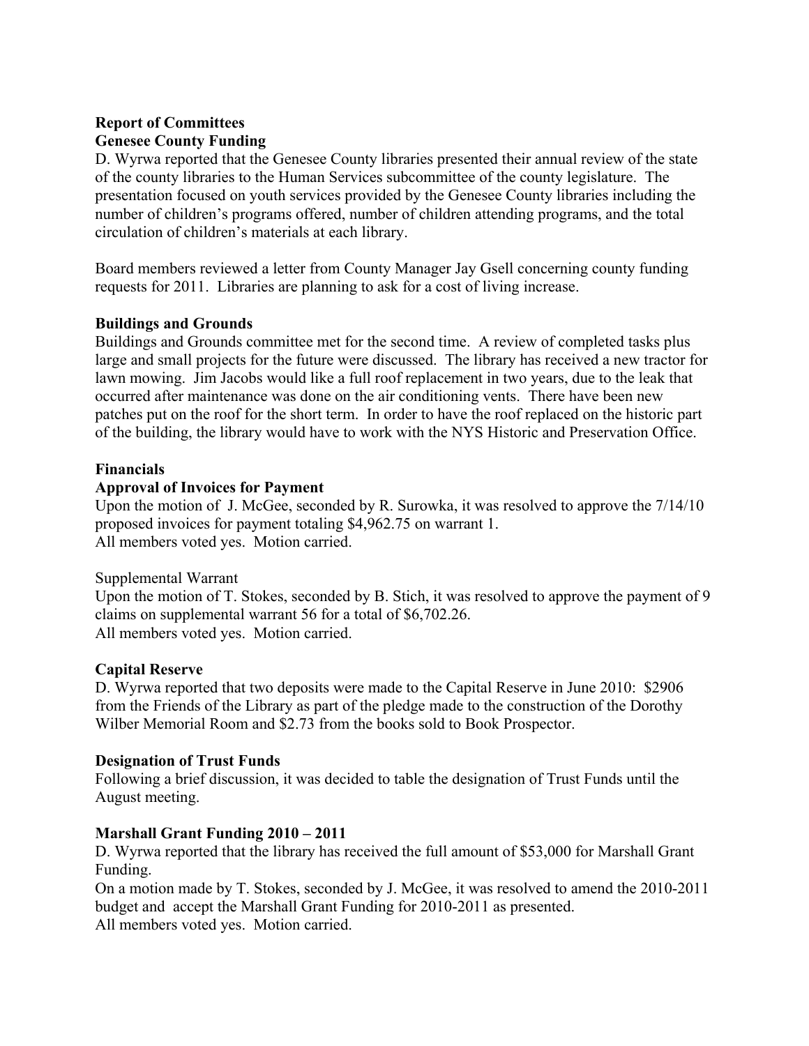## Report of Committees

### Genesee County Funding

D. Wyrwa reported that the Genesee County libraries presented their annual review of the state of the county libraries to the Human Services subcommittee of the county legislature. The presentation focused on youth services provided by the Genesee County libraries including the number of children's programs offered, number of children attending programs, and the total circulation of children's materials at each library.

Board members reviewed a letter from County Manager Jay Gsell concerning county funding requests for 2011. Libraries are planning to ask for a cost of living increase.

### Buildings and Grounds

Buildings and Grounds committee met for the second time. A review of completed tasks plus large and small projects for the future were discussed. The library has received a new tractor for lawn mowing. Jim Jacobs would like a full roof replacement in two years, due to the leak that occurred after maintenance was done on the air conditioning vents. There have been new patches put on the roof for the short term. In order to have the roof replaced on the historic part of the building, the library would have to work with the NYS Historic and Preservation Office.

### Financials

### Approval of Invoices for Payment

Upon the motion of J. McGee, seconded by R. Surowka, it was resolved to approve the 7/14/10 proposed invoices for payment totaling $4,962.75 on warrant 1.
All members voted yes. Motion carried.

Supplemental Warrant
Upon the motion of T. Stokes, seconded by B. Stich, it was resolved to approve the payment of 9 claims on supplemental warrant 56 for a total of $6,702.26.
All members voted yes. Motion carried.

### Capital Reserve

D. Wyrwa reported that two deposits were made to the Capital Reserve in June 2010: $2906 from the Friends of the Library as part of the pledge made to the construction of the Dorothy Wilber Memorial Room and $2.73 from the books sold to Book Prospector.

### Designation of Trust Funds

Following a brief discussion, it was decided to table the designation of Trust Funds until the August meeting.

### Marshall Grant Funding 2010 – 2011

D. Wyrwa reported that the library has received the full amount of $53,000 for Marshall Grant Funding.
On a motion made by T. Stokes, seconded by J. McGee, it was resolved to amend the 2010-2011 budget and accept the Marshall Grant Funding for 2010-2011 as presented.
All members voted yes. Motion carried.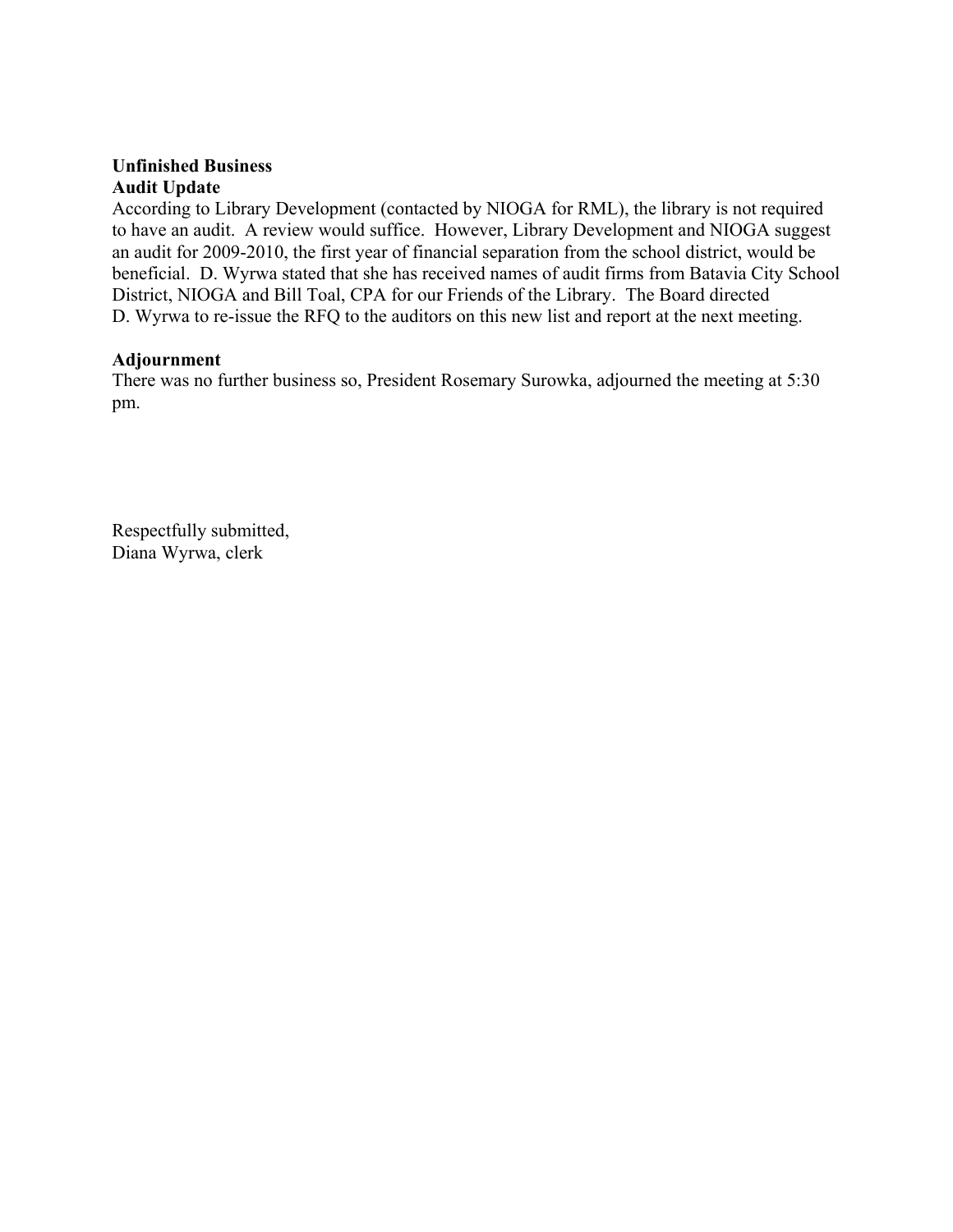**Unfinished Business**

**Audit Update**

According to Library Development (contacted by NIOGA for RML), the library is not required to have an audit. A review would suffice. However, Library Development and NIOGA suggest an audit for 2009-2010, the first year of financial separation from the school district, would be beneficial. D. Wyrwa stated that she has received names of audit firms from Batavia City School District, NIOGA and Bill Toal, CPA for our Friends of the Library. The Board directed D. Wyrwa to re-issue the RFQ to the auditors on this new list and report at the next meeting.

**Adjournment**

There was no further business so, President Rosemary Surowka, adjourned the meeting at 5:30 pm.

Respectfully submitted,
Diana Wyrwa, clerk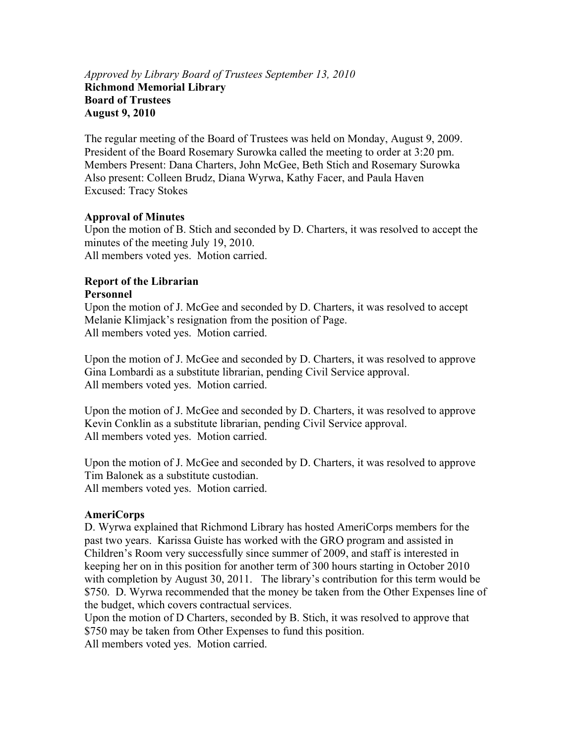*Approved by Library Board of Trustees September 13, 2010*
**Richmond Memorial Library**
**Board of Trustees**
**August 9, 2010**

The regular meeting of the Board of Trustees was held on Monday, August 9, 2009. President of the Board Rosemary Surowka called the meeting to order at 3:20 pm.
Members Present: Dana Charters, John McGee, Beth Stich and Rosemary Surowka
Also present: Colleen Brudz, Diana Wyrwa, Kathy Facer, and Paula Haven
Excused: Tracy Stokes

**Approval of Minutes**
Upon the motion of B. Stich and seconded by D. Charters, it was resolved to accept the minutes of the meeting July 19, 2010.
All members voted yes. Motion carried.

**Report of the Librarian**
**Personnel**
Upon the motion of J. McGee and seconded by D. Charters, it was resolved to accept Melanie Klimjack's resignation from the position of Page.
All members voted yes. Motion carried.

Upon the motion of J. McGee and seconded by D. Charters, it was resolved to approve Gina Lombardi as a substitute librarian, pending Civil Service approval.
All members voted yes. Motion carried.

Upon the motion of J. McGee and seconded by D. Charters, it was resolved to approve Kevin Conklin as a substitute librarian, pending Civil Service approval.
All members voted yes. Motion carried.

Upon the motion of J. McGee and seconded by D. Charters, it was resolved to approve Tim Balonek as a substitute custodian.
All members voted yes. Motion carried.

**AmeriCorps**
D. Wyrwa explained that Richmond Library has hosted AmeriCorps members for the past two years. Karissa Guiste has worked with the GRO program and assisted in Children's Room very successfully since summer of 2009, and staff is interested in keeping her on in this position for another term of 300 hours starting in October 2010 with completion by August 30, 2011. The library's contribution for this term would be $750. D. Wyrwa recommended that the money be taken from the Other Expenses line of the budget, which covers contractual services.
Upon the motion of D Charters, seconded by B. Stich, it was resolved to approve that $750 may be taken from Other Expenses to fund this position.
All members voted yes. Motion carried.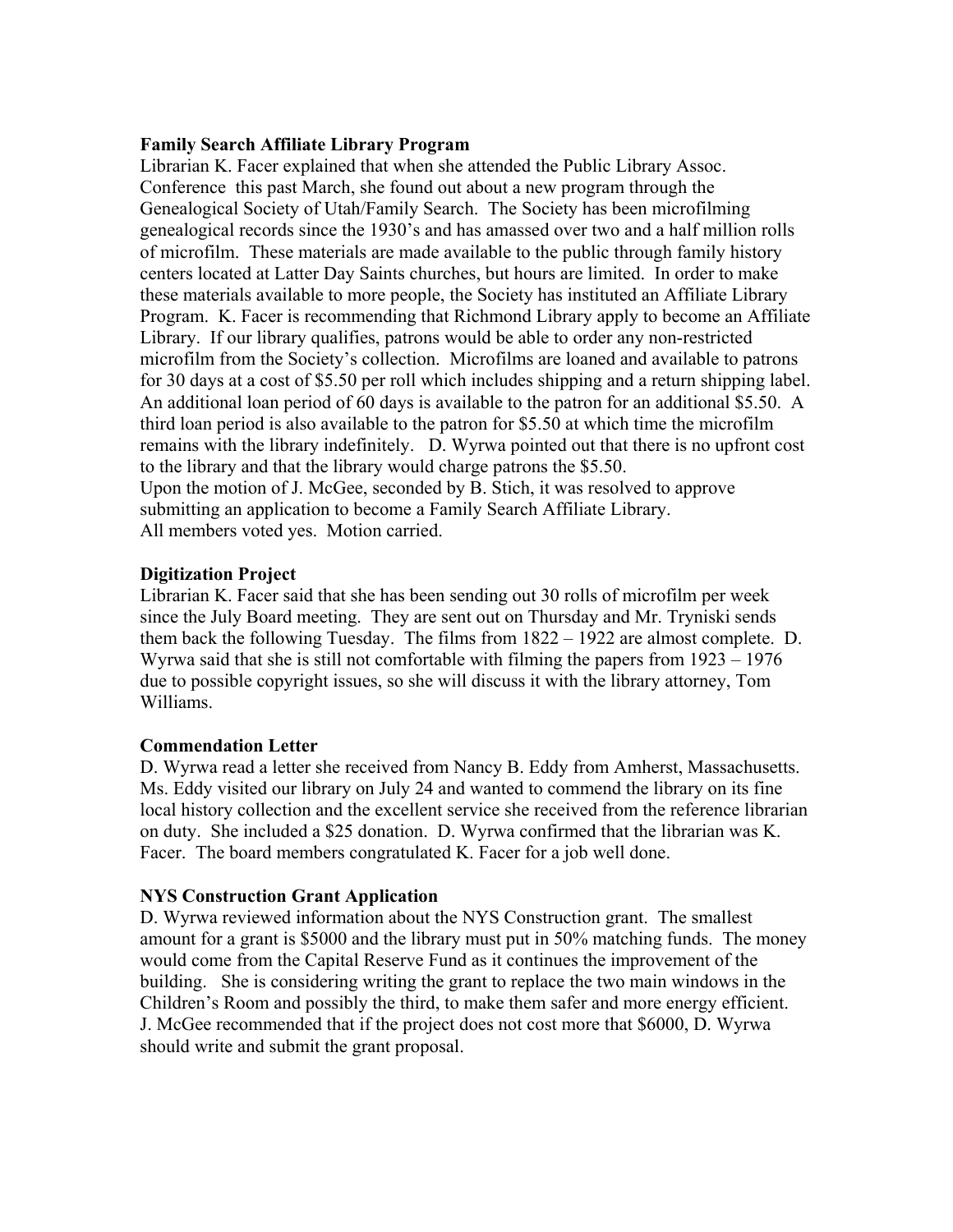**Family Search Affiliate Library Program**

Librarian K. Facer explained that when she attended the Public Library Assoc. Conference this past March, she found out about a new program through the Genealogical Society of Utah/Family Search. The Society has been microfilming genealogical records since the 1930's and has amassed over two and a half million rolls of microfilm. These materials are made available to the public through family history centers located at Latter Day Saints churches, but hours are limited. In order to make these materials available to more people, the Society has instituted an Affiliate Library Program. K. Facer is recommending that Richmond Library apply to become an Affiliate Library. If our library qualifies, patrons would be able to order any non-restricted microfilm from the Society's collection. Microfilms are loaned and available to patrons for 30 days at a cost of $5.50 per roll which includes shipping and a return shipping label. An additional loan period of 60 days is available to the patron for an additional $5.50. A third loan period is also available to the patron for $5.50 at which time the microfilm remains with the library indefinitely. D. Wyrwa pointed out that there is no upfront cost to the library and that the library would charge patrons the $5.50.
Upon the motion of J. McGee, seconded by B. Stich, it was resolved to approve submitting an application to become a Family Search Affiliate Library.
All members voted yes. Motion carried.

**Digitization Project**

Librarian K. Facer said that she has been sending out 30 rolls of microfilm per week since the July Board meeting. They are sent out on Thursday and Mr. Tryniski sends them back the following Tuesday. The films from 1822 – 1922 are almost complete. D. Wyrwa said that she is still not comfortable with filming the papers from 1923 – 1976 due to possible copyright issues, so she will discuss it with the library attorney, Tom Williams.

**Commendation Letter**

D. Wyrwa read a letter she received from Nancy B. Eddy from Amherst, Massachusetts. Ms. Eddy visited our library on July 24 and wanted to commend the library on its fine local history collection and the excellent service she received from the reference librarian on duty. She included a $25 donation. D. Wyrwa confirmed that the librarian was K. Facer. The board members congratulated K. Facer for a job well done.

**NYS Construction Grant Application**

D. Wyrwa reviewed information about the NYS Construction grant. The smallest amount for a grant is $5000 and the library must put in 50% matching funds. The money would come from the Capital Reserve Fund as it continues the improvement of the building. She is considering writing the grant to replace the two main windows in the Children's Room and possibly the third, to make them safer and more energy efficient. J. McGee recommended that if the project does not cost more that $6000, D. Wyrwa should write and submit the grant proposal.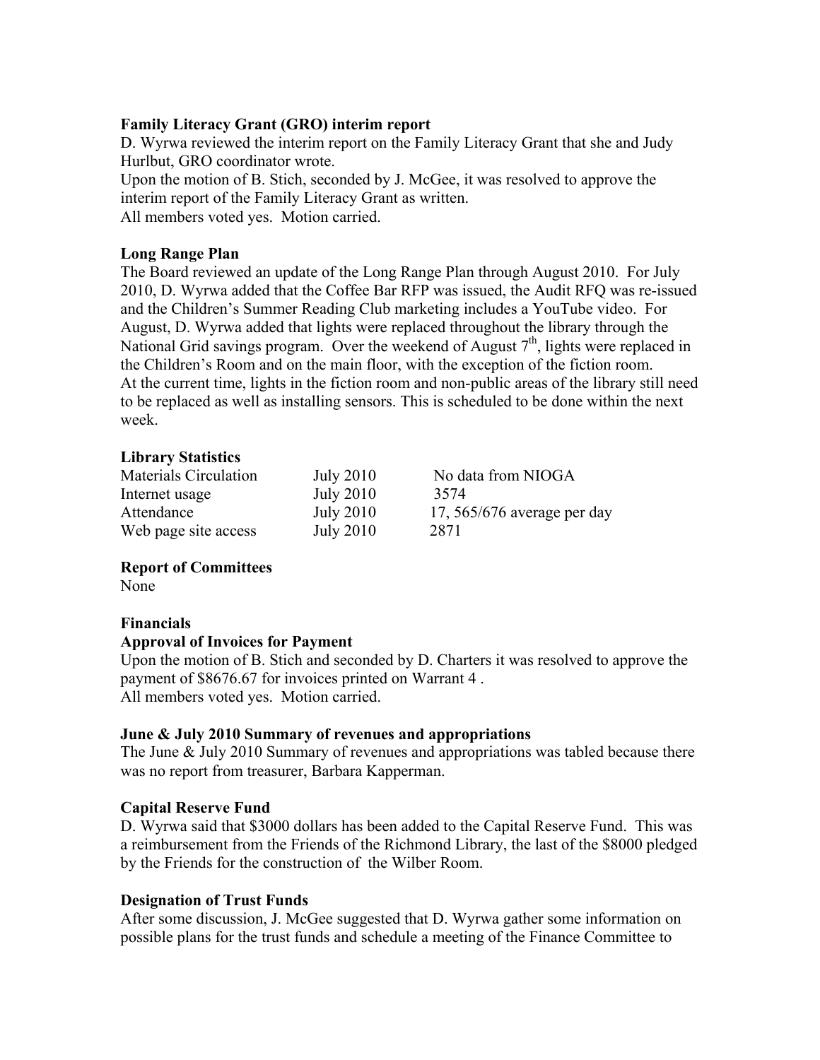**Family Literacy Grant (GRO) interim report**

D. Wyrwa reviewed the interim report on the Family Literacy Grant that she and Judy Hurlbut, GRO coordinator wrote.
Upon the motion of B. Stich, seconded by J. McGee, it was resolved to approve the interim report of the Family Literacy Grant as written.
All members voted yes. Motion carried.

**Long Range Plan**

The Board reviewed an update of the Long Range Plan through August 2010. For July 2010, D. Wyrwa added that the Coffee Bar RFP was issued, the Audit RFQ was re-issued and the Children's Summer Reading Club marketing includes a YouTube video. For August, D. Wyrwa added that lights were replaced throughout the library through the National Grid savings program. Over the weekend of August 7th, lights were replaced in the Children's Room and on the main floor, with the exception of the fiction room.
At the current time, lights in the fiction room and non-public areas of the library still need to be replaced as well as installing sensors. This is scheduled to be done within the next week.

**Library Statistics**

| | | |
|---|---|---|
| Materials Circulation | July 2010 | No data from NIOGA |
| Internet usage | July 2010 | 3574 |
| Attendance | July 2010 | 17, 565/676 average per day |
| Web page site access | July 2010 | 2871 |

**Report of Committees**

None

**Financials**

**Approval of Invoices for Payment**

Upon the motion of B. Stich and seconded by D. Charters it was resolved to approve the payment of $8676.67 for invoices printed on Warrant 4 .
All members voted yes. Motion carried.

**June & July 2010 Summary of revenues and appropriations**

The June & July 2010 Summary of revenues and appropriations was tabled because there was no report from treasurer, Barbara Kapperman.

**Capital Reserve Fund**

D. Wyrwa said that $3000 dollars has been added to the Capital Reserve Fund. This was a reimbursement from the Friends of the Richmond Library, the last of the $8000 pledged by the Friends for the construction of the Wilber Room.

**Designation of Trust Funds**

After some discussion, J. McGee suggested that D. Wyrwa gather some information on possible plans for the trust funds and schedule a meeting of the Finance Committee to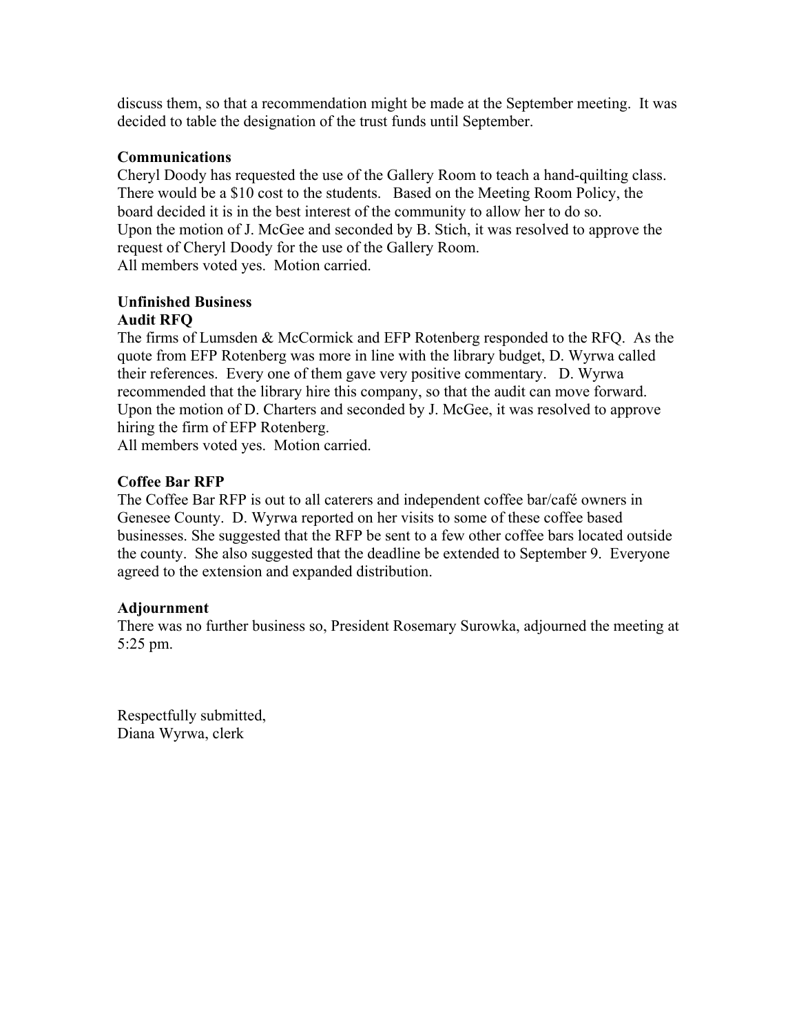discuss them, so that a recommendation might be made at the September meeting. It was decided to table the designation of the trust funds until September.

**Communications**

Cheryl Doody has requested the use of the Gallery Room to teach a hand-quilting class. There would be a $10 cost to the students. Based on the Meeting Room Policy, the board decided it is in the best interest of the community to allow her to do so.
Upon the motion of J. McGee and seconded by B. Stich, it was resolved to approve the request of Cheryl Doody for the use of the Gallery Room.
All members voted yes. Motion carried.

**Unfinished Business**

**Audit RFQ**

The firms of Lumsden & McCormick and EFP Rotenberg responded to the RFQ. As the quote from EFP Rotenberg was more in line with the library budget, D. Wyrwa called their references. Every one of them gave very positive commentary. D. Wyrwa recommended that the library hire this company, so that the audit can move forward.
Upon the motion of D. Charters and seconded by J. McGee, it was resolved to approve hiring the firm of EFP Rotenberg.
All members voted yes. Motion carried.

**Coffee Bar RFP**

The Coffee Bar RFP is out to all caterers and independent coffee bar/café owners in Genesee County. D. Wyrwa reported on her visits to some of these coffee based businesses. She suggested that the RFP be sent to a few other coffee bars located outside the county. She also suggested that the deadline be extended to September 9. Everyone agreed to the extension and expanded distribution.

**Adjournment**

There was no further business so, President Rosemary Surowka, adjourned the meeting at 5:25 pm.

Respectfully submitted,
Diana Wyrwa, clerk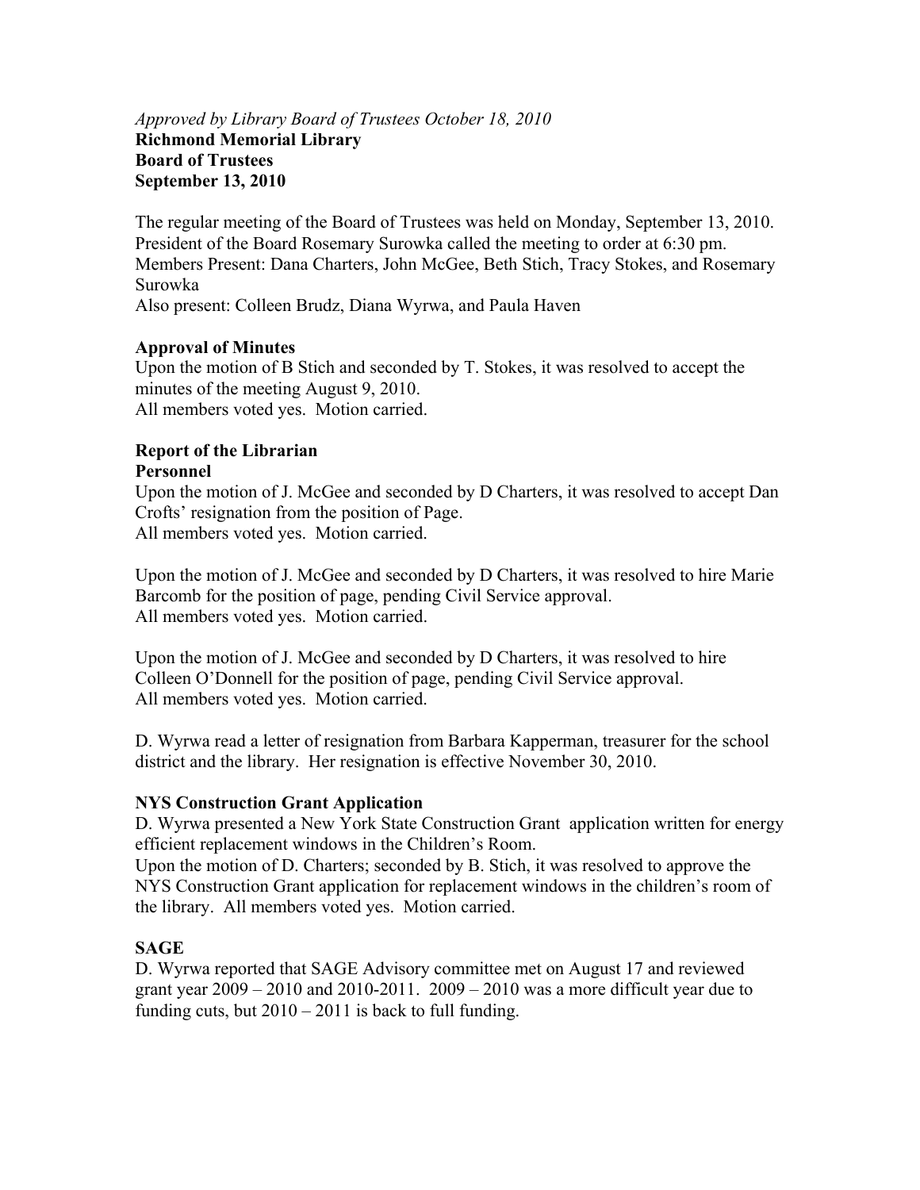*Approved by Library Board of Trustees October 18, 2010*

**Richmond Memorial Library**
**Board of Trustees**
**September 13, 2010**

The regular meeting of the Board of Trustees was held on Monday, September 13, 2010. President of the Board Rosemary Surowka called the meeting to order at 6:30 pm.
Members Present: Dana Charters, John McGee, Beth Stich, Tracy Stokes, and Rosemary Surowka
Also present: Colleen Brudz, Diana Wyrwa, and Paula Haven

**Approval of Minutes**
Upon the motion of B Stich and seconded by T. Stokes, it was resolved to accept the minutes of the meeting August 9, 2010.
All members voted yes. Motion carried.

**Report of the Librarian**
**Personnel**
Upon the motion of J. McGee and seconded by D Charters, it was resolved to accept Dan Crofts' resignation from the position of Page.
All members voted yes. Motion carried.

Upon the motion of J. McGee and seconded by D Charters, it was resolved to hire Marie Barcomb for the position of page, pending Civil Service approval.
All members voted yes. Motion carried.

Upon the motion of J. McGee and seconded by D Charters, it was resolved to hire Colleen O'Donnell for the position of page, pending Civil Service approval.
All members voted yes. Motion carried.

D. Wyrwa read a letter of resignation from Barbara Kapperman, treasurer for the school district and the library. Her resignation is effective November 30, 2010.

**NYS Construction Grant Application**
D. Wyrwa presented a New York State Construction Grant application written for energy efficient replacement windows in the Children's Room.
Upon the motion of D. Charters; seconded by B. Stich, it was resolved to approve the NYS Construction Grant application for replacement windows in the children's room of the library. All members voted yes. Motion carried.

**SAGE**
D. Wyrwa reported that SAGE Advisory committee met on August 17 and reviewed grant year 2009 – 2010 and 2010-2011. 2009 – 2010 was a more difficult year due to funding cuts, but 2010 – 2011 is back to full funding.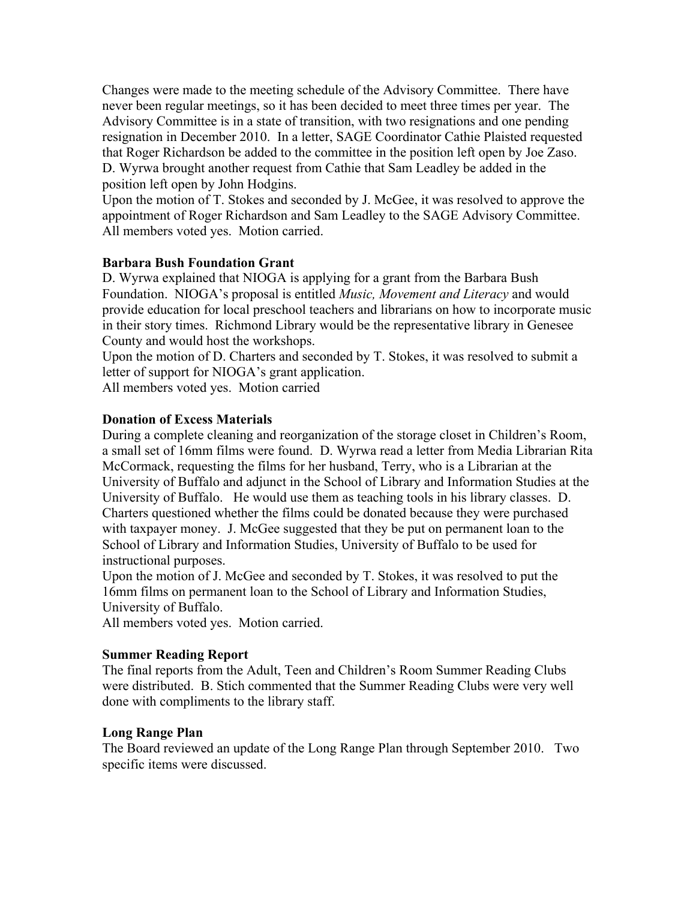Changes were made to the meeting schedule of the Advisory Committee. There have never been regular meetings, so it has been decided to meet three times per year. The Advisory Committee is in a state of transition, with two resignations and one pending resignation in December 2010. In a letter, SAGE Coordinator Cathie Plaisted requested that Roger Richardson be added to the committee in the position left open by Joe Zaso. D. Wyrwa brought another request from Cathie that Sam Leadley be added in the position left open by John Hodgins.
Upon the motion of T. Stokes and seconded by J. McGee, it was resolved to approve the appointment of Roger Richardson and Sam Leadley to the SAGE Advisory Committee.
All members voted yes. Motion carried.

**Barbara Bush Foundation Grant**
D. Wyrwa explained that NIOGA is applying for a grant from the Barbara Bush Foundation. NIOGA's proposal is entitled *Music, Movement and Literacy* and would provide education for local preschool teachers and librarians on how to incorporate music in their story times. Richmond Library would be the representative library in Genesee County and would host the workshops.
Upon the motion of D. Charters and seconded by T. Stokes, it was resolved to submit a letter of support for NIOGA's grant application.
All members voted yes. Motion carried

**Donation of Excess Materials**
During a complete cleaning and reorganization of the storage closet in Children's Room, a small set of 16mm films were found. D. Wyrwa read a letter from Media Librarian Rita McCormack, requesting the films for her husband, Terry, who is a Librarian at the University of Buffalo and adjunct in the School of Library and Information Studies at the University of Buffalo. He would use them as teaching tools in his library classes. D. Charters questioned whether the films could be donated because they were purchased with taxpayer money. J. McGee suggested that they be put on permanent loan to the School of Library and Information Studies, University of Buffalo to be used for instructional purposes.
Upon the motion of J. McGee and seconded by T. Stokes, it was resolved to put the 16mm films on permanent loan to the School of Library and Information Studies, University of Buffalo.
All members voted yes. Motion carried.

**Summer Reading Report**
The final reports from the Adult, Teen and Children's Room Summer Reading Clubs were distributed. B. Stich commented that the Summer Reading Clubs were very well done with compliments to the library staff.

**Long Range Plan**
The Board reviewed an update of the Long Range Plan through September 2010. Two specific items were discussed.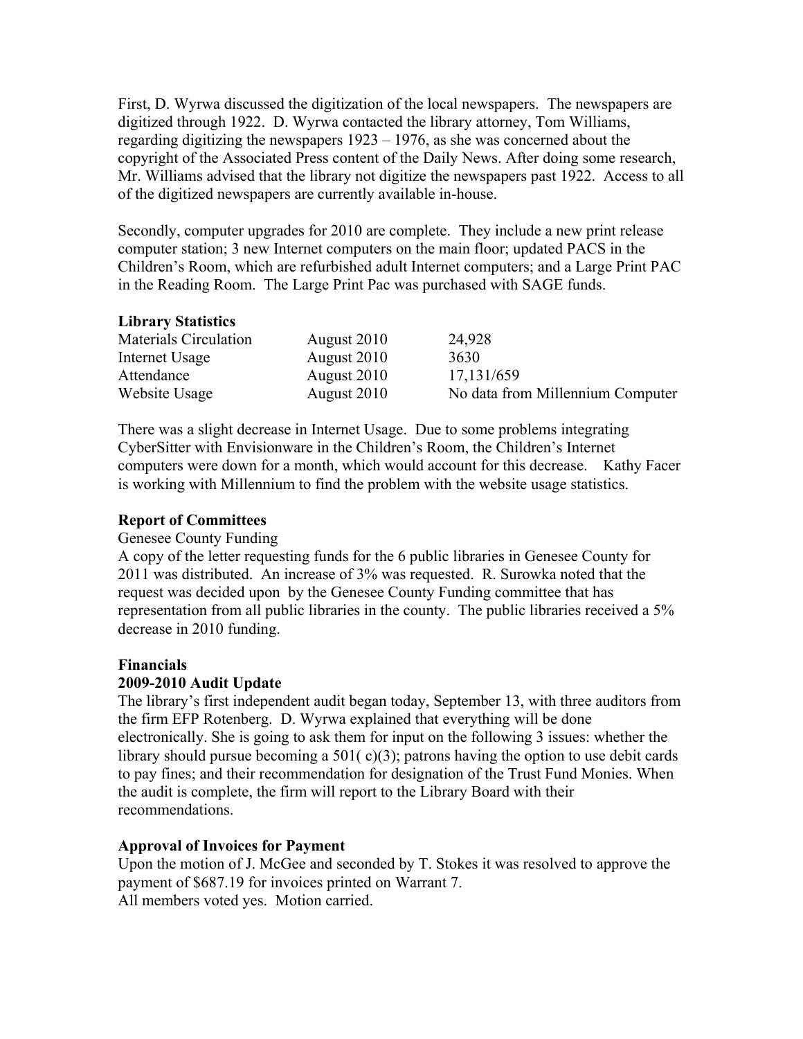First, D. Wyrwa discussed the digitization of the local newspapers. The newspapers are digitized through 1922. D. Wyrwa contacted the library attorney, Tom Williams, regarding digitizing the newspapers 1923 – 1976, as she was concerned about the copyright of the Associated Press content of the Daily News. After doing some research, Mr. Williams advised that the library not digitize the newspapers past 1922. Access to all of the digitized newspapers are currently available in-house.

Secondly, computer upgrades for 2010 are complete. They include a new print release computer station; 3 new Internet computers on the main floor; updated PACS in the Children's Room, which are refurbished adult Internet computers; and a Large Print PAC in the Reading Room. The Large Print Pac was purchased with SAGE funds.

**Library Statistics**

| | | |
|---|---|---|
| Materials Circulation | August 2010 | 24,928 |
| Internet Usage | August 2010 | 3630 |
| Attendance | August 2010 | 17,131/659 |
| Website Usage | August 2010 | No data from Millennium Computer |

There was a slight decrease in Internet Usage. Due to some problems integrating CyberSitter with Envisionware in the Children's Room, the Children's Internet computers were down for a month, which would account for this decrease. Kathy Facer is working with Millennium to find the problem with the website usage statistics.

**Report of Committees**

Genesee County Funding

A copy of the letter requesting funds for the 6 public libraries in Genesee County for 2011 was distributed. An increase of 3% was requested. R. Surowka noted that the request was decided upon by the Genesee County Funding committee that has representation from all public libraries in the county. The public libraries received a 5% decrease in 2010 funding.

**Financials**

**2009-2010 Audit Update**

The library's first independent audit began today, September 13, with three auditors from the firm EFP Rotenberg. D. Wyrwa explained that everything will be done electronically. She is going to ask them for input on the following 3 issues: whether the library should pursue becoming a 501( c)(3); patrons having the option to use debit cards to pay fines; and their recommendation for designation of the Trust Fund Monies. When the audit is complete, the firm will report to the Library Board with their recommendations.

**Approval of Invoices for Payment**

Upon the motion of J. McGee and seconded by T. Stokes it was resolved to approve the payment of $687.19 for invoices printed on Warrant 7.
All members voted yes. Motion carried.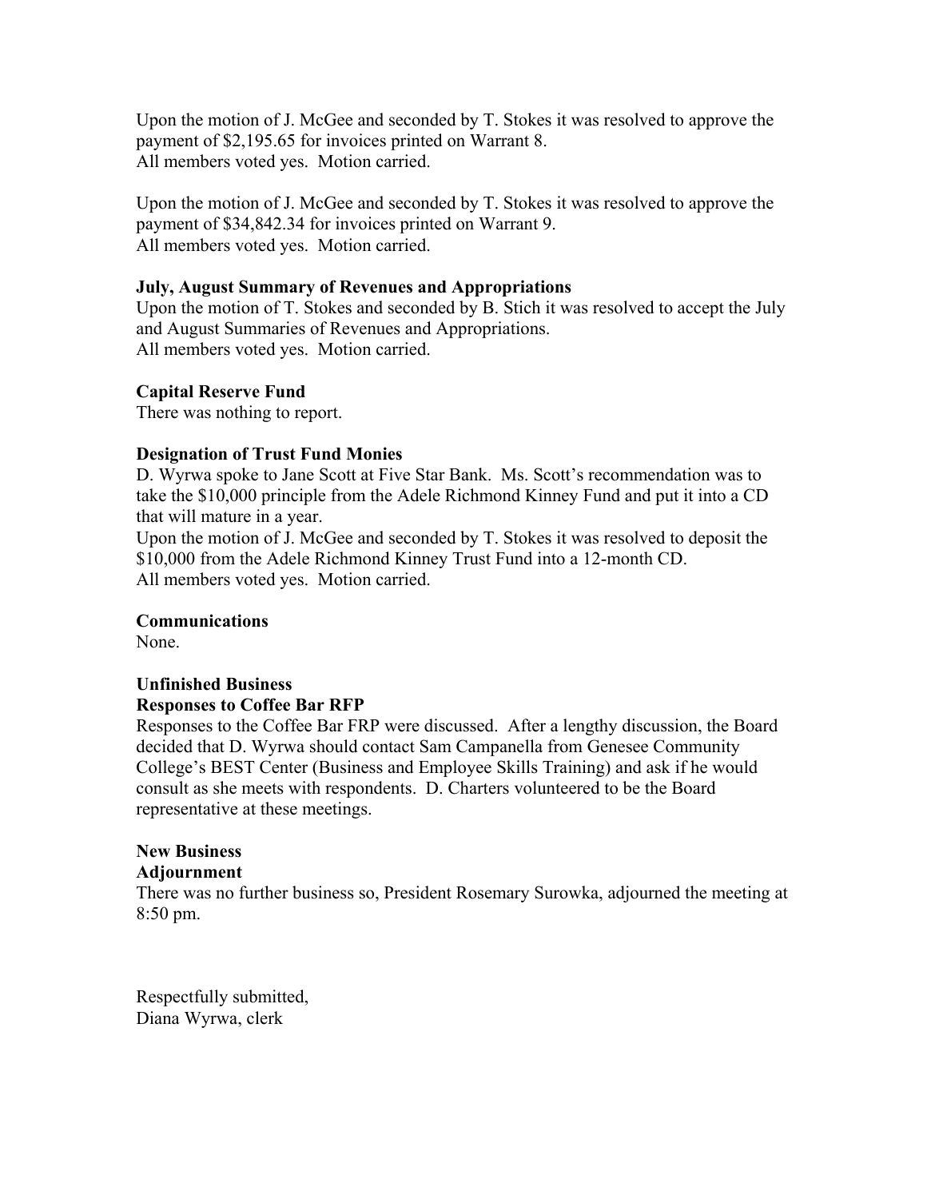Upon the motion of J. McGee and seconded by T. Stokes it was resolved to approve the payment of $2,195.65 for invoices printed on Warrant 8.
All members voted yes. Motion carried.

Upon the motion of J. McGee and seconded by T. Stokes it was resolved to approve the payment of $34,842.34 for invoices printed on Warrant 9.
All members voted yes. Motion carried.

**July, August Summary of Revenues and Appropriations**
Upon the motion of T. Stokes and seconded by B. Stich it was resolved to accept the July and August Summaries of Revenues and Appropriations.
All members voted yes. Motion carried.

**Capital Reserve Fund**
There was nothing to report.

**Designation of Trust Fund Monies**
D. Wyrwa spoke to Jane Scott at Five Star Bank. Ms. Scott's recommendation was to take the $10,000 principle from the Adele Richmond Kinney Fund and put it into a CD that will mature in a year.
Upon the motion of J. McGee and seconded by T. Stokes it was resolved to deposit the $10,000 from the Adele Richmond Kinney Trust Fund into a 12-month CD.
All members voted yes. Motion carried.

**Communications**
None.

**Unfinished Business**
**Responses to Coffee Bar RFP**
Responses to the Coffee Bar FRP were discussed. After a lengthy discussion, the Board decided that D. Wyrwa should contact Sam Campanella from Genesee Community College's BEST Center (Business and Employee Skills Training) and ask if he would consult as she meets with respondents. D. Charters volunteered to be the Board representative at these meetings.

**New Business**
**Adjournment**
There was no further business so, President Rosemary Surowka, adjourned the meeting at 8:50 pm.

Respectfully submitted,
Diana Wyrwa, clerk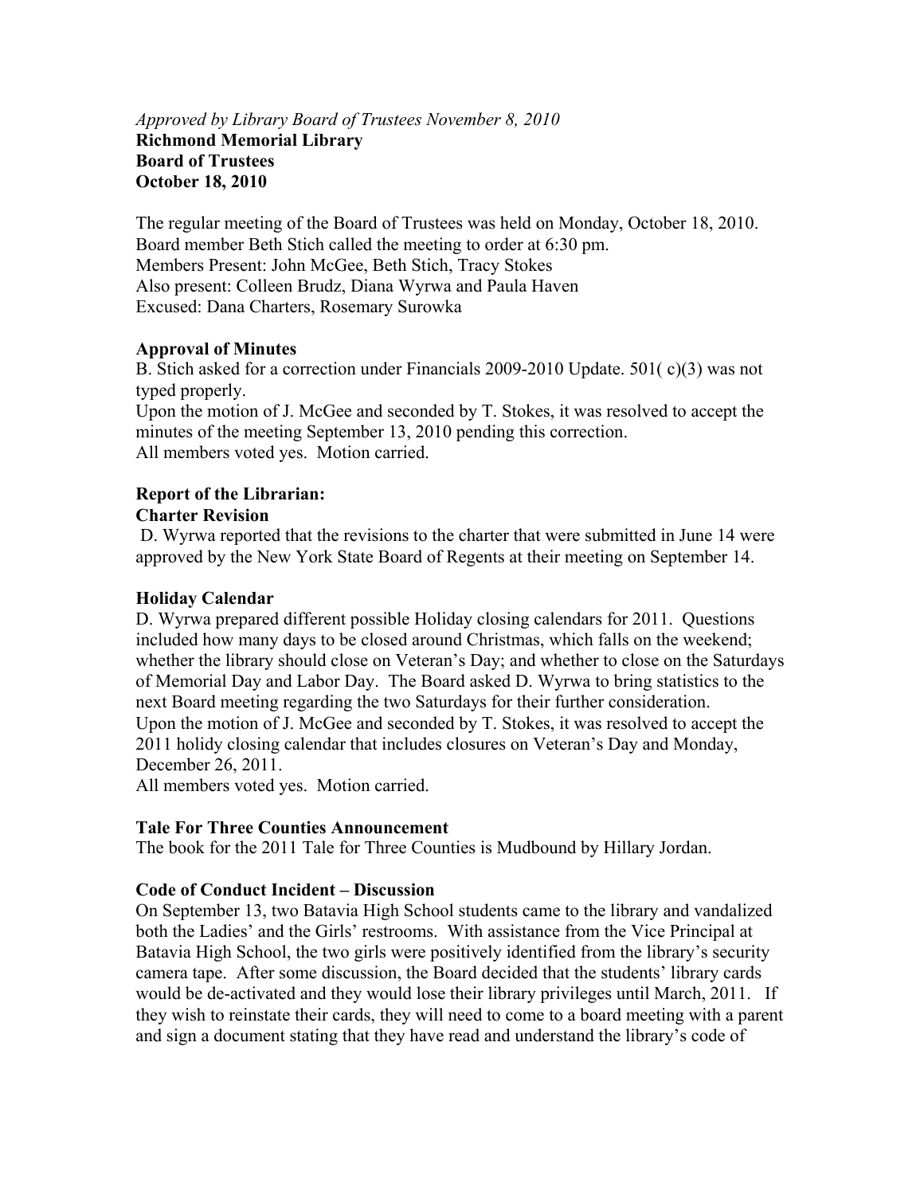*Approved by Library Board of Trustees November 8, 2010*

**Richmond Memorial Library**
**Board of Trustees**
**October 18, 2010**

The regular meeting of the Board of Trustees was held on Monday, October 18, 2010.
Board member Beth Stich called the meeting to order at 6:30 pm.
Members Present: John McGee, Beth Stich, Tracy Stokes
Also present: Colleen Brudz, Diana Wyrwa and Paula Haven
Excused: Dana Charters, Rosemary Surowka

**Approval of Minutes**

B. Stich asked for a correction under Financials 2009-2010 Update. 501( c)(3) was not typed properly.
Upon the motion of J. McGee and seconded by T. Stokes, it was resolved to accept the minutes of the meeting September 13, 2010 pending this correction.
All members voted yes. Motion carried.

**Report of the Librarian:**

**Charter Revision**

D. Wyrwa reported that the revisions to the charter that were submitted in June 14 were approved by the New York State Board of Regents at their meeting on September 14.

**Holiday Calendar**

D. Wyrwa prepared different possible Holiday closing calendars for 2011. Questions included how many days to be closed around Christmas, which falls on the weekend; whether the library should close on Veteran's Day; and whether to close on the Saturdays of Memorial Day and Labor Day. The Board asked D. Wyrwa to bring statistics to the next Board meeting regarding the two Saturdays for their further consideration.
Upon the motion of J. McGee and seconded by T. Stokes, it was resolved to accept the 2011 holidy closing calendar that includes closures on Veteran's Day and Monday, December 26, 2011.
All members voted yes. Motion carried.

**Tale For Three Counties Announcement**

The book for the 2011 Tale for Three Counties is Mudbound by Hillary Jordan.

**Code of Conduct Incident – Discussion**

On September 13, two Batavia High School students came to the library and vandalized both the Ladies' and the Girls' restrooms. With assistance from the Vice Principal at Batavia High School, the two girls were positively identified from the library's security camera tape. After some discussion, the Board decided that the students' library cards would be de-activated and they would lose their library privileges until March, 2011. If they wish to reinstate their cards, they will need to come to a board meeting with a parent and sign a document stating that they have read and understand the library's code of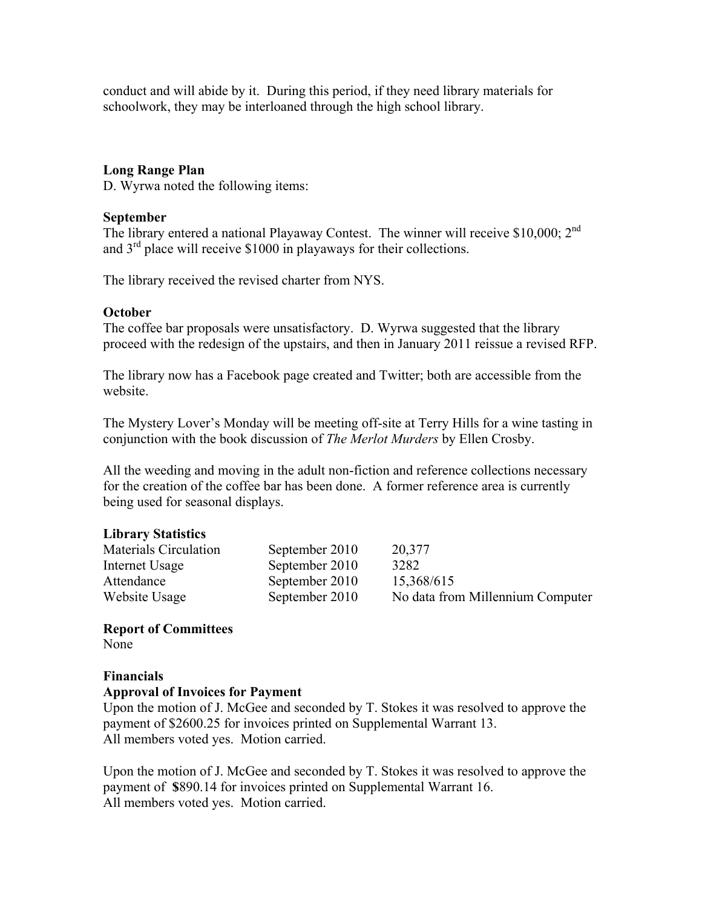conduct and will abide by it. During this period, if they need library materials for schoolwork, they may be interloaned through the high school library.

**Long Range Plan**

D. Wyrwa noted the following items:

**September**

The library entered a national Playaway Contest. The winner will receive $10,000; 2nd and 3rd place will receive $1000 in playaways for their collections.

The library received the revised charter from NYS.

**October**

The coffee bar proposals were unsatisfactory. D. Wyrwa suggested that the library proceed with the redesign of the upstairs, and then in January 2011 reissue a revised RFP.

The library now has a Facebook page created and Twitter; both are accessible from the website.

The Mystery Lover's Monday will be meeting off-site at Terry Hills for a wine tasting in conjunction with the book discussion of *The Merlot Murders* by Ellen Crosby.

All the weeding and moving in the adult non-fiction and reference collections necessary for the creation of the coffee bar has been done. A former reference area is currently being used for seasonal displays.

**Library Statistics**

| | | |
|---|---|---|
| Materials Circulation | September 2010 | 20,377 |
| Internet Usage | September 2010 | 3282 |
| Attendance | September 2010 | 15,368/615 |
| Website Usage | September 2010 | No data from Millennium Computer |

**Report of Committees**

None

**Financials**

**Approval of Invoices for Payment**

Upon the motion of J. McGee and seconded by T. Stokes it was resolved to approve the payment of $2600.25 for invoices printed on Supplemental Warrant 13.
All members voted yes. Motion carried.

Upon the motion of J. McGee and seconded by T. Stokes it was resolved to approve the payment of **$**890.14 for invoices printed on Supplemental Warrant 16.
All members voted yes. Motion carried.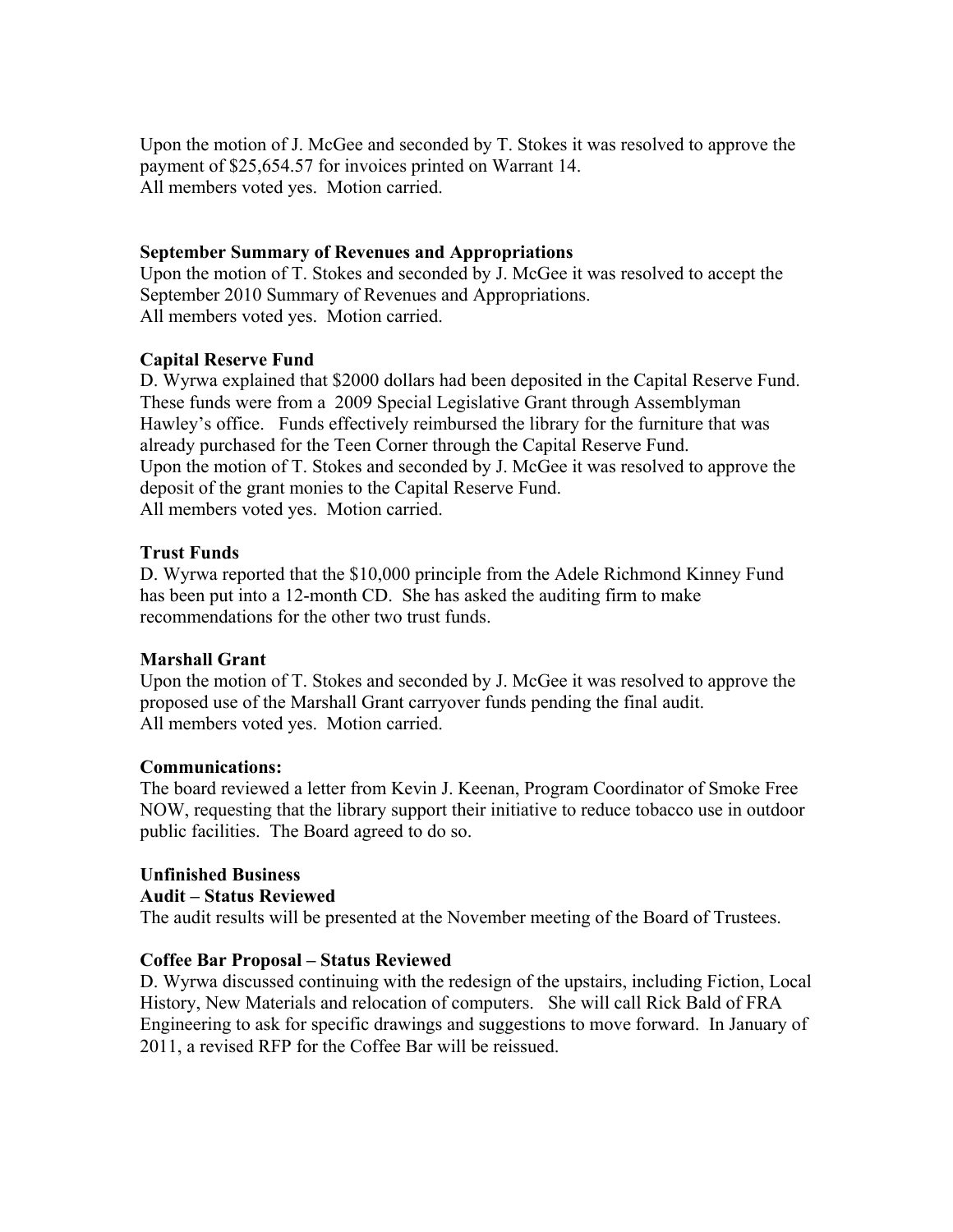Upon the motion of J. McGee and seconded by T. Stokes it was resolved to approve the payment of $25,654.57 for invoices printed on Warrant 14.
All members voted yes. Motion carried.

**September Summary of Revenues and Appropriations**
Upon the motion of T. Stokes and seconded by J. McGee it was resolved to accept the September 2010 Summary of Revenues and Appropriations.
All members voted yes. Motion carried.

**Capital Reserve Fund**
D. Wyrwa explained that $2000 dollars had been deposited in the Capital Reserve Fund. These funds were from a 2009 Special Legislative Grant through Assemblyman Hawley's office. Funds effectively reimbursed the library for the furniture that was already purchased for the Teen Corner through the Capital Reserve Fund.
Upon the motion of T. Stokes and seconded by J. McGee it was resolved to approve the deposit of the grant monies to the Capital Reserve Fund.
All members voted yes. Motion carried.

**Trust Funds**
D. Wyrwa reported that the $10,000 principle from the Adele Richmond Kinney Fund has been put into a 12-month CD. She has asked the auditing firm to make recommendations for the other two trust funds.

**Marshall Grant**
Upon the motion of T. Stokes and seconded by J. McGee it was resolved to approve the proposed use of the Marshall Grant carryover funds pending the final audit.
All members voted yes. Motion carried.

**Communications:**
The board reviewed a letter from Kevin J. Keenan, Program Coordinator of Smoke Free NOW, requesting that the library support their initiative to reduce tobacco use in outdoor public facilities. The Board agreed to do so.

**Unfinished Business**
**Audit – Status Reviewed**
The audit results will be presented at the November meeting of the Board of Trustees.

**Coffee Bar Proposal – Status Reviewed**
D. Wyrwa discussed continuing with the redesign of the upstairs, including Fiction, Local History, New Materials and relocation of computers. She will call Rick Bald of FRA Engineering to ask for specific drawings and suggestions to move forward. In January of 2011, a revised RFP for the Coffee Bar will be reissued.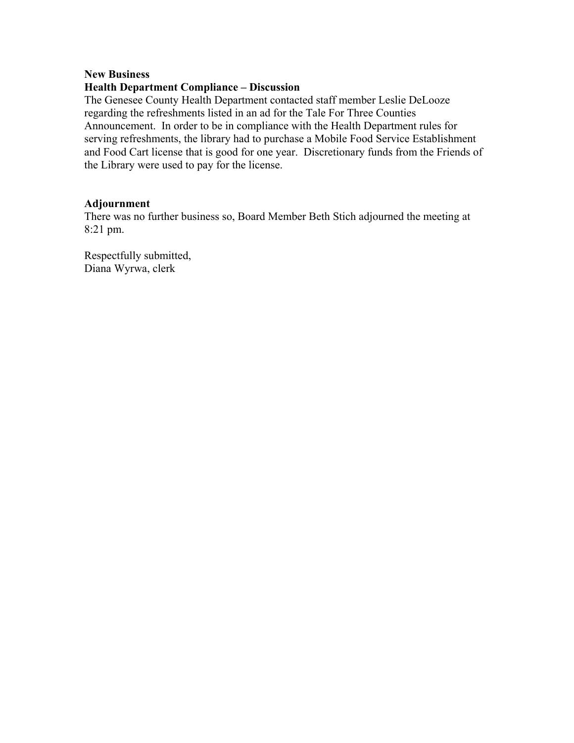**New Business**

**Health Department Compliance – Discussion**

The Genesee County Health Department contacted staff member Leslie DeLooze regarding the refreshments listed in an ad for the Tale For Three Counties Announcement. In order to be in compliance with the Health Department rules for serving refreshments, the library had to purchase a Mobile Food Service Establishment and Food Cart license that is good for one year. Discretionary funds from the Friends of the Library were used to pay for the license.

**Adjournment**

There was no further business so, Board Member Beth Stich adjourned the meeting at 8:21 pm.

Respectfully submitted,
Diana Wyrwa, clerk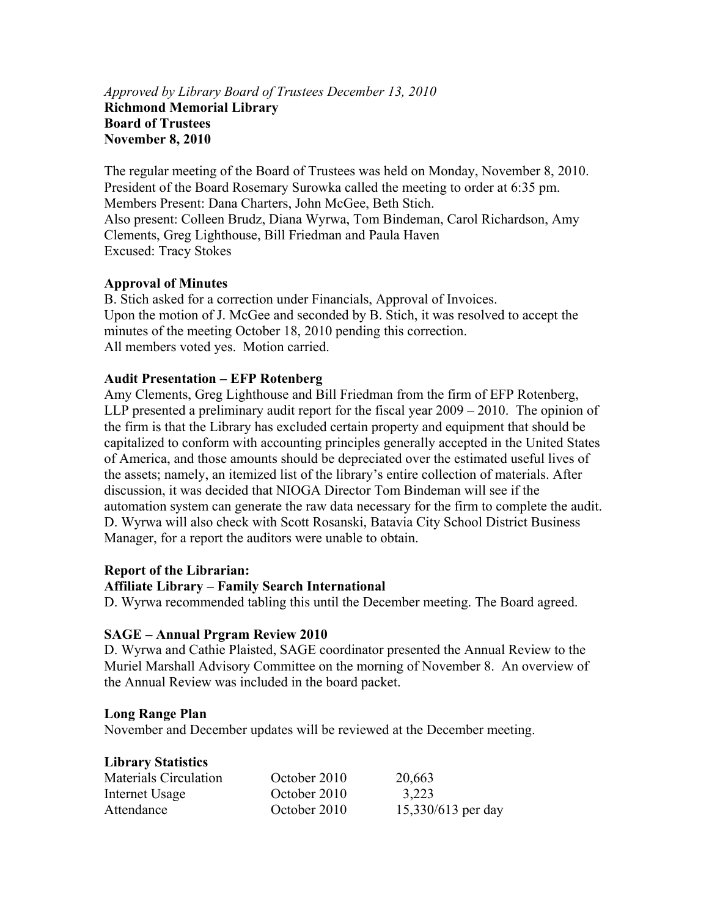*Approved by Library Board of Trustees December 13, 2010*

**Richmond Memorial Library**
**Board of Trustees**
**November 8, 2010**

The regular meeting of the Board of Trustees was held on Monday, November 8, 2010. President of the Board Rosemary Surowka called the meeting to order at 6:35 pm.
Members Present: Dana Charters, John McGee, Beth Stich.
Also present: Colleen Brudz, Diana Wyrwa, Tom Bindeman, Carol Richardson, Amy Clements, Greg Lighthouse, Bill Friedman and Paula Haven
Excused: Tracy Stokes

**Approval of Minutes**

B. Stich asked for a correction under Financials, Approval of Invoices.
Upon the motion of J. McGee and seconded by B. Stich, it was resolved to accept the minutes of the meeting October 18, 2010 pending this correction.
All members voted yes. Motion carried.

**Audit Presentation – EFP Rotenberg**

Amy Clements, Greg Lighthouse and Bill Friedman from the firm of EFP Rotenberg, LLP presented a preliminary audit report for the fiscal year 2009 – 2010. The opinion of the firm is that the Library has excluded certain property and equipment that should be capitalized to conform with accounting principles generally accepted in the United States of America, and those amounts should be depreciated over the estimated useful lives of the assets; namely, an itemized list of the library's entire collection of materials. After discussion, it was decided that NIOGA Director Tom Bindeman will see if the automation system can generate the raw data necessary for the firm to complete the audit. D. Wyrwa will also check with Scott Rosanski, Batavia City School District Business Manager, for a report the auditors were unable to obtain.

**Report of the Librarian:**

**Affiliate Library – Family Search International**

D. Wyrwa recommended tabling this until the December meeting. The Board agreed.

**SAGE – Annual Prgram Review 2010**

D. Wyrwa and Cathie Plaisted, SAGE coordinator presented the Annual Review to the Muriel Marshall Advisory Committee on the morning of November 8. An overview of the Annual Review was included in the board packet.

**Long Range Plan**

November and December updates will be reviewed at the December meeting.

**Library Statistics**

| | | |
|---|---|---|
| Materials Circulation | October 2010 | 20,663 |
| Internet Usage | October 2010 | 3,223 |
| Attendance | October 2010 | 15,330/613 per day |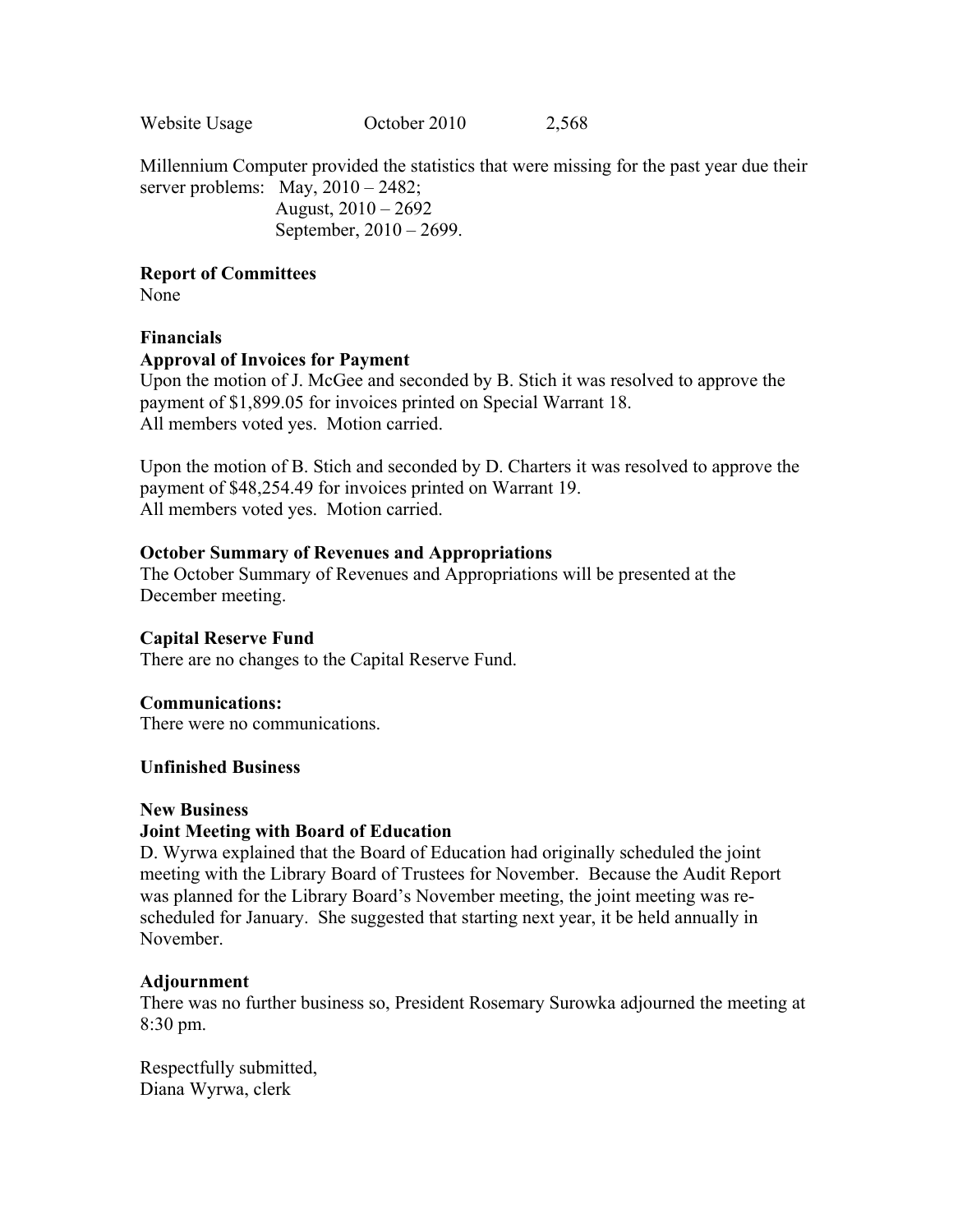Website Usage October 2010 2,568

Millennium Computer provided the statistics that were missing for the past year due their server problems: May, 2010 – 2482;
August, 2010 – 2692
September, 2010 – 2699.

**Report of Committees**
None

**Financials**
**Approval of Invoices for Payment**
Upon the motion of J. McGee and seconded by B. Stich it was resolved to approve the payment of $1,899.05 for invoices printed on Special Warrant 18.
All members voted yes. Motion carried.

Upon the motion of B. Stich and seconded by D. Charters it was resolved to approve the payment of $48,254.49 for invoices printed on Warrant 19.
All members voted yes. Motion carried.

**October Summary of Revenues and Appropriations**
The October Summary of Revenues and Appropriations will be presented at the December meeting.

**Capital Reserve Fund**
There are no changes to the Capital Reserve Fund.

**Communications:**
There were no communications.

**Unfinished Business**

**New Business**
**Joint Meeting with Board of Education**
D. Wyrwa explained that the Board of Education had originally scheduled the joint meeting with the Library Board of Trustees for November. Because the Audit Report was planned for the Library Board's November meeting, the joint meeting was re-scheduled for January. She suggested that starting next year, it be held annually in November.

**Adjournment**
There was no further business so, President Rosemary Surowka adjourned the meeting at 8:30 pm.

Respectfully submitted,
Diana Wyrwa, clerk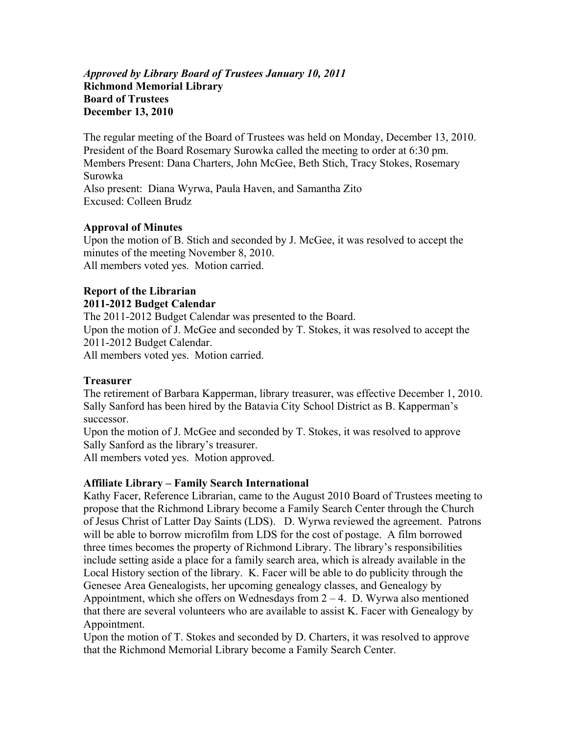***Approved by Library Board of Trustees January 10, 2011***
**Richmond Memorial Library**
**Board of Trustees**
**December 13, 2010**

The regular meeting of the Board of Trustees was held on Monday, December 13, 2010. President of the Board Rosemary Surowka called the meeting to order at 6:30 pm.
Members Present: Dana Charters, John McGee, Beth Stich, Tracy Stokes, Rosemary Surowka
Also present: Diana Wyrwa, Paula Haven, and Samantha Zito
Excused: Colleen Brudz

**Approval of Minutes**

Upon the motion of B. Stich and seconded by J. McGee, it was resolved to accept the minutes of the meeting November 8, 2010.
All members voted yes. Motion carried.

**Report of the Librarian**

**2011-2012 Budget Calendar**

The 2011-2012 Budget Calendar was presented to the Board.
Upon the motion of J. McGee and seconded by T. Stokes, it was resolved to accept the 2011-2012 Budget Calendar.
All members voted yes. Motion carried.

**Treasurer**

The retirement of Barbara Kapperman, library treasurer, was effective December 1, 2010. Sally Sanford has been hired by the Batavia City School District as B. Kapperman's successor.
Upon the motion of J. McGee and seconded by T. Stokes, it was resolved to approve Sally Sanford as the library's treasurer.
All members voted yes. Motion approved.

**Affiliate Library – Family Search International**

Kathy Facer, Reference Librarian, came to the August 2010 Board of Trustees meeting to propose that the Richmond Library become a Family Search Center through the Church of Jesus Christ of Latter Day Saints (LDS). D. Wyrwa reviewed the agreement. Patrons will be able to borrow microfilm from LDS for the cost of postage. A film borrowed three times becomes the property of Richmond Library. The library's responsibilities include setting aside a place for a family search area, which is already available in the Local History section of the library. K. Facer will be able to do publicity through the Genesee Area Genealogists, her upcoming genealogy classes, and Genealogy by Appointment, which she offers on Wednesdays from 2 – 4. D. Wyrwa also mentioned that there are several volunteers who are available to assist K. Facer with Genealogy by Appointment.
Upon the motion of T. Stokes and seconded by D. Charters, it was resolved to approve that the Richmond Memorial Library become a Family Search Center.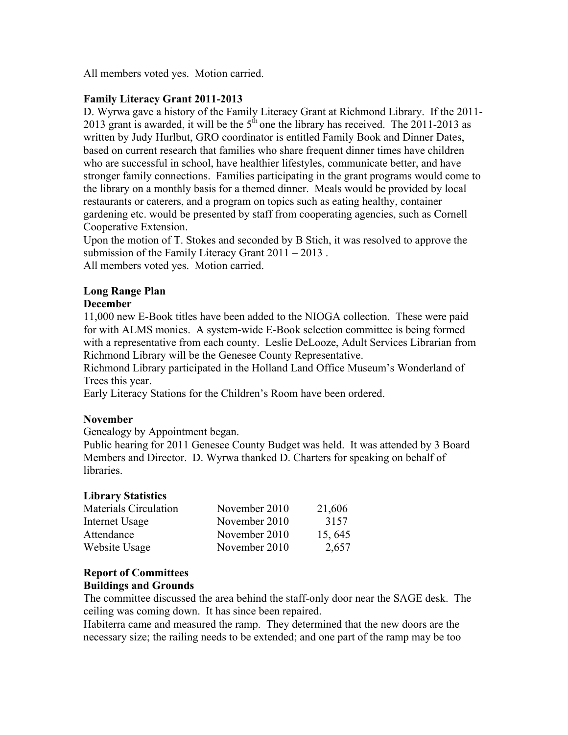All members voted yes. Motion carried.

**Family Literacy Grant 2011-2013**

D. Wyrwa gave a history of the Family Literacy Grant at Richmond Library. If the 2011-2013 grant is awarded, it will be the 5th one the library has received. The 2011-2013 as written by Judy Hurlbut, GRO coordinator is entitled Family Book and Dinner Dates, based on current research that families who share frequent dinner times have children who are successful in school, have healthier lifestyles, communicate better, and have stronger family connections. Families participating in the grant programs would come to the library on a monthly basis for a themed dinner. Meals would be provided by local restaurants or caterers, and a program on topics such as eating healthy, container gardening etc. would be presented by staff from cooperating agencies, such as Cornell Cooperative Extension.

Upon the motion of T. Stokes and seconded by B Stich, it was resolved to approve the submission of the Family Literacy Grant 2011 – 2013 .

All members voted yes. Motion carried.

**Long Range Plan**

**December**

11,000 new E-Book titles have been added to the NIOGA collection. These were paid for with ALMS monies. A system-wide E-Book selection committee is being formed with a representative from each county. Leslie DeLooze, Adult Services Librarian from Richmond Library will be the Genesee County Representative.

Richmond Library participated in the Holland Land Office Museum's Wonderland of Trees this year.

Early Literacy Stations for the Children's Room have been ordered.

**November**

Genealogy by Appointment began.

Public hearing for 2011 Genesee County Budget was held. It was attended by 3 Board Members and Director. D. Wyrwa thanked D. Charters for speaking on behalf of libraries.

**Library Statistics**

| | | |
|---|---|---|
| Materials Circulation | November 2010 | 21,606 |
| Internet Usage | November 2010 | 3157 |
| Attendance | November 2010 | 15, 645 |
| Website Usage | November 2010 | 2,657 |

**Report of Committees**

**Buildings and Grounds**

The committee discussed the area behind the staff-only door near the SAGE desk. The ceiling was coming down. It has since been repaired.

Habiterra came and measured the ramp. They determined that the new doors are the necessary size; the railing needs to be extended; and one part of the ramp may be too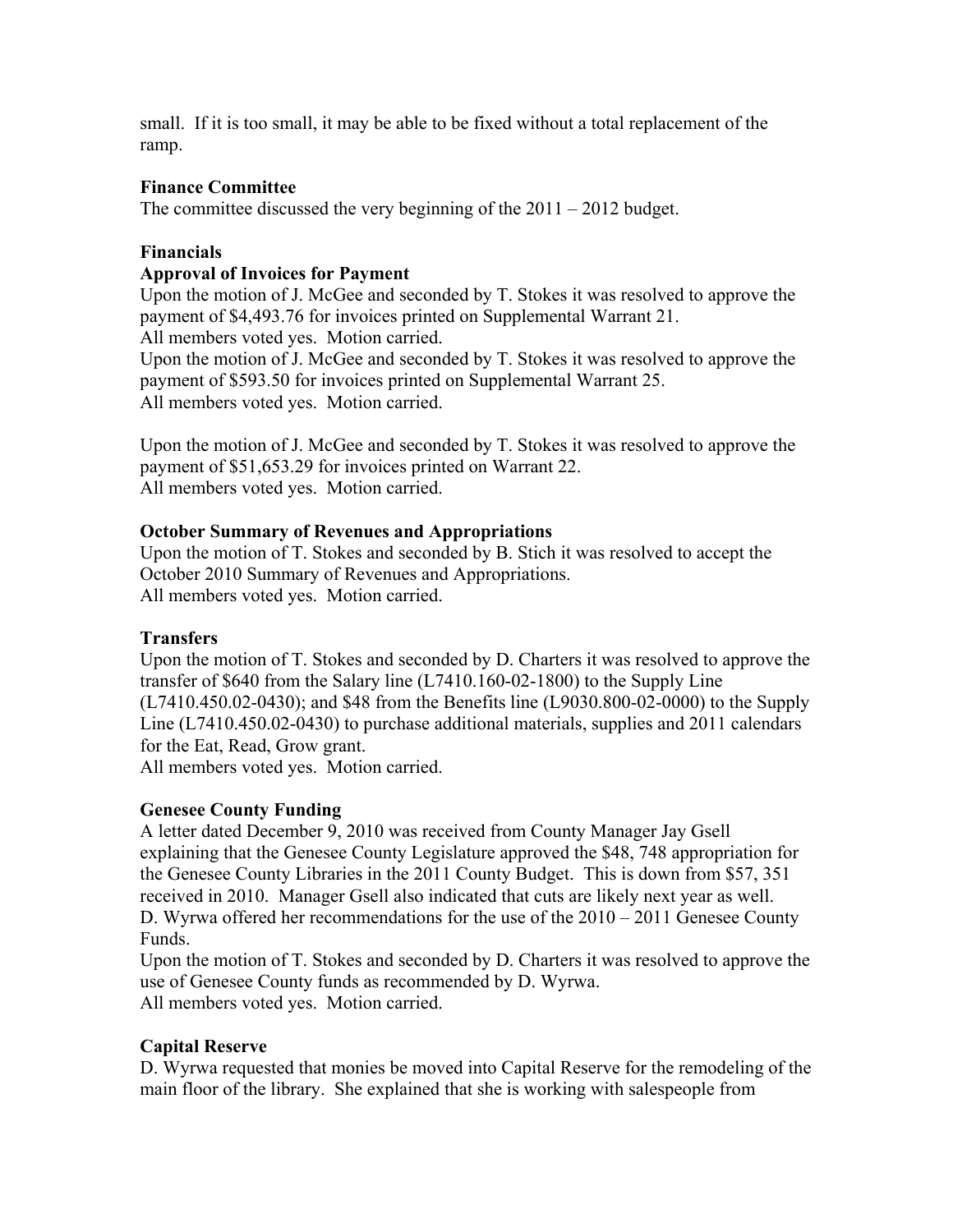small. If it is too small, it may be able to be fixed without a total replacement of the ramp.

**Finance Committee**

The committee discussed the very beginning of the 2011 – 2012 budget.

**Financials**

**Approval of Invoices for Payment**

Upon the motion of J. McGee and seconded by T. Stokes it was resolved to approve the payment of $4,493.76 for invoices printed on Supplemental Warrant 21.
All members voted yes. Motion carried.
Upon the motion of J. McGee and seconded by T. Stokes it was resolved to approve the payment of $593.50 for invoices printed on Supplemental Warrant 25.
All members voted yes. Motion carried.

Upon the motion of J. McGee and seconded by T. Stokes it was resolved to approve the payment of $51,653.29 for invoices printed on Warrant 22.
All members voted yes. Motion carried.

**October Summary of Revenues and Appropriations**

Upon the motion of T. Stokes and seconded by B. Stich it was resolved to accept the October 2010 Summary of Revenues and Appropriations.
All members voted yes. Motion carried.

**Transfers**

Upon the motion of T. Stokes and seconded by D. Charters it was resolved to approve the transfer of $640 from the Salary line (L7410.160-02-1800) to the Supply Line (L7410.450.02-0430); and $48 from the Benefits line (L9030.800-02-0000) to the Supply Line (L7410.450.02-0430) to purchase additional materials, supplies and 2011 calendars for the Eat, Read, Grow grant.
All members voted yes. Motion carried.

**Genesee County Funding**

A letter dated December 9, 2010 was received from County Manager Jay Gsell explaining that the Genesee County Legislature approved the $48, 748 appropriation for the Genesee County Libraries in the 2011 County Budget. This is down from $57, 351 received in 2010. Manager Gsell also indicated that cuts are likely next year as well.
D. Wyrwa offered her recommendations for the use of the 2010 – 2011 Genesee County Funds.
Upon the motion of T. Stokes and seconded by D. Charters it was resolved to approve the use of Genesee County funds as recommended by D. Wyrwa.
All members voted yes. Motion carried.

**Capital Reserve**

D. Wyrwa requested that monies be moved into Capital Reserve for the remodeling of the main floor of the library. She explained that she is working with salespeople from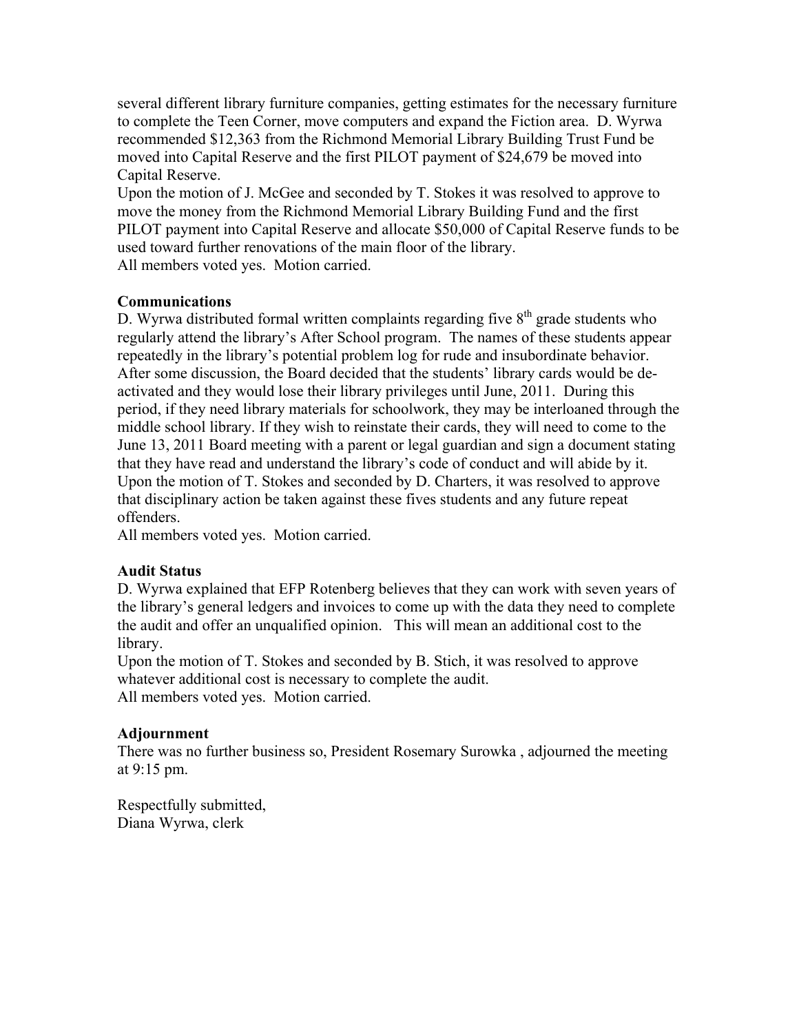several different library furniture companies, getting estimates for the necessary furniture to complete the Teen Corner, move computers and expand the Fiction area. D. Wyrwa recommended $12,363 from the Richmond Memorial Library Building Trust Fund be moved into Capital Reserve and the first PILOT payment of $24,679 be moved into Capital Reserve.

Upon the motion of J. McGee and seconded by T. Stokes it was resolved to approve to move the money from the Richmond Memorial Library Building Fund and the first PILOT payment into Capital Reserve and allocate $50,000 of Capital Reserve funds to be used toward further renovations of the main floor of the library.

All members voted yes. Motion carried.

**Communications**

D. Wyrwa distributed formal written complaints regarding five 8th grade students who regularly attend the library's After School program. The names of these students appear repeatedly in the library's potential problem log for rude and insubordinate behavior. After some discussion, the Board decided that the students' library cards would be de-activated and they would lose their library privileges until June, 2011. During this period, if they need library materials for schoolwork, they may be interloaned through the middle school library. If they wish to reinstate their cards, they will need to come to the June 13, 2011 Board meeting with a parent or legal guardian and sign a document stating that they have read and understand the library's code of conduct and will abide by it.

Upon the motion of T. Stokes and seconded by D. Charters, it was resolved to approve that disciplinary action be taken against these fives students and any future repeat offenders.

All members voted yes. Motion carried.

**Audit Status**

D. Wyrwa explained that EFP Rotenberg believes that they can work with seven years of the library's general ledgers and invoices to come up with the data they need to complete the audit and offer an unqualified opinion. This will mean an additional cost to the library.

Upon the motion of T. Stokes and seconded by B. Stich, it was resolved to approve whatever additional cost is necessary to complete the audit.

All members voted yes. Motion carried.

**Adjournment**

There was no further business so, President Rosemary Surowka , adjourned the meeting at 9:15 pm.

Respectfully submitted,
Diana Wyrwa, clerk